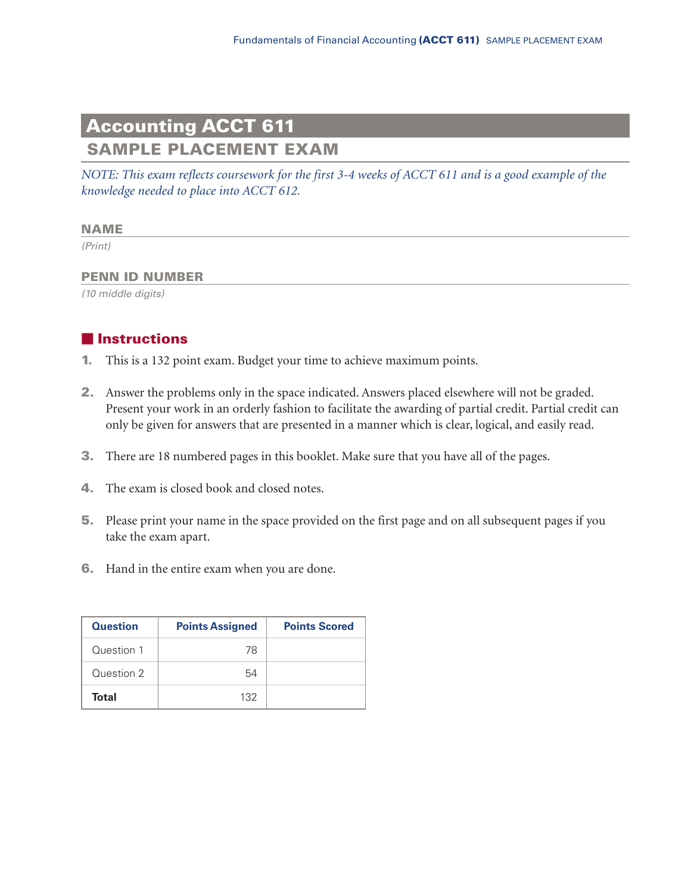# Accounting ACCT 611

## SAMPLE PLACEMENT EXAM

*NOTE: This exam reflects coursework for the first 3-4 weeks of ACCT 611 and is a good example of the knowledge needed to place into ACCT 612.*

**NAME**

*(Print)*

**PENN ID NUMBER**

*(10 middle digits)*

## Instructions

1. This is a 132 point exam. Budget your time to achieve maximum points.
2. Answer the problems only in the space indicated. Answers placed elsewhere will not be graded. Present your work in an orderly fashion to facilitate the awarding of partial credit. Partial credit can only be given for answers that are presented in a manner which is clear, logical, and easily read.
3. There are 18 numbered pages in this booklet. Make sure that you have all of the pages.
4. The exam is closed book and closed notes.
5. Please print your name in the space provided on the first page and on all subsequent pages if you take the exam apart.
6. Hand in the entire exam when you are done.

| Question | Points Assigned | Points Scored |
|---|---|---|
| Question 1 | 78 | |
| Question 2 | 54 | |
| **Total** | 132 | |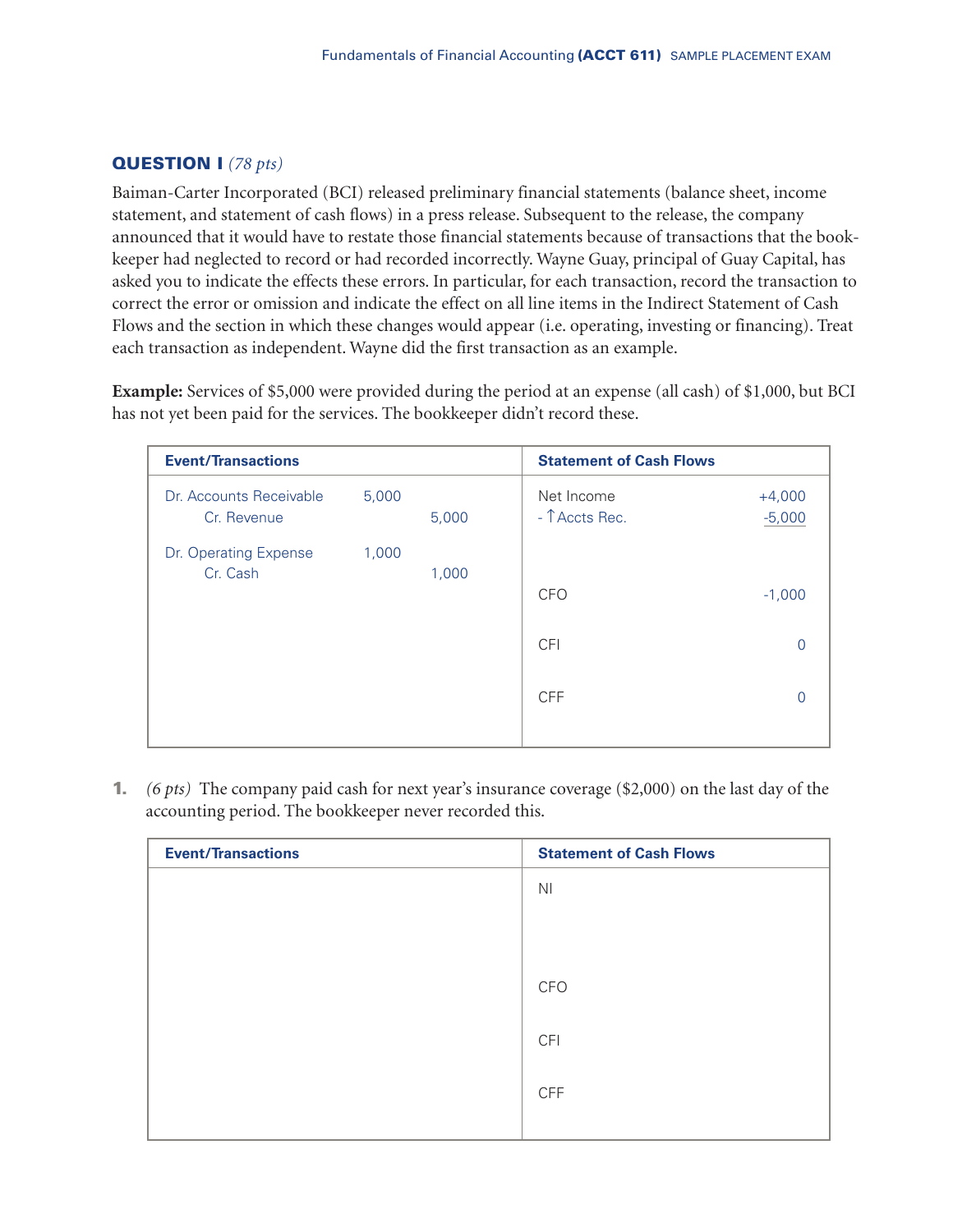## QUESTION I *(78 pts)*

Baiman-Carter Incorporated (BCI) released preliminary financial statements (balance sheet, income statement, and statement of cash flows) in a press release. Subsequent to the release, the company announced that it would have to restate those financial statements because of transactions that the bookkeeper had neglected to record or had recorded incorrectly. Wayne Guay, principal of Guay Capital, has asked you to indicate the effects these errors. In particular, for each transaction, record the transaction to correct the error or omission and indicate the effect on all line items in the Indirect Statement of Cash Flows and the section in which these changes would appear (i.e. operating, investing or financing). Treat each transaction as independent. Wayne did the first transaction as an example.

**Example:** Services of $5,000 were provided during the period at an expense (all cash) of $1,000, but BCI has not yet been paid for the services. The bookkeeper didn't record these.

| Event/Transactions | | | Statement of Cash Flows | |
|---|---|---|---|---|
| Dr. Accounts Receivable | 5,000 | | Net Income | +4,000 |
| Cr. Revenue | | 5,000 | - ↑Accts Rec. | -5,000 |
| Dr. Operating Expense | 1,000 | | | |
| Cr. Cash | | 1,000 | | |
| | | | CFO | -1,000 |
| | | | CFI | 0 |
| | | | CFF | 0 |

1. *(6 pts)* The company paid cash for next year's insurance coverage ($2,000) on the last day of the accounting period. The bookkeeper never recorded this.

| Event/Transactions | Statement of Cash Flows |
|---|---|
| | NI |
| | |
| | CFO |
| | CFI |
| | CFF |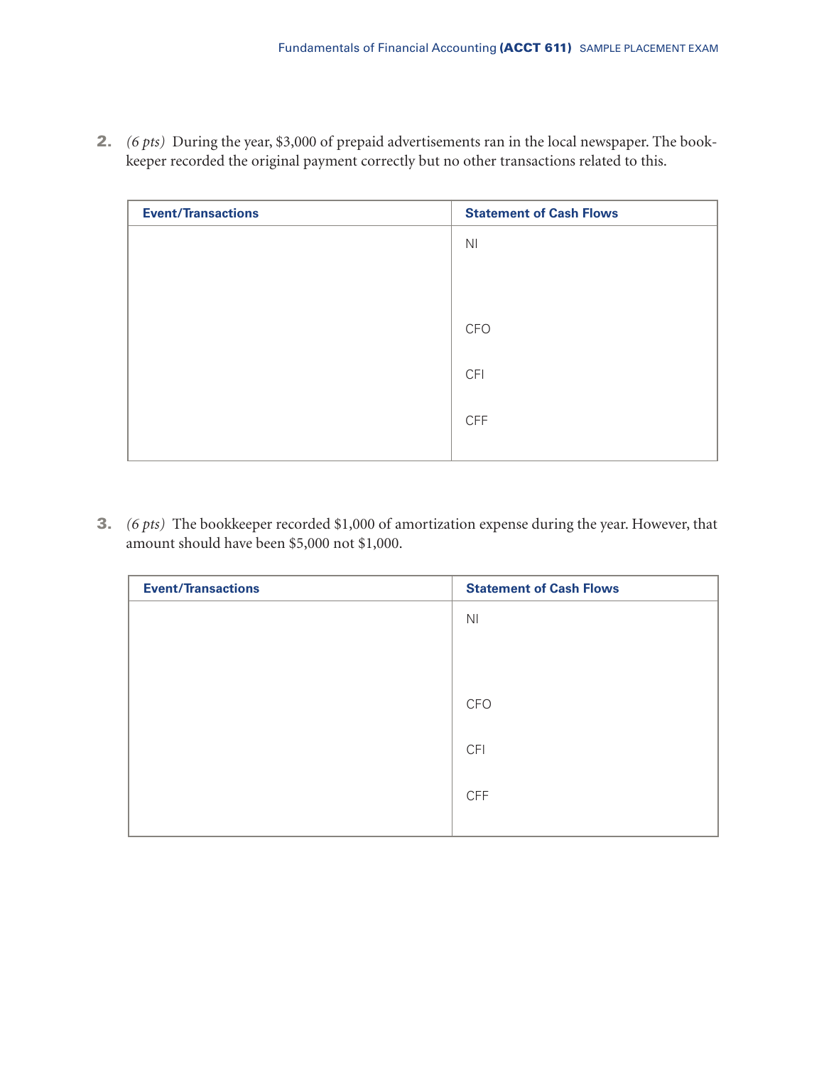**2.** *(6 pts)* During the year, $3,000 of prepaid advertisements ran in the local newspaper. The bookkeeper recorded the original payment correctly but no other transactions related to this.

| Event/Transactions | Statement of Cash Flows |
| --- | --- |
| | NI<br><br><br>CFO<br><br>CFI<br><br>CFF |

**3.** *(6 pts)* The bookkeeper recorded $1,000 of amortization expense during the year. However, that amount should have been $5,000 not $1,000.

| Event/Transactions | Statement of Cash Flows |
| --- | --- |
| | NI<br><br><br>CFO<br><br>CFI<br><br>CFF |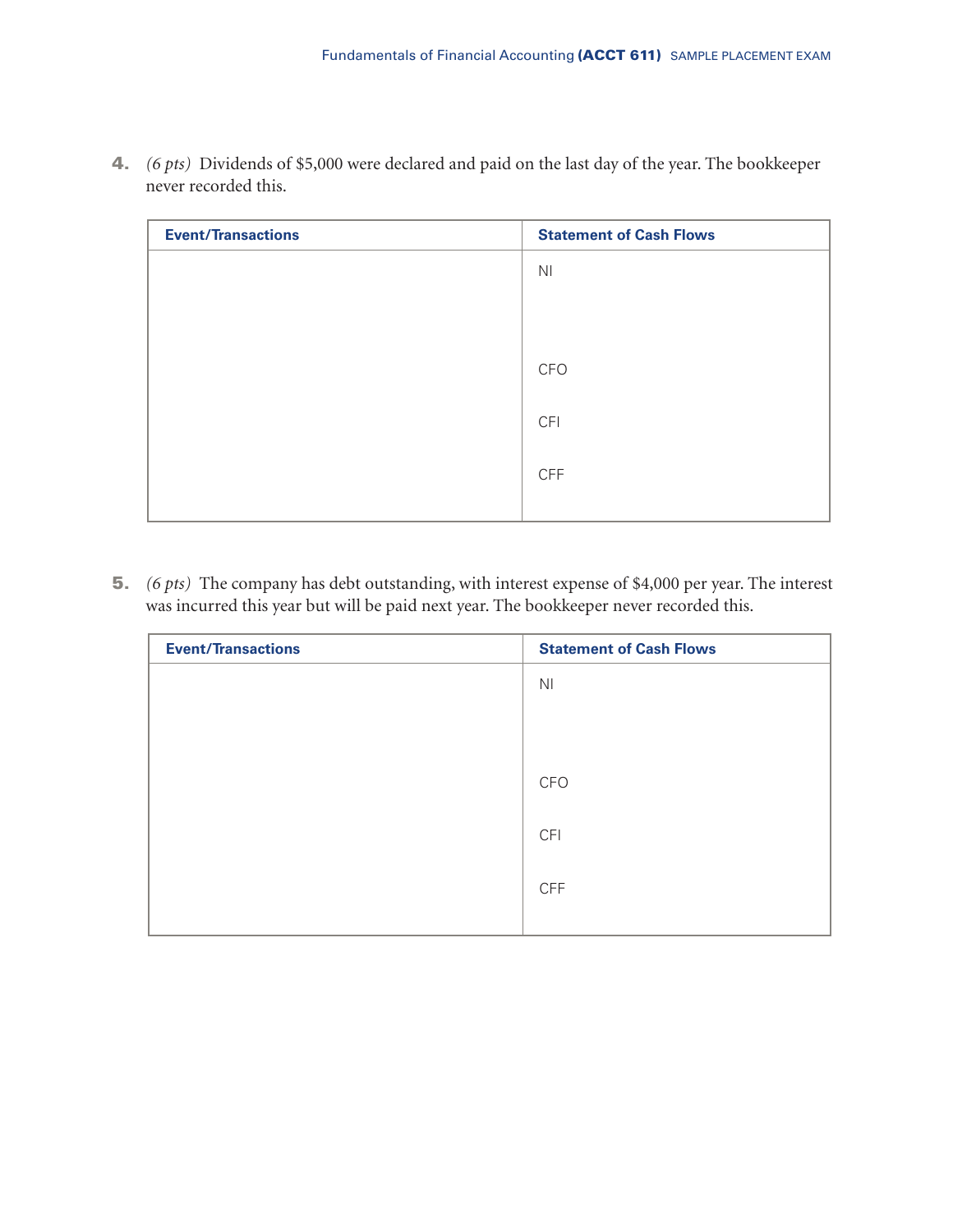4. *(6 pts)* Dividends of $5,000 were declared and paid on the last day of the year. The bookkeeper never recorded this.

| Event/Transactions | Statement of Cash Flows |
|---|---|
| | NI<br><br><br>CFO<br><br>CFI<br><br>CFF |

5. *(6 pts)* The company has debt outstanding, with interest expense of $4,000 per year. The interest was incurred this year but will be paid next year. The bookkeeper never recorded this.

| Event/Transactions | Statement of Cash Flows |
|---|---|
| | NI<br><br><br>CFO<br><br>CFI<br><br>CFF |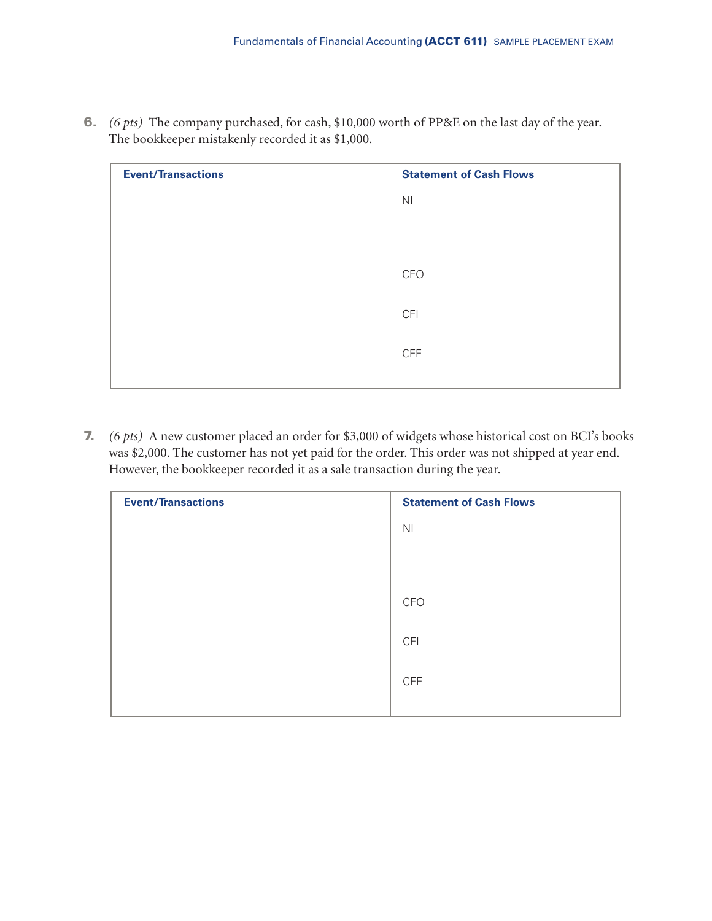**6.** *(6 pts)* The company purchased, for cash, $10,000 worth of PP&E on the last day of the year. The bookkeeper mistakenly recorded it as $1,000.

| Event/Transactions | Statement of Cash Flows |
| --- | --- |
| | NI<br><br><br>CFO<br><br>CFI<br><br>CFF |

**7.** *(6 pts)* A new customer placed an order for $3,000 of widgets whose historical cost on BCI's books was $2,000. The customer has not yet paid for the order. This order was not shipped at year end. However, the bookkeeper recorded it as a sale transaction during the year.

| Event/Transactions | Statement of Cash Flows |
| --- | --- |
| | NI<br><br><br>CFO<br><br>CFI<br><br>CFF |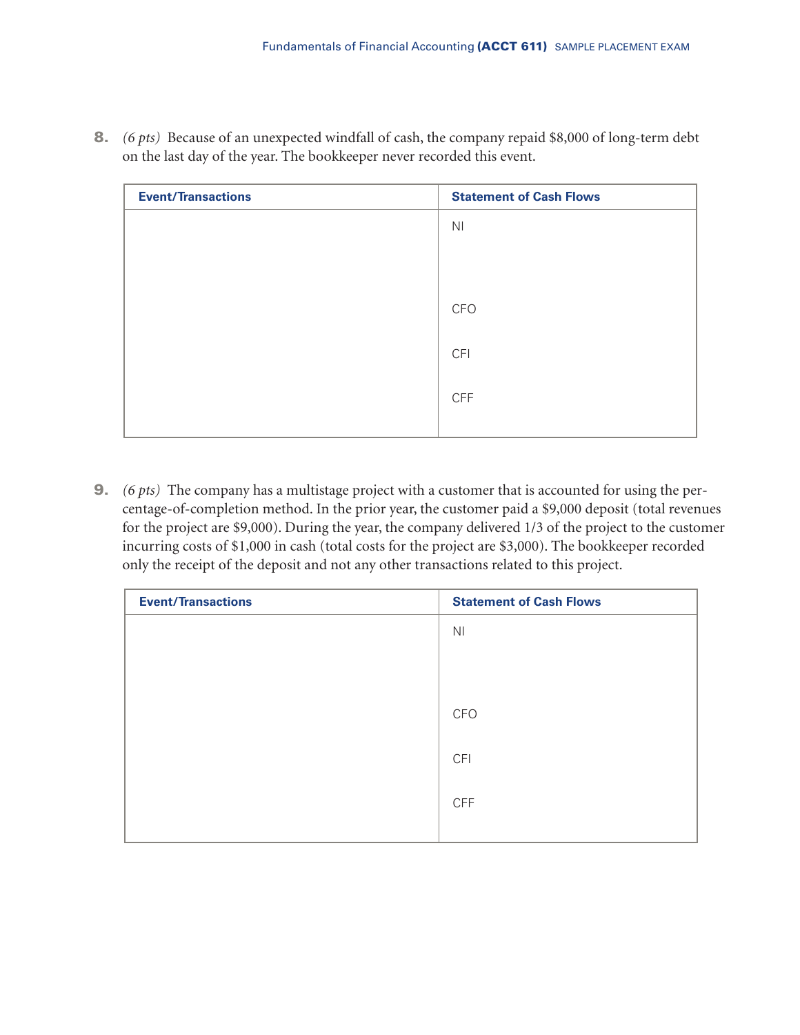8. *(6 pts)* Because of an unexpected windfall of cash, the company repaid $8,000 of long-term debt on the last day of the year. The bookkeeper never recorded this event.

| Event/Transactions | Statement of Cash Flows |
|---|---|
| | NI<br><br><br>CFO<br><br>CFI<br><br>CFF |

9. *(6 pts)* The company has a multistage project with a customer that is accounted for using the percentage-of-completion method. In the prior year, the customer paid a $9,000 deposit (total revenues for the project are $9,000). During the year, the company delivered 1/3 of the project to the customer incurring costs of $1,000 in cash (total costs for the project are $3,000). The bookkeeper recorded only the receipt of the deposit and not any other transactions related to this project.

| Event/Transactions | Statement of Cash Flows |
|---|---|
| | NI<br><br><br>CFO<br><br>CFI<br><br>CFF |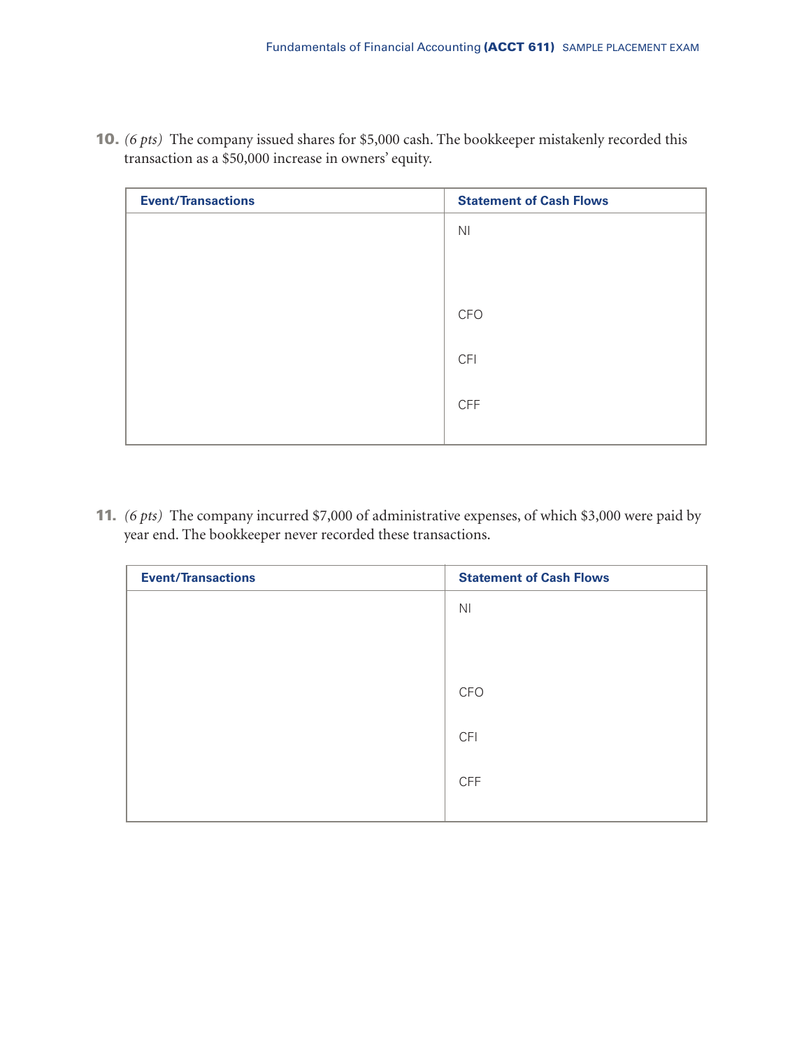**10.** *(6 pts)* The company issued shares for $5,000 cash. The bookkeeper mistakenly recorded this transaction as a $50,000 increase in owners' equity.

| Event/Transactions | Statement of Cash Flows |
|---|---|
| | NI<br><br><br>CFO<br><br>CFI<br><br>CFF |

**11.** *(6 pts)* The company incurred $7,000 of administrative expenses, of which $3,000 were paid by year end. The bookkeeper never recorded these transactions.

| Event/Transactions | Statement of Cash Flows |
|---|---|
| | NI<br><br><br>CFO<br><br>CFI<br><br>CFF |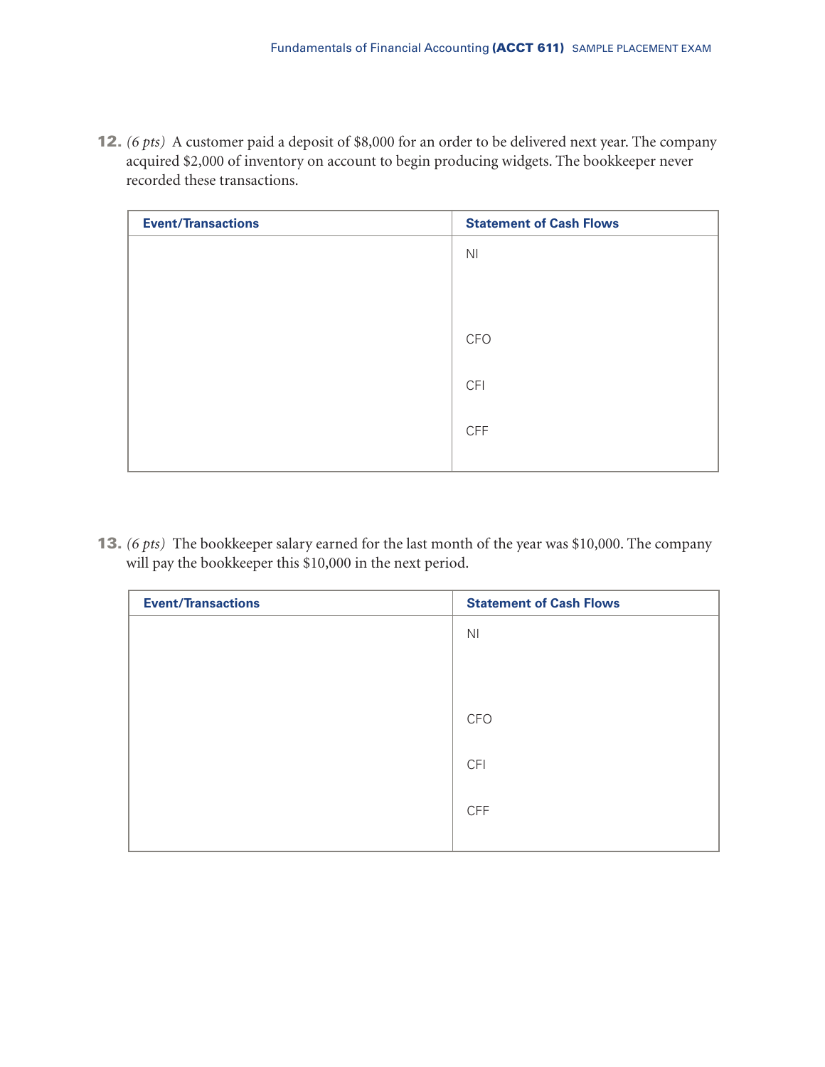**12.** *(6 pts)* A customer paid a deposit of $8,000 for an order to be delivered next year. The company acquired $2,000 of inventory on account to begin producing widgets. The bookkeeper never recorded these transactions.

| Event/Transactions | Statement of Cash Flows |
|---|---|
| | NI<br><br><br>CFO<br><br>CFI<br><br>CFF |

**13.** *(6 pts)* The bookkeeper salary earned for the last month of the year was $10,000. The company will pay the bookkeeper this $10,000 in the next period.

| Event/Transactions | Statement of Cash Flows |
|---|---|
| | NI<br><br><br>CFO<br><br>CFI<br><br>CFF |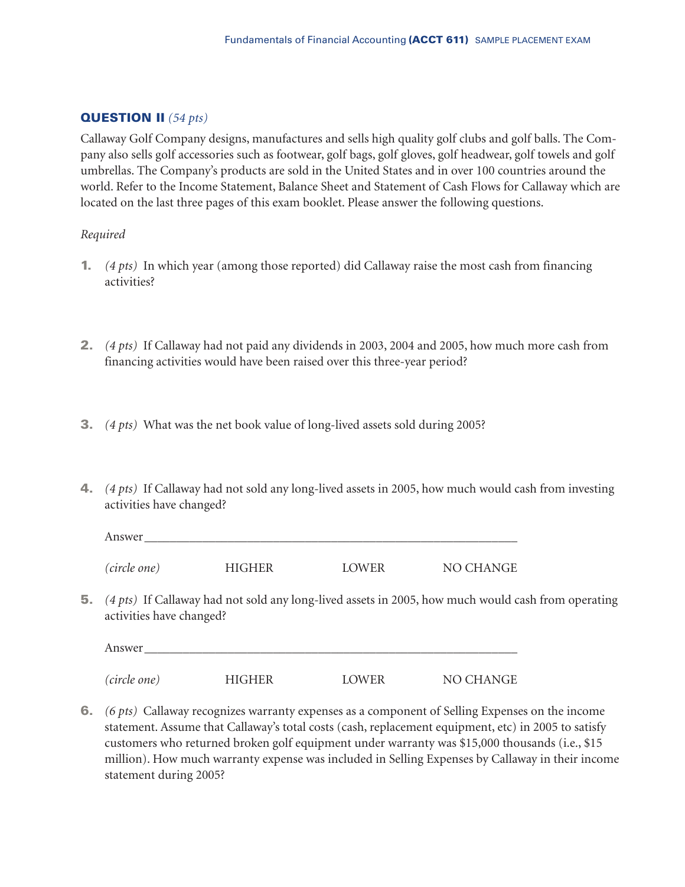### QUESTION II *(54 pts)*

Callaway Golf Company designs, manufactures and sells high quality golf clubs and golf balls. The Company also sells golf accessories such as footwear, golf bags, golf gloves, golf headwear, golf towels and golf umbrellas. The Company's products are sold in the United States and in over 100 countries around the world. Refer to the Income Statement, Balance Sheet and Statement of Cash Flows for Callaway which are located on the last three pages of this exam booklet. Please answer the following questions.

*Required*

1. *(4 pts)* In which year (among those reported) did Callaway raise the most cash from financing activities?

2. *(4 pts)* If Callaway had not paid any dividends in 2003, 2004 and 2005, how much more cash from financing activities would have been raised over this three-year period?

3. *(4 pts)* What was the net book value of long-lived assets sold during 2005?

4. *(4 pts)* If Callaway had not sold any long-lived assets in 2005, how much would cash from investing activities have changed?

   Answer________________________________________________________

   *(circle one)* HIGHER LOWER NO CHANGE

5. *(4 pts)* If Callaway had not sold any long-lived assets in 2005, how much would cash from operating activities have changed?

   Answer________________________________________________________

   *(circle one)* HIGHER LOWER NO CHANGE

6. *(6 pts)* Callaway recognizes warranty expenses as a component of Selling Expenses on the income statement. Assume that Callaway's total costs (cash, replacement equipment, etc) in 2005 to satisfy customers who returned broken golf equipment under warranty was $15,000 thousands (i.e., $15 million). How much warranty expense was included in Selling Expenses by Callaway in their income statement during 2005?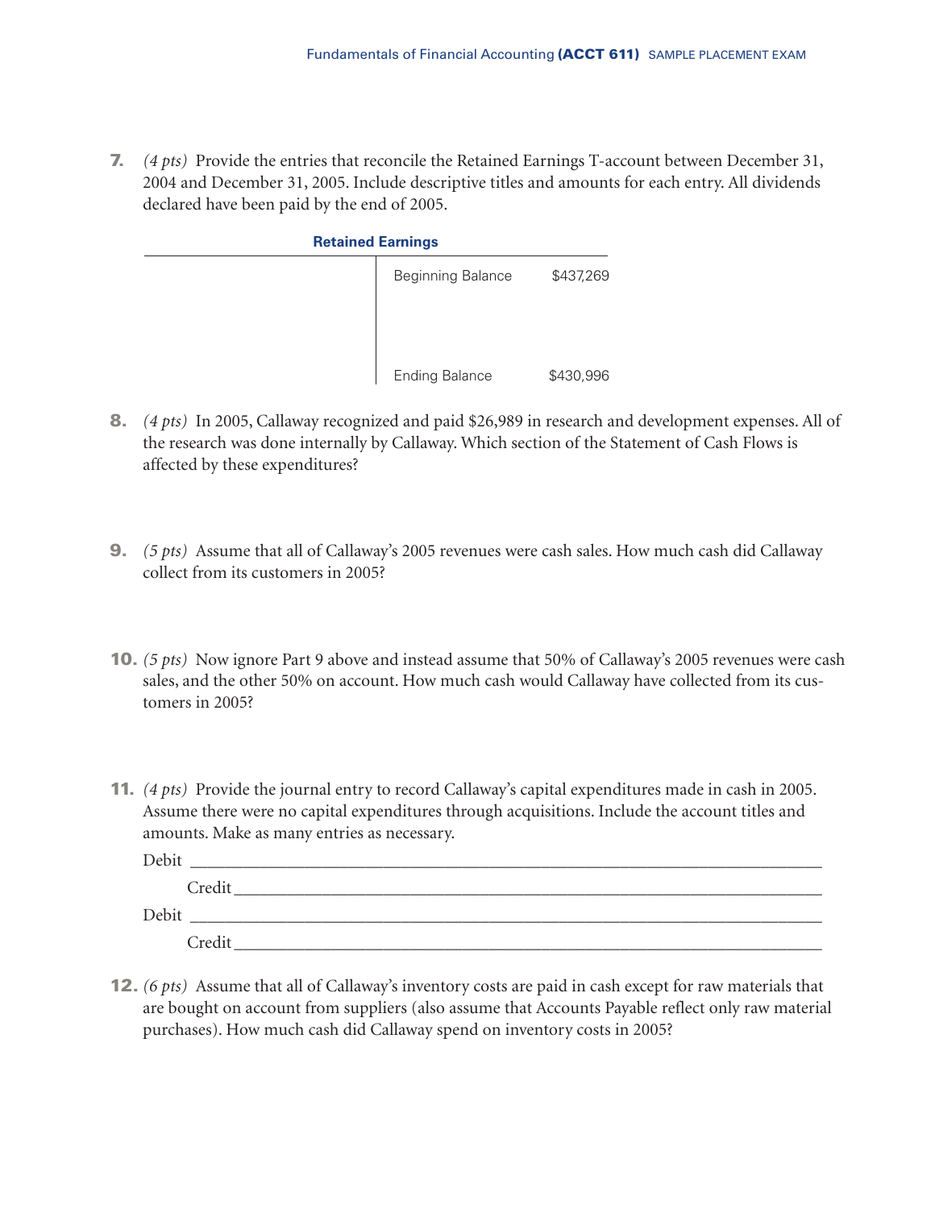7. *(4 pts)* Provide the entries that reconcile the Retained Earnings T-account between December 31, 2004 and December 31, 2005. Include descriptive titles and amounts for each entry. All dividends declared have been paid by the end of 2005.

**Retained Earnings**

| | |
|---|---|
| | Beginning Balance $437,269 |
| | |
| | Ending Balance $430,996 |

8. *(4 pts)* In 2005, Callaway recognized and paid $26,989 in research and development expenses. All of the research was done internally by Callaway. Which section of the Statement of Cash Flows is affected by these expenditures?

9. *(5 pts)* Assume that all of Callaway's 2005 revenues were cash sales. How much cash did Callaway collect from its customers in 2005?

10. *(5 pts)* Now ignore Part 9 above and instead assume that 50% of Callaway's 2005 revenues were cash sales, and the other 50% on account. How much cash would Callaway have collected from its customers in 2005?

11. *(4 pts)* Provide the journal entry to record Callaway's capital expenditures made in cash in 2005. Assume there were no capital expenditures through acquisitions. Include the account titles and amounts. Make as many entries as necessary.

Debit ____________________________________________

Credit ____________________________________________

Debit ____________________________________________

Credit ____________________________________________

12. *(6 pts)* Assume that all of Callaway's inventory costs are paid in cash except for raw materials that are bought on account from suppliers (also assume that Accounts Payable reflect only raw material purchases). How much cash did Callaway spend on inventory costs in 2005?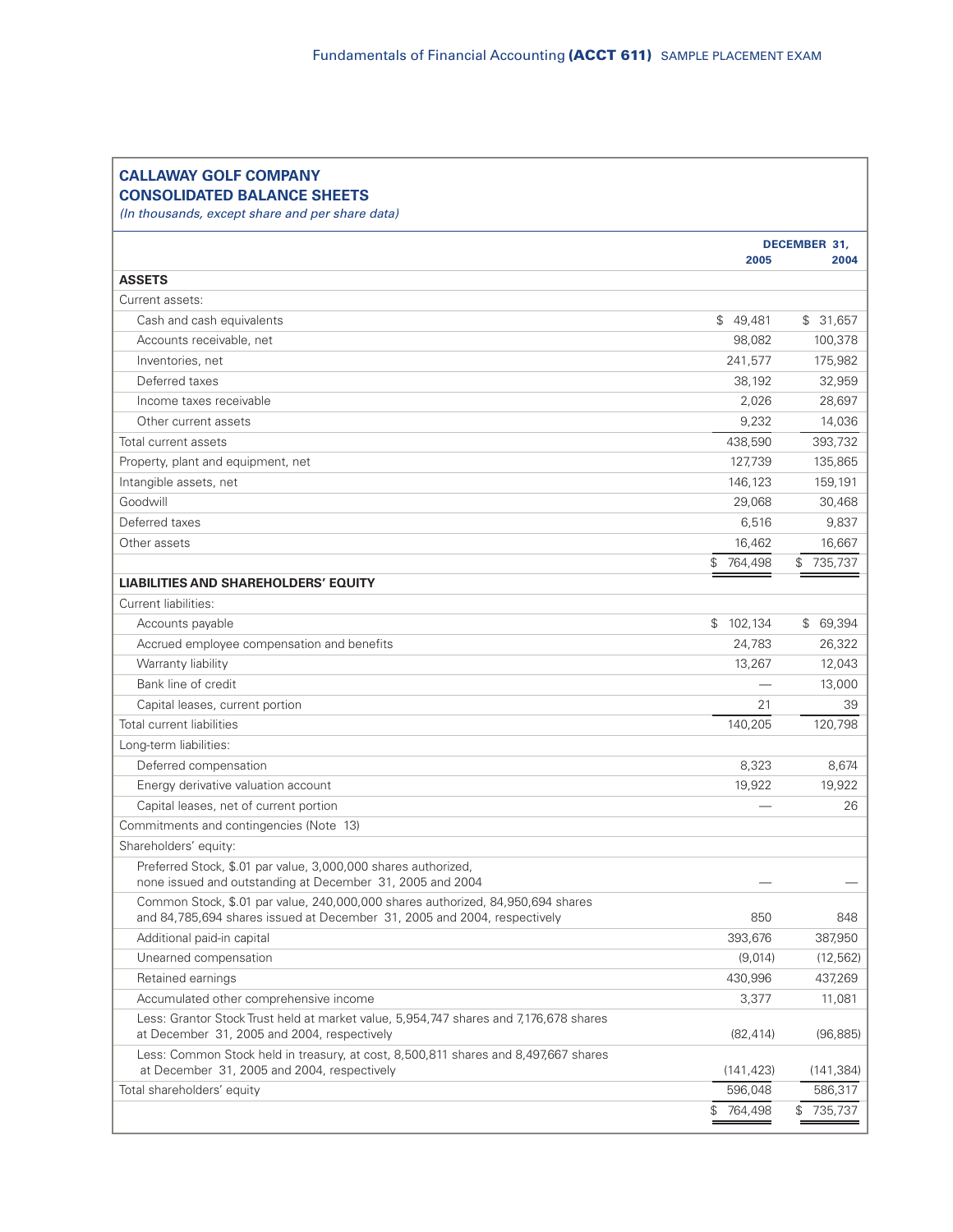## CALLAWAY GOLF COMPANY
## CONSOLIDATED BALANCE SHEETS

*(In thousands, except share and per share data)*

| | DECEMBER 31, 2005 | 2004 |
|---|---|---|
| **ASSETS** | | |
| Current assets: | | |
| Cash and cash equivalents | $ 49,481 | $ 31,657 |
| Accounts receivable, net | 98,082 | 100,378 |
| Inventories, net | 241,577 | 175,982 |
| Deferred taxes | 38,192 | 32,959 |
| Income taxes receivable | 2,026 | 28,697 |
| Other current assets | 9,232 | 14,036 |
| Total current assets | 438,590 | 393,732 |
| Property, plant and equipment, net | 127,739 | 135,865 |
| Intangible assets, net | 146,123 | 159,191 |
| Goodwill | 29,068 | 30,468 |
| Deferred taxes | 6,516 | 9,837 |
| Other assets | 16,462 | 16,667 |
| | $ 764,498 | $ 735,737 |
| **LIABILITIES AND SHAREHOLDERS' EQUITY** | | |
| Current liabilities: | | |
| Accounts payable | $ 102,134 | $ 69,394 |
| Accrued employee compensation and benefits | 24,783 | 26,322 |
| Warranty liability | 13,267 | 12,043 |
| Bank line of credit | — | 13,000 |
| Capital leases, current portion | 21 | 39 |
| Total current liabilities | 140,205 | 120,798 |
| Long-term liabilities: | | |
| Deferred compensation | 8,323 | 8,674 |
| Energy derivative valuation account | 19,922 | 19,922 |
| Capital leases, net of current portion | — | 26 |
| Commitments and contingencies (Note 13) | | |
| Shareholders' equity: | | |
| Preferred Stock, $.01 par value, 3,000,000 shares authorized, none issued and outstanding at December 31, 2005 and 2004 | — | — |
| Common Stock, $.01 par value, 240,000,000 shares authorized, 84,950,694 shares and 84,785,694 shares issued at December 31, 2005 and 2004, respectively | 850 | 848 |
| Additional paid-in capital | 393,676 | 387,950 |
| Unearned compensation | (9,014) | (12,562) |
| Retained earnings | 430,996 | 437,269 |
| Accumulated other comprehensive income | 3,377 | 11,081 |
| Less: Grantor Stock Trust held at market value, 5,954,747 shares and 7,176,678 shares at December 31, 2005 and 2004, respectively | (82,414) | (96,885) |
| Less: Common Stock held in treasury, at cost, 8,500,811 shares and 8,497,667 shares at December 31, 2005 and 2004, respectively | (141,423) | (141,384) |
| Total shareholders' equity | 596,048 | 586,317 |
| | $ 764,498 | $ 735,737 |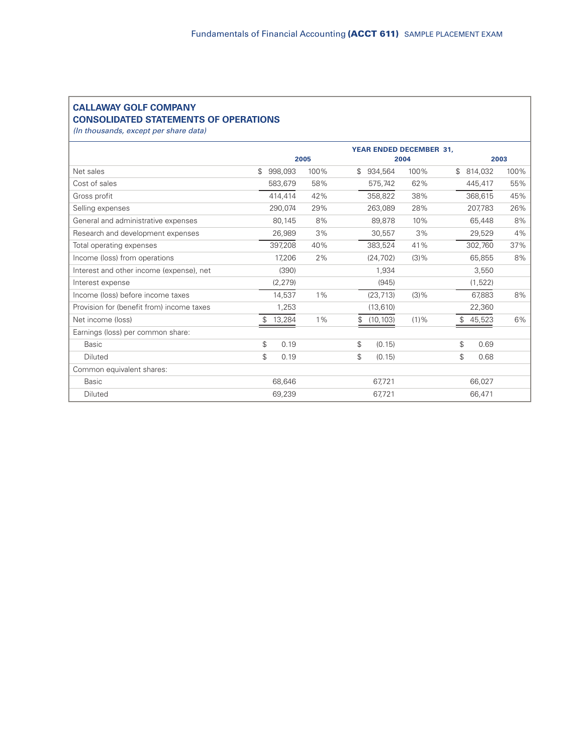## CALLAWAY GOLF COMPANY
## CONSOLIDATED STATEMENTS OF OPERATIONS

*(In thousands, except per share data)*

| | YEAR ENDED DECEMBER 31, | | | | | |
|---|---|---|---|---|---|---|
| | 2005 | | 2004 | | 2003 | |
| Net sales | $ 998,093 | 100% | $ 934,564 | 100% | $ 814,032 | 100% |
| Cost of sales | 583,679 | 58% | 575,742 | 62% | 445,417 | 55% |
| Gross profit | 414,414 | 42% | 358,822 | 38% | 368,615 | 45% |
| Selling expenses | 290,074 | 29% | 263,089 | 28% | 207,783 | 26% |
| General and administrative expenses | 80,145 | 8% | 89,878 | 10% | 65,448 | 8% |
| Research and development expenses | 26,989 | 3% | 30,557 | 3% | 29,529 | 4% |
| Total operating expenses | 397,208 | 40% | 383,524 | 41% | 302,760 | 37% |
| Income (loss) from operations | 17,206 | 2% | (24,702) | (3)% | 65,855 | 8% |
| Interest and other income (expense), net | (390) | | 1,934 | | 3,550 | |
| Interest expense | (2,279) | | (945) | | (1,522) | |
| Income (loss) before income taxes | 14,537 | 1% | (23,713) | (3)% | 67,883 | 8% |
| Provision for (benefit from) income taxes | 1,253 | | (13,610) | | 22,360 | |
| Net income (loss) | $ 13,284 | 1% | $ (10,103) | (1)% | $ 45,523 | 6% |
| Earnings (loss) per common share: | | | | | | |
| Basic | $ 0.19 | | $ (0.15) | | $ 0.69 | |
| Diluted | $ 0.19 | | $ (0.15) | | $ 0.68 | |
| Common equivalent shares: | | | | | | |
| Basic | 68,646 | | 67,721 | | 66,027 | |
| Diluted | 69,239 | | 67,721 | | 66,471 | |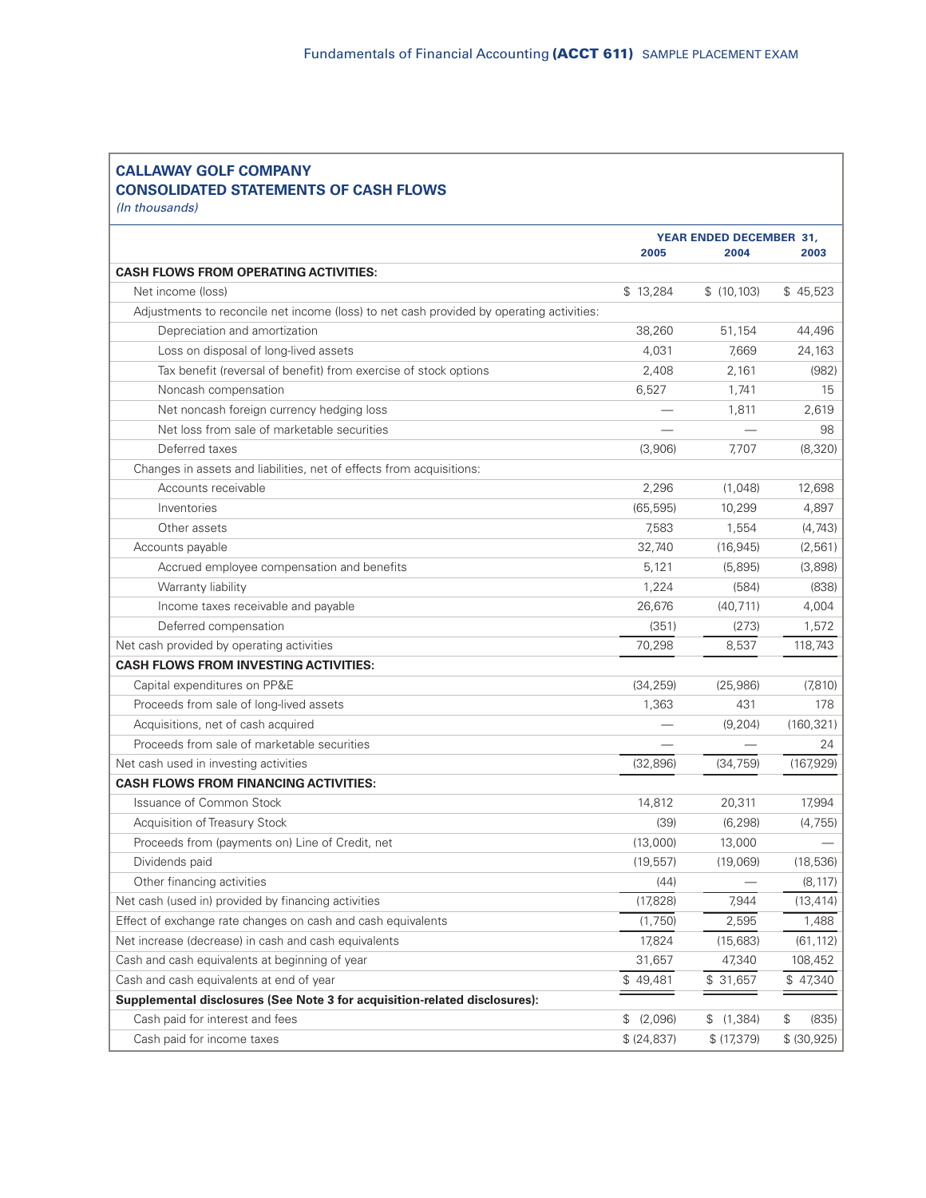## CALLAWAY GOLF COMPANY
## CONSOLIDATED STATEMENTS OF CASH FLOWS

*(In thousands)*

| | YEAR ENDED DECEMBER 31, | | |
|---|---|---|---|
| | 2005 | 2004 | 2003 |
| **CASH FLOWS FROM OPERATING ACTIVITIES:** | | | |
| Net income (loss) | $ 13,284 | $ (10,103) | $ 45,523 |
| Adjustments to reconcile net income (loss) to net cash provided by operating activities: | | | |
| Depreciation and amortization | 38,260 | 51,154 | 44,496 |
| Loss on disposal of long-lived assets | 4,031 | 7,669 | 24,163 |
| Tax benefit (reversal of benefit) from exercise of stock options | 2,408 | 2,161 | (982) |
| Noncash compensation | 6,527 | 1,741 | 15 |
| Net noncash foreign currency hedging loss | — | 1,811 | 2,619 |
| Net loss from sale of marketable securities | — | — | 98 |
| Deferred taxes | (3,906) | 7,707 | (8,320) |
| Changes in assets and liabilities, net of effects from acquisitions: | | | |
| Accounts receivable | 2,296 | (1,048) | 12,698 |
| Inventories | (65,595) | 10,299 | 4,897 |
| Other assets | 7,583 | 1,554 | (4,743) |
| Accounts payable | 32,740 | (16,945) | (2,561) |
| Accrued employee compensation and benefits | 5,121 | (5,895) | (3,898) |
| Warranty liability | 1,224 | (584) | (838) |
| Income taxes receivable and payable | 26,676 | (40,711) | 4,004 |
| Deferred compensation | (351) | (273) | 1,572 |
| Net cash provided by operating activities | 70,298 | 8,537 | 118,743 |
| **CASH FLOWS FROM INVESTING ACTIVITIES:** | | | |
| Capital expenditures on PP&E | (34,259) | (25,986) | (7,810) |
| Proceeds from sale of long-lived assets | 1,363 | 431 | 178 |
| Acquisitions, net of cash acquired | — | (9,204) | (160,321) |
| Proceeds from sale of marketable securities | — | — | 24 |
| Net cash used in investing activities | (32,896) | (34,759) | (167,929) |
| **CASH FLOWS FROM FINANCING ACTIVITIES:** | | | |
| Issuance of Common Stock | 14,812 | 20,311 | 17,994 |
| Acquisition of Treasury Stock | (39) | (6,298) | (4,755) |
| Proceeds from (payments on) Line of Credit, net | (13,000) | 13,000 | — |
| Dividends paid | (19,557) | (19,069) | (18,536) |
| Other financing activities | (44) | — | (8,117) |
| Net cash (used in) provided by financing activities | (17,828) | 7,944 | (13,414) |
| Effect of exchange rate changes on cash and cash equivalents | (1,750) | 2,595 | 1,488 |
| Net increase (decrease) in cash and cash equivalents | 17,824 | (15,683) | (61,112) |
| Cash and cash equivalents at beginning of year | 31,657 | 47,340 | 108,452 |
| Cash and cash equivalents at end of year | $ 49,481 | $ 31,657 | $ 47,340 |
| **Supplemental disclosures (See Note 3 for acquisition-related disclosures):** | | | |
| Cash paid for interest and fees | $ (2,096) | $ (1,384) | $ (835) |
| Cash paid for income taxes | $ (24,837) | $ (17,379) | $ (30,925) |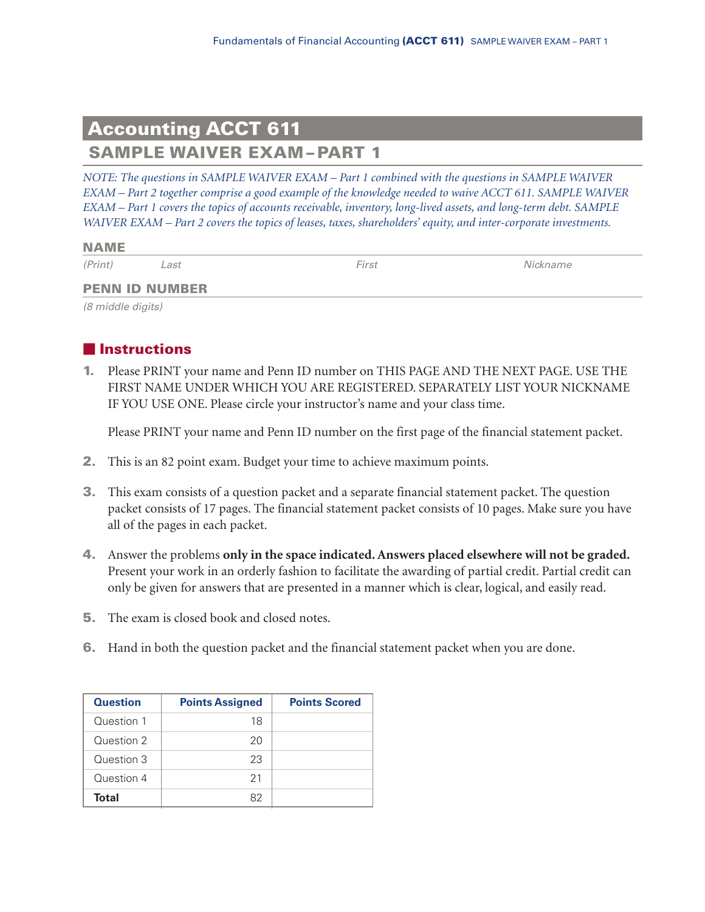# Accounting ACCT 611

## SAMPLE WAIVER EXAM – PART 1

*NOTE: The questions in SAMPLE WAIVER EXAM – Part 1 combined with the questions in SAMPLE WAIVER EXAM – Part 2 together comprise a good example of the knowledge needed to waive ACCT 611. SAMPLE WAIVER EXAM – Part 1 covers the topics of accounts receivable, inventory, long-lived assets, and long-term debt. SAMPLE WAIVER EXAM – Part 2 covers the topics of leases, taxes, shareholders' equity, and inter-corporate investments.*

**NAME**

*(Print)* *Last* *First* *Nickname*

**PENN ID NUMBER**

*(8 middle digits)*

## Instructions

1. Please PRINT your name and Penn ID number on THIS PAGE AND THE NEXT PAGE. USE THE FIRST NAME UNDER WHICH YOU ARE REGISTERED. SEPARATELY LIST YOUR NICKNAME IF YOU USE ONE. Please circle your instructor's name and your class time.

   Please PRINT your name and Penn ID number on the first page of the financial statement packet.

2. This is an 82 point exam. Budget your time to achieve maximum points.

3. This exam consists of a question packet and a separate financial statement packet. The question packet consists of 17 pages. The financial statement packet consists of 10 pages. Make sure you have all of the pages in each packet.

4. Answer the problems **only in the space indicated. Answers placed elsewhere will not be graded.** Present your work in an orderly fashion to facilitate the awarding of partial credit. Partial credit can only be given for answers that are presented in a manner which is clear, logical, and easily read.

5. The exam is closed book and closed notes.

6. Hand in both the question packet and the financial statement packet when you are done.

| Question | Points Assigned | Points Scored |
|---|---|---|
| Question 1 | 18 | |
| Question 2 | 20 | |
| Question 3 | 23 | |
| Question 4 | 21 | |
| **Total** | 82 | |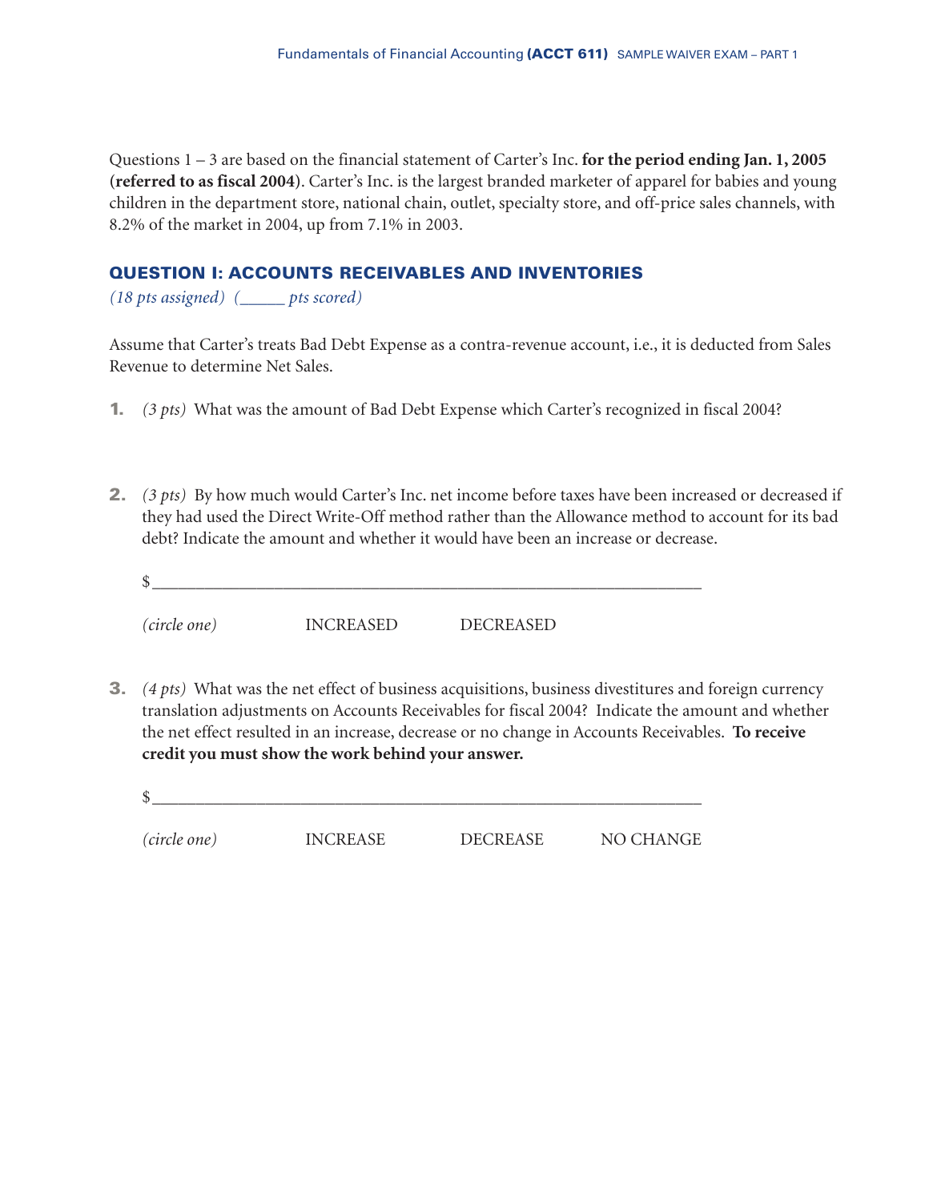Questions 1 – 3 are based on the financial statement of Carter's Inc. **for the period ending Jan. 1, 2005 (referred to as fiscal 2004)**. Carter's Inc. is the largest branded marketer of apparel for babies and young children in the department store, national chain, outlet, specialty store, and off-price sales channels, with 8.2% of the market in 2004, up from 7.1% in 2003.

## QUESTION I: ACCOUNTS RECEIVABLES AND INVENTORIES

*(18 pts assigned) (_____ pts scored)*

Assume that Carter's treats Bad Debt Expense as a contra-revenue account, i.e., it is deducted from Sales Revenue to determine Net Sales.

1. *(3 pts)* What was the amount of Bad Debt Expense which Carter's recognized in fiscal 2004?

2. *(3 pts)* By how much would Carter's Inc. net income before taxes have been increased or decreased if they had used the Direct Write-Off method rather than the Allowance method to account for its bad debt? Indicate the amount and whether it would have been an increase or decrease.

   $____________________________________________________________

   *(circle one)* INCREASED DECREASED

3. *(4 pts)* What was the net effect of business acquisitions, business divestitures and foreign currency translation adjustments on Accounts Receivables for fiscal 2004? Indicate the amount and whether the net effect resulted in an increase, decrease or no change in Accounts Receivables. **To receive credit you must show the work behind your answer.**

   $____________________________________________________________

   *(circle one)* INCREASE DECREASE NO CHANGE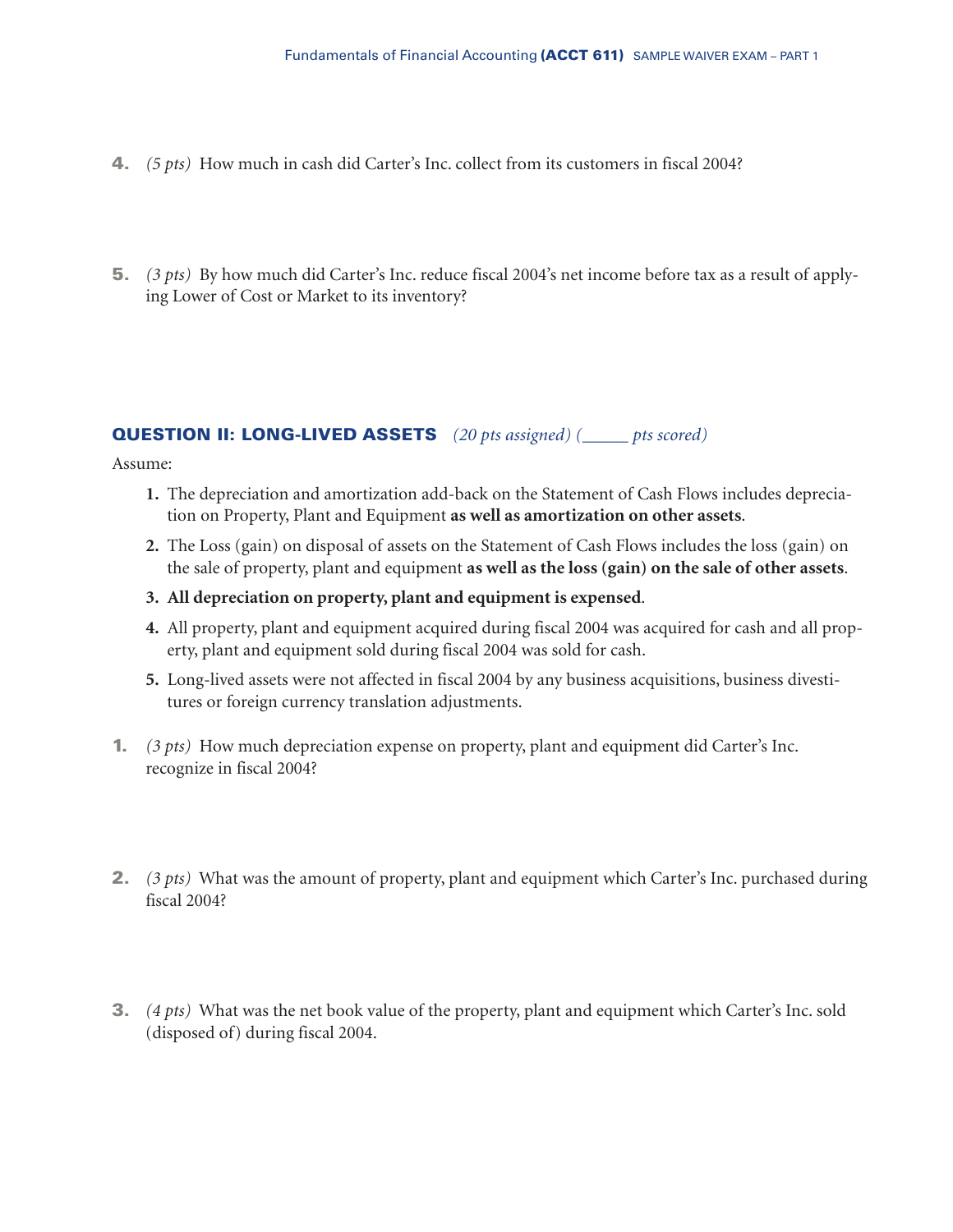4. *(5 pts)* How much in cash did Carter's Inc. collect from its customers in fiscal 2004?

5. *(3 pts)* By how much did Carter's Inc. reduce fiscal 2004's net income before tax as a result of applying Lower of Cost or Market to its inventory?

## QUESTION II: LONG-LIVED ASSETS *(20 pts assigned) (_____ pts scored)*

Assume:

1. The depreciation and amortization add-back on the Statement of Cash Flows includes depreciation on Property, Plant and Equipment **as well as amortization on other assets**.
2. The Loss (gain) on disposal of assets on the Statement of Cash Flows includes the loss (gain) on the sale of property, plant and equipment **as well as the loss (gain) on the sale of other assets**.
3. **All depreciation on property, plant and equipment is expensed**.
4. All property, plant and equipment acquired during fiscal 2004 was acquired for cash and all property, plant and equipment sold during fiscal 2004 was sold for cash.
5. Long-lived assets were not affected in fiscal 2004 by any business acquisitions, business divestitures or foreign currency translation adjustments.

1. *(3 pts)* How much depreciation expense on property, plant and equipment did Carter's Inc. recognize in fiscal 2004?

2. *(3 pts)* What was the amount of property, plant and equipment which Carter's Inc. purchased during fiscal 2004?

3. *(4 pts)* What was the net book value of the property, plant and equipment which Carter's Inc. sold (disposed of) during fiscal 2004.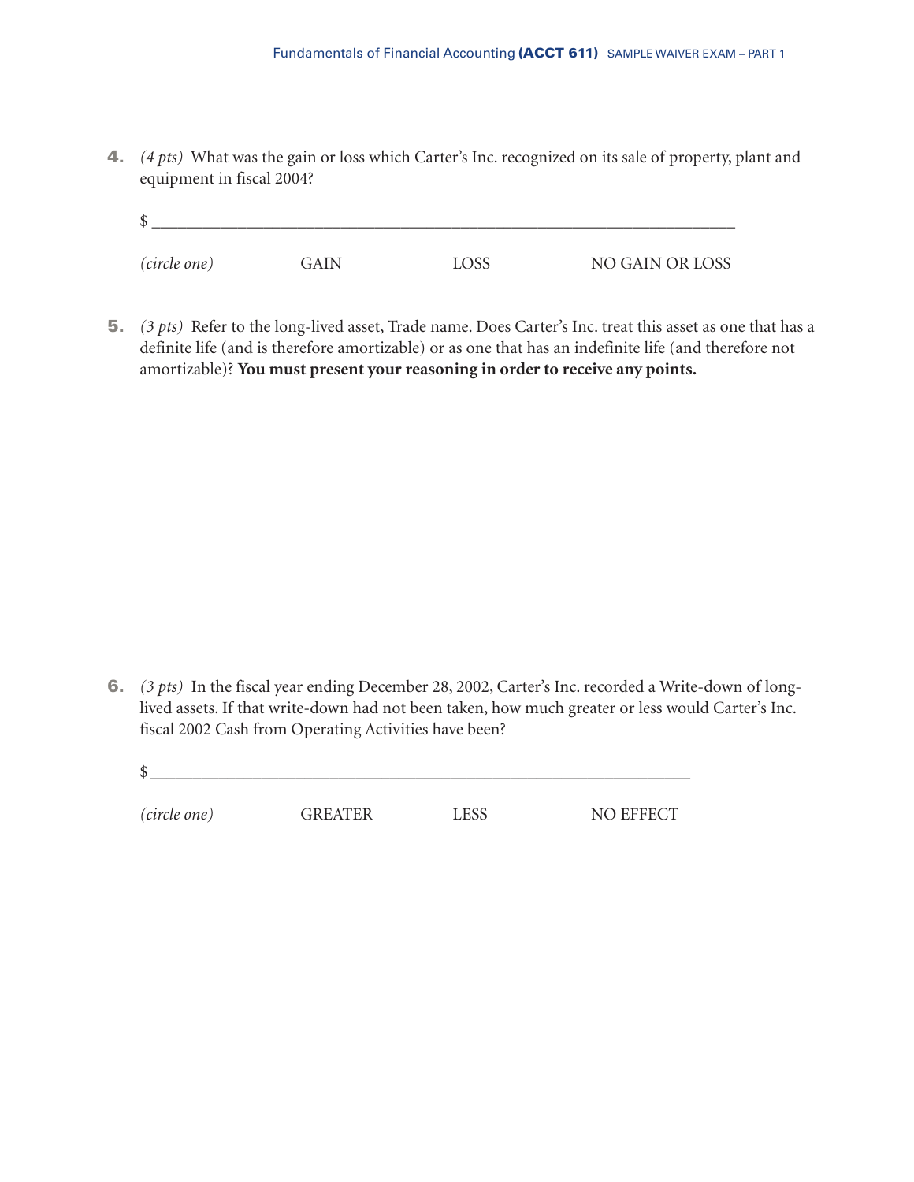**4.** *(4 pts)* What was the gain or loss which Carter's Inc. recognized on its sale of property, plant and equipment in fiscal 2004?

$ ___________________________________________________________________________

*(circle one)* GAIN LOSS NO GAIN OR LOSS

**5.** *(3 pts)* Refer to the long-lived asset, Trade name. Does Carter's Inc. treat this asset as one that has a definite life (and is therefore amortizable) or as one that has an indefinite life (and therefore not amortizable)? **You must present your reasoning in order to receive any points.**

**6.** *(3 pts)* In the fiscal year ending December 28, 2002, Carter's Inc. recorded a Write-down of long-lived assets. If that write-down had not been taken, how much greater or less would Carter's Inc. fiscal 2002 Cash from Operating Activities have been?

$ ___________________________________________________________________________

*(circle one)* GREATER LESS NO EFFECT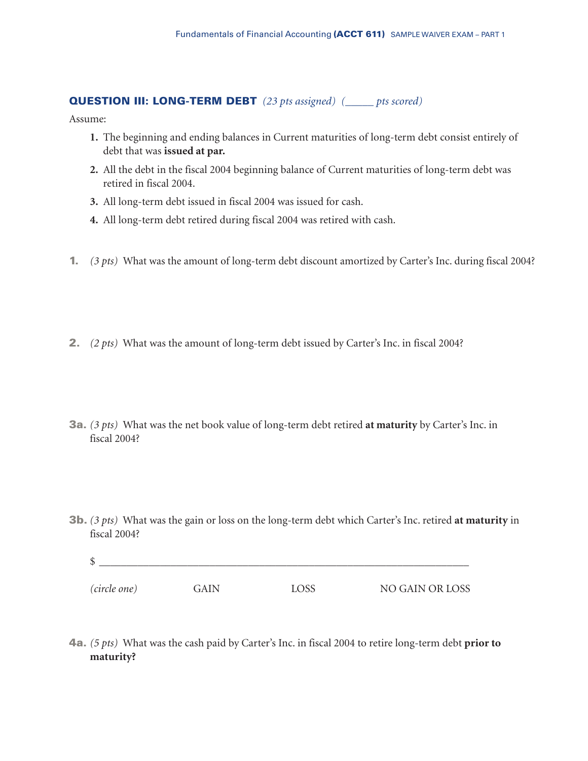## QUESTION III: LONG-TERM DEBT *(23 pts assigned) (_____ pts scored)*

Assume:

1. The beginning and ending balances in Current maturities of long-term debt consist entirely of debt that was **issued at par.**
2. All the debt in the fiscal 2004 beginning balance of Current maturities of long-term debt was retired in fiscal 2004.
3. All long-term debt issued in fiscal 2004 was issued for cash.
4. All long-term debt retired during fiscal 2004 was retired with cash.

**1.** *(3 pts)* What was the amount of long-term debt discount amortized by Carter's Inc. during fiscal 2004?

**2.** *(2 pts)* What was the amount of long-term debt issued by Carter's Inc. in fiscal 2004?

**3a.** *(3 pts)* What was the net book value of long-term debt retired **at maturity** by Carter's Inc. in fiscal 2004?

**3b.** *(3 pts)* What was the gain or loss on the long-term debt which Carter's Inc. retired **at maturity** in fiscal 2004?

$ ____________________________________________________________________

*(circle one)* GAIN LOSS NO GAIN OR LOSS

**4a.** *(5 pts)* What was the cash paid by Carter's Inc. in fiscal 2004 to retire long-term debt **prior to maturity?**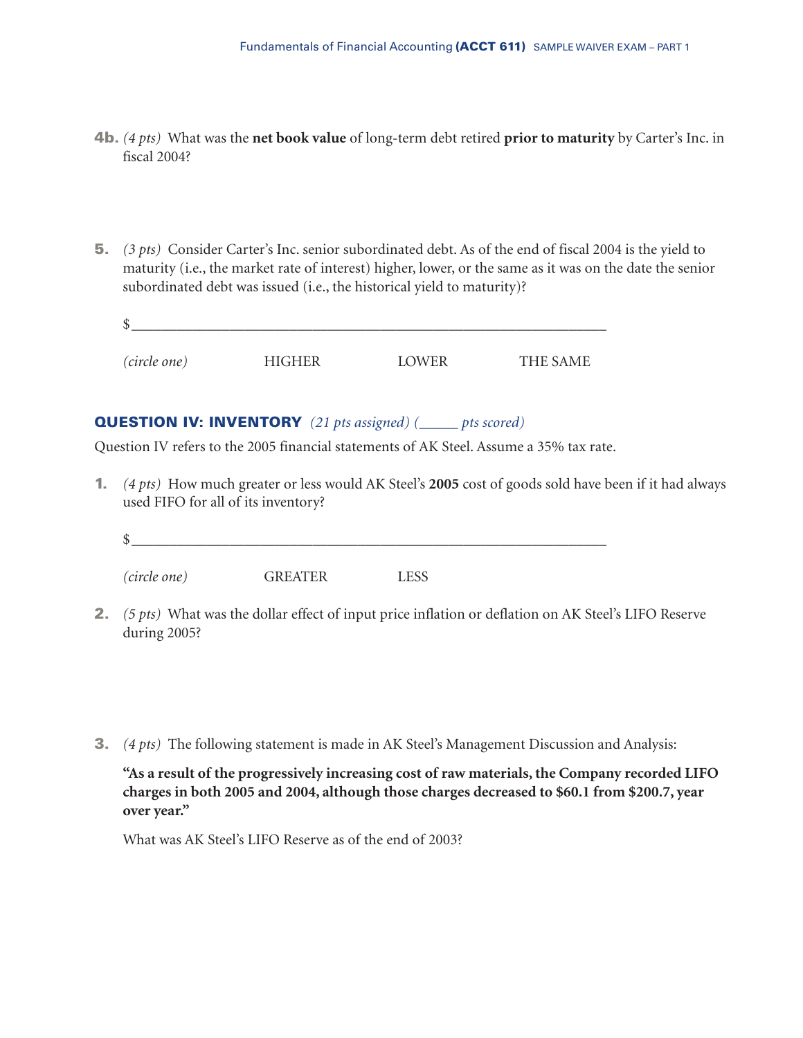**4b.** *(4 pts)* What was the **net book value** of long-term debt retired **prior to maturity** by Carter's Inc. in fiscal 2004?

**5.** *(3 pts)* Consider Carter's Inc. senior subordinated debt. As of the end of fiscal 2004 is the yield to maturity (i.e., the market rate of interest) higher, lower, or the same as it was on the date the senior subordinated debt was issued (i.e., the historical yield to maturity)?

$_______________________________________________

*(circle one)* HIGHER LOWER THE SAME

## QUESTION IV: INVENTORY *(21 pts assigned) (_____ pts scored)*

Question IV refers to the 2005 financial statements of AK Steel. Assume a 35% tax rate.

**1.** *(4 pts)* How much greater or less would AK Steel's **2005** cost of goods sold have been if it had always used FIFO for all of its inventory?

$_______________________________________________

*(circle one)* GREATER LESS

**2.** *(5 pts)* What was the dollar effect of input price inflation or deflation on AK Steel's LIFO Reserve during 2005?

**3.** *(4 pts)* The following statement is made in AK Steel's Management Discussion and Analysis:

**"As a result of the progressively increasing cost of raw materials, the Company recorded LIFO charges in both 2005 and 2004, although those charges decreased to $60.1 from $200.7, year over year."**

What was AK Steel's LIFO Reserve as of the end of 2003?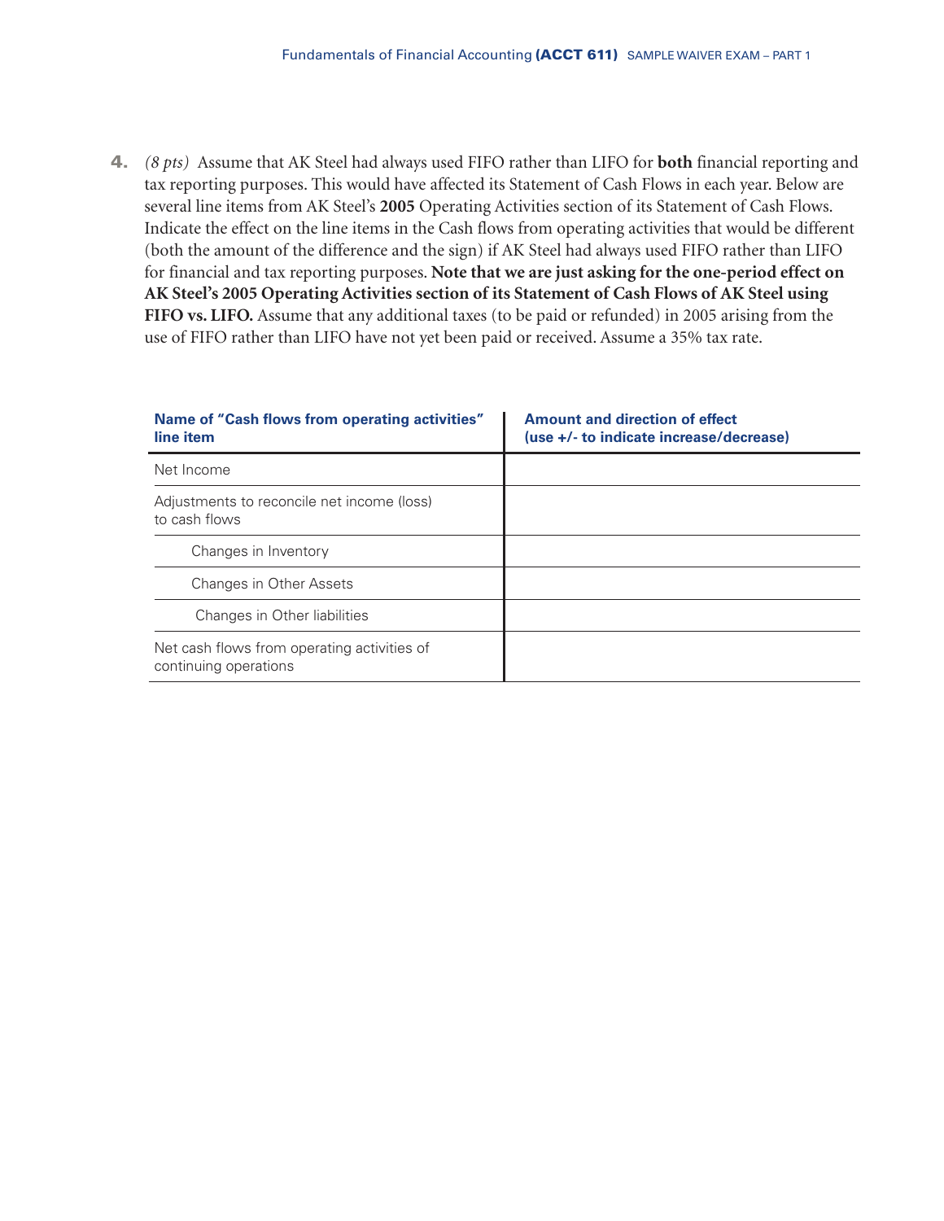**4.** *(8 pts)* Assume that AK Steel had always used FIFO rather than LIFO for **both** financial reporting and tax reporting purposes. This would have affected its Statement of Cash Flows in each year. Below are several line items from AK Steel's **2005** Operating Activities section of its Statement of Cash Flows. Indicate the effect on the line items in the Cash flows from operating activities that would be different (both the amount of the difference and the sign) if AK Steel had always used FIFO rather than LIFO for financial and tax reporting purposes. **Note that we are just asking for the one-period effect on AK Steel's 2005 Operating Activities section of its Statement of Cash Flows of AK Steel using FIFO vs. LIFO.** Assume that any additional taxes (to be paid or refunded) in 2005 arising from the use of FIFO rather than LIFO have not yet been paid or received. Assume a 35% tax rate.

| Name of "Cash flows from operating activities" line item | Amount and direction of effect (use +/- to indicate increase/decrease) |
|---|---|
| Net Income | |
| Adjustments to reconcile net income (loss) to cash flows | |
| Changes in Inventory | |
| Changes in Other Assets | |
| Changes in Other liabilities | |
| Net cash flows from operating activities of continuing operations | |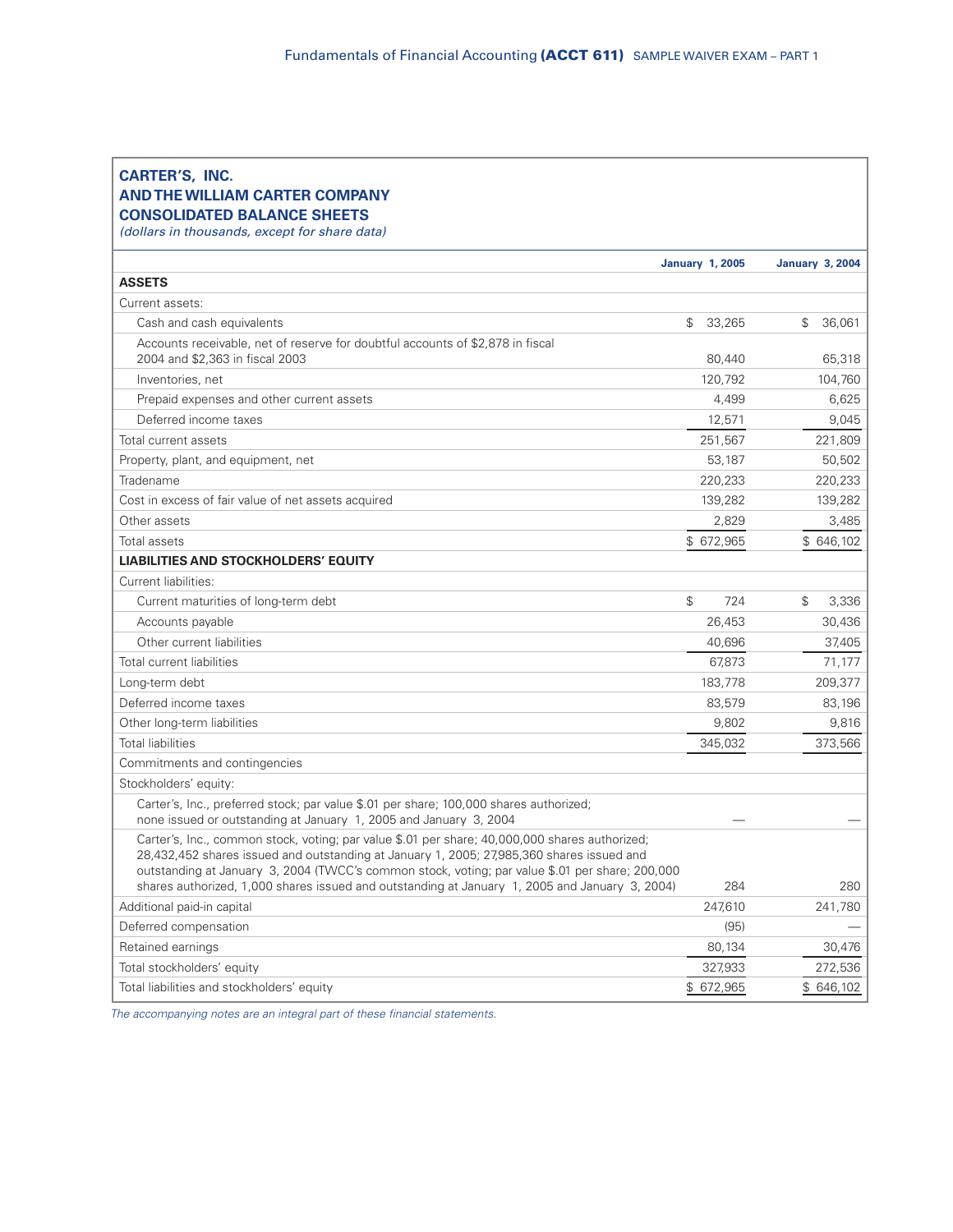**CARTER'S, INC.**
**AND THE WILLIAM CARTER COMPANY**
**CONSOLIDATED BALANCE SHEETS**
*(dollars in thousands, except for share data)*

| | January 1, 2005 | January 3, 2004 |
|---|---|---|
| **ASSETS** | | |
| Current assets: | | |
| Cash and cash equivalents | $ 33,265 | $ 36,061 |
| Accounts receivable, net of reserve for doubtful accounts of $2,878 in fiscal 2004 and $2,363 in fiscal 2003 | 80,440 | 65,318 |
| Inventories, net | 120,792 | 104,760 |
| Prepaid expenses and other current assets | 4,499 | 6,625 |
| Deferred income taxes | 12,571 | 9,045 |
| Total current assets | 251,567 | 221,809 |
| Property, plant, and equipment, net | 53,187 | 50,502 |
| Tradename | 220,233 | 220,233 |
| Cost in excess of fair value of net assets acquired | 139,282 | 139,282 |
| Other assets | 2,829 | 3,485 |
| Total assets | $ 672,965 | $ 646,102 |
| **LIABILITIES AND STOCKHOLDERS' EQUITY** | | |
| Current liabilities: | | |
| Current maturities of long-term debt | $ 724 | $ 3,336 |
| Accounts payable | 26,453 | 30,436 |
| Other current liabilities | 40,696 | 37,405 |
| Total current liabilities | 67,873 | 71,177 |
| Long-term debt | 183,778 | 209,377 |
| Deferred income taxes | 83,579 | 83,196 |
| Other long-term liabilities | 9,802 | 9,816 |
| Total liabilities | 345,032 | 373,566 |
| Commitments and contingencies | | |
| Stockholders' equity: | | |
| Carter's, Inc., preferred stock; par value $.01 per share; 100,000 shares authorized; none issued or outstanding at January 1, 2005 and January 3, 2004 | — | — |
| Carter's, Inc., common stock, voting; par value $.01 per share; 40,000,000 shares authorized; 28,432,452 shares issued and outstanding at January 1, 2005; 27,985,360 shares issued and outstanding at January 3, 2004 (TWCC's common stock, voting; par value $.01 per share; 200,000 shares authorized, 1,000 shares issued and outstanding at January 1, 2005 and January 3, 2004) | 284 | 280 |
| Additional paid-in capital | 247,610 | 241,780 |
| Deferred compensation | (95) | — |
| Retained earnings | 80,134 | 30,476 |
| Total stockholders' equity | 327,933 | 272,536 |
| Total liabilities and stockholders' equity | $ 672,965 | $ 646,102 |

*The accompanying notes are an integral part of these financial statements.*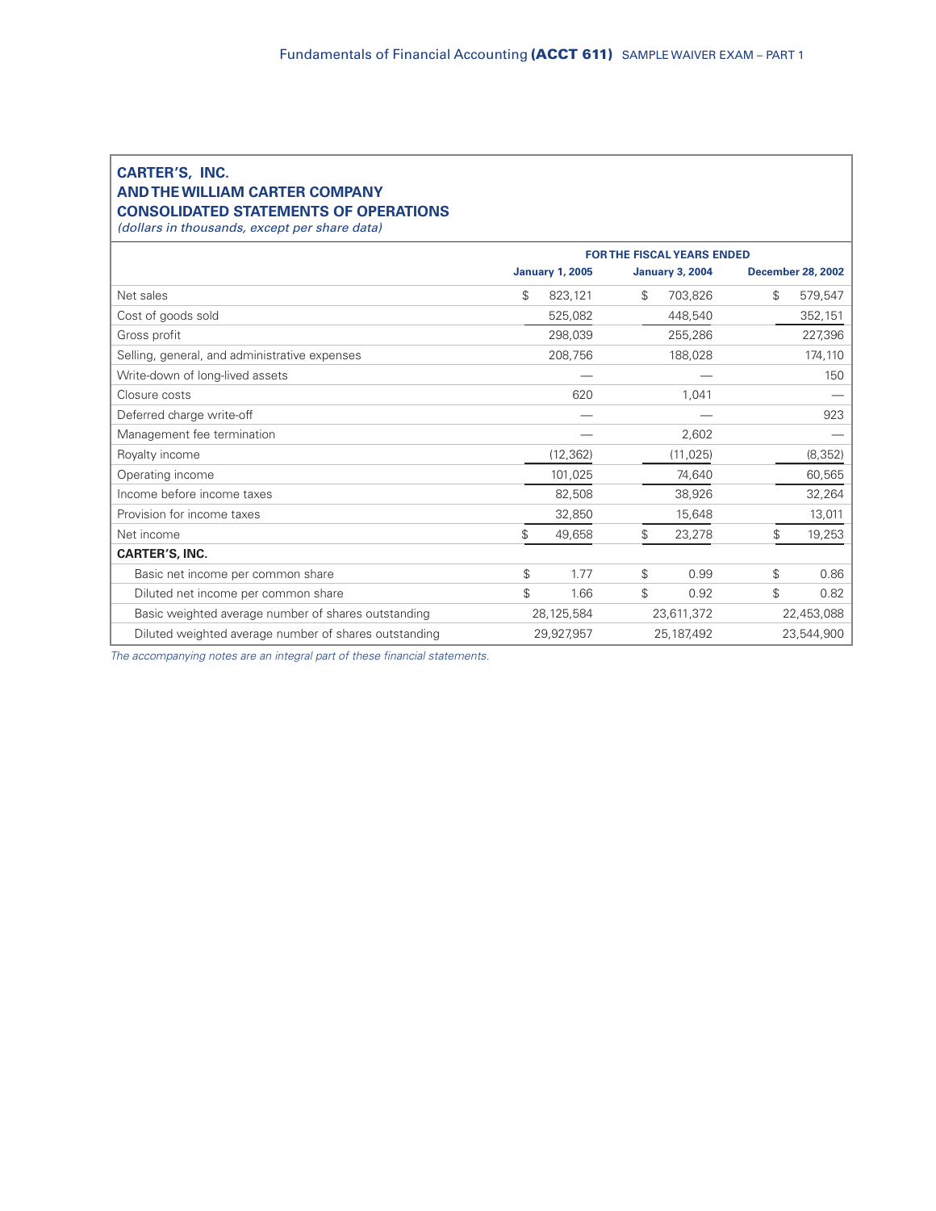## CARTER'S, INC.
## AND THE WILLIAM CARTER COMPANY
## CONSOLIDATED STATEMENTS OF OPERATIONS

*(dollars in thousands, except per share data)*

| | FOR THE FISCAL YEARS ENDED | | |
|---|---|---|---|
| | **January 1, 2005** | **January 3, 2004** | **December 28, 2002** |
| Net sales | $ 823,121 | $ 703,826 | $ 579,547 |
| Cost of goods sold | 525,082 | 448,540 | 352,151 |
| Gross profit | 298,039 | 255,286 | 227,396 |
| Selling, general, and administrative expenses | 208,756 | 188,028 | 174,110 |
| Write-down of long-lived assets | — | — | 150 |
| Closure costs | 620 | 1,041 | — |
| Deferred charge write-off | — | — | 923 |
| Management fee termination | — | 2,602 | — |
| Royalty income | (12,362) | (11,025) | (8,352) |
| Operating income | 101,025 | 74,640 | 60,565 |
| Income before income taxes | 82,508 | 38,926 | 32,264 |
| Provision for income taxes | 32,850 | 15,648 | 13,011 |
| Net income | $ 49,658 | $ 23,278 | $ 19,253 |
| **CARTER'S, INC.** | | | |
| Basic net income per common share | $ 1.77 | $ 0.99 | $ 0.86 |
| Diluted net income per common share | $ 1.66 | $ 0.92 | $ 0.82 |
| Basic weighted average number of shares outstanding | 28,125,584 | 23,611,372 | 22,453,088 |
| Diluted weighted average number of shares outstanding | 29,927,957 | 25,187,492 | 23,544,900 |

*The accompanying notes are an integral part of these financial statements.*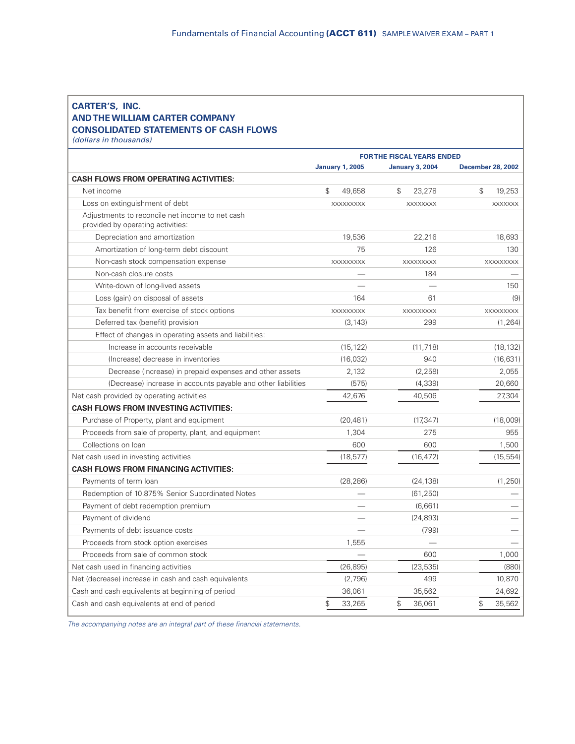# CARTER'S, INC.
# AND THE WILLIAM CARTER COMPANY
# CONSOLIDATED STATEMENTS OF CASH FLOWS

*(dollars in thousands)*

| | FOR THE FISCAL YEARS ENDED | | |
|---|---|---|---|
| | **January 1, 2005** | **January 3, 2004** | **December 28, 2002** |
| **CASH FLOWS FROM OPERATING ACTIVITIES:** | | | |
| Net income | $ 49,658 | $ 23,278 | $ 19,253 |
| Loss on extinguishment of debt | xxxxxxxxx | xxxxxxxx | xxxxxxx |
| Adjustments to reconcile net income to net cash provided by operating activities: | | | |
| Depreciation and amortization | 19,536 | 22,216 | 18,693 |
| Amortization of long-term debt discount | 75 | 126 | 130 |
| Non-cash stock compensation expense | xxxxxxxxx | xxxxxxxxx | xxxxxxxxx |
| Non-cash closure costs | — | 184 | — |
| Write-down of long-lived assets | — | — | 150 |
| Loss (gain) on disposal of assets | 164 | 61 | (9) |
| Tax benefit from exercise of stock options | xxxxxxxxx | xxxxxxxxx | xxxxxxxxx |
| Deferred tax (benefit) provision | (3,143) | 299 | (1,264) |
| Effect of changes in operating assets and liabilities: | | | |
| Increase in accounts receivable | (15,122) | (11,718) | (18,132) |
| (Increase) decrease in inventories | (16,032) | 940 | (16,631) |
| Decrease (increase) in prepaid expenses and other assets | 2,132 | (2,258) | 2,055 |
| (Decrease) increase in accounts payable and other liabilities | (575) | (4,339) | 20,660 |
| Net cash provided by operating activities | 42,676 | 40,506 | 27,304 |
| **CASH FLOWS FROM INVESTING ACTIVITIES:** | | | |
| Purchase of Property, plant and equipment | (20,481) | (17,347) | (18,009) |
| Proceeds from sale of property, plant, and equipment | 1,304 | 275 | 955 |
| Collections on loan | 600 | 600 | 1,500 |
| Net cash used in investing activities | (18,577) | (16,472) | (15,554) |
| **CASH FLOWS FROM FINANCING ACTIVITIES:** | | | |
| Payments of term loan | (28,286) | (24,138) | (1,250) |
| Redemption of 10.875% Senior Subordinated Notes | — | (61,250) | — |
| Payment of debt redemption premium | — | (6,661) | — |
| Payment of dividend | — | (24,893) | — |
| Payments of debt issuance costs | — | (799) | — |
| Proceeds from stock option exercises | 1,555 | — | — |
| Proceeds from sale of common stock | — | 600 | 1,000 |
| Net cash used in financing activities | (26,895) | (23,535) | (880) |
| Net (decrease) increase in cash and cash equivalents | (2,796) | 499 | 10,870 |
| Cash and cash equivalents at beginning of period | 36,061 | 35,562 | 24,692 |
| Cash and cash equivalents at end of period | $ 33,265 | $ 36,061 | $ 35,562 |

*The accompanying notes are an integral part of these financial statements.*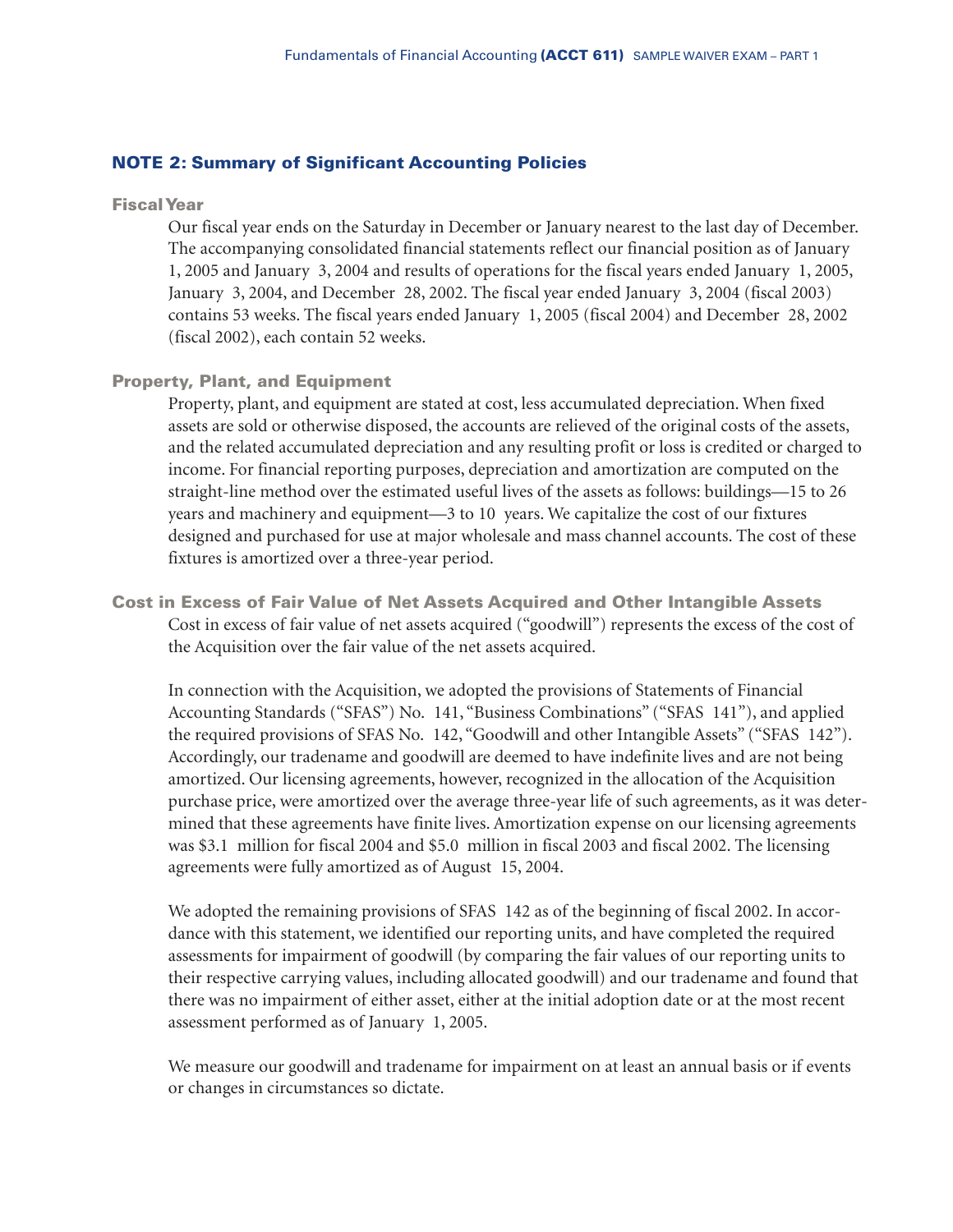## NOTE 2: Summary of Significant Accounting Policies

### Fiscal Year

Our fiscal year ends on the Saturday in December or January nearest to the last day of December. The accompanying consolidated financial statements reflect our financial position as of January 1, 2005 and January 3, 2004 and results of operations for the fiscal years ended January 1, 2005, January 3, 2004, and December 28, 2002. The fiscal year ended January 3, 2004 (fiscal 2003) contains 53 weeks. The fiscal years ended January 1, 2005 (fiscal 2004) and December 28, 2002 (fiscal 2002), each contain 52 weeks.

### Property, Plant, and Equipment

Property, plant, and equipment are stated at cost, less accumulated depreciation. When fixed assets are sold or otherwise disposed, the accounts are relieved of the original costs of the assets, and the related accumulated depreciation and any resulting profit or loss is credited or charged to income. For financial reporting purposes, depreciation and amortization are computed on the straight-line method over the estimated useful lives of the assets as follows: buildings—15 to 26 years and machinery and equipment—3 to 10 years. We capitalize the cost of our fixtures designed and purchased for use at major wholesale and mass channel accounts. The cost of these fixtures is amortized over a three-year period.

### Cost in Excess of Fair Value of Net Assets Acquired and Other Intangible Assets

Cost in excess of fair value of net assets acquired ("goodwill") represents the excess of the cost of the Acquisition over the fair value of the net assets acquired.

In connection with the Acquisition, we adopted the provisions of Statements of Financial Accounting Standards ("SFAS") No. 141, "Business Combinations" ("SFAS 141"), and applied the required provisions of SFAS No. 142, "Goodwill and other Intangible Assets" ("SFAS 142"). Accordingly, our tradename and goodwill are deemed to have indefinite lives and are not being amortized. Our licensing agreements, however, recognized in the allocation of the Acquisition purchase price, were amortized over the average three-year life of such agreements, as it was determined that these agreements have finite lives. Amortization expense on our licensing agreements was $3.1 million for fiscal 2004 and $5.0 million in fiscal 2003 and fiscal 2002. The licensing agreements were fully amortized as of August 15, 2004.

We adopted the remaining provisions of SFAS 142 as of the beginning of fiscal 2002. In accordance with this statement, we identified our reporting units, and have completed the required assessments for impairment of goodwill (by comparing the fair values of our reporting units to their respective carrying values, including allocated goodwill) and our tradename and found that there was no impairment of either asset, either at the initial adoption date or at the most recent assessment performed as of January 1, 2005.

We measure our goodwill and tradename for impairment on at least an annual basis or if events or changes in circumstances so dictate.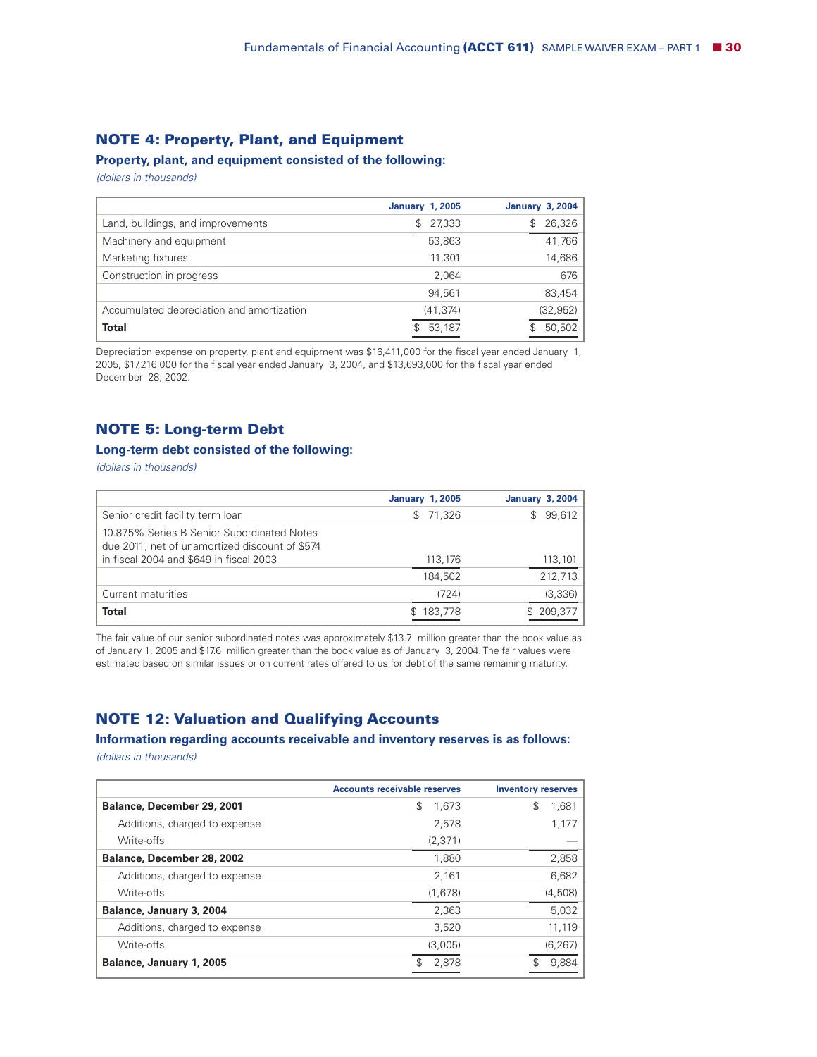## NOTE 4: Property, Plant, and Equipment

### Property, plant, and equipment consisted of the following:

*(dollars in thousands)*

| | January 1, 2005 | January 3, 2004 |
|---|---|---|
| Land, buildings, and improvements | $ 27,333 | $ 26,326 |
| Machinery and equipment | 53,863 | 41,766 |
| Marketing fixtures | 11,301 | 14,686 |
| Construction in progress | 2,064 | 676 |
| | 94,561 | 83,454 |
| Accumulated depreciation and amortization | (41,374) | (32,952) |
| **Total** | $ 53,187 | $ 50,502 |

Depreciation expense on property, plant and equipment was $16,411,000 for the fiscal year ended January 1, 2005, $17,216,000 for the fiscal year ended January 3, 2004, and $13,693,000 for the fiscal year ended December 28, 2002.

## NOTE 5: Long-term Debt

### Long-term debt consisted of the following:

*(dollars in thousands)*

| | January 1, 2005 | January 3, 2004 |
|---|---|---|
| Senior credit facility term loan | $ 71,326 | $ 99,612 |
| 10.875% Series B Senior Subordinated Notes due 2011, net of unamortized discount of $574 in fiscal 2004 and $649 in fiscal 2003 | 113,176 | 113,101 |
| | 184,502 | 212,713 |
| Current maturities | (724) | (3,336) |
| **Total** | $ 183,778 | $ 209,377 |

The fair value of our senior subordinated notes was approximately $13.7 million greater than the book value as of January 1, 2005 and $17.6 million greater than the book value as of January 3, 2004. The fair values were estimated based on similar issues or on current rates offered to us for debt of the same remaining maturity.

## NOTE 12: Valuation and Qualifying Accounts

### Information regarding accounts receivable and inventory reserves is as follows:

*(dollars in thousands)*

| | Accounts receivable reserves | Inventory reserves |
|---|---|---|
| **Balance, December 29, 2001** | $ 1,673 | $ 1,681 |
| Additions, charged to expense | 2,578 | 1,177 |
| Write-offs | (2,371) | — |
| **Balance, December 28, 2002** | 1,880 | 2,858 |
| Additions, charged to expense | 2,161 | 6,682 |
| Write-offs | (1,678) | (4,508) |
| **Balance, January 3, 2004** | 2,363 | 5,032 |
| Additions, charged to expense | 3,520 | 11,119 |
| Write-offs | (3,005) | (6,267) |
| **Balance, January 1, 2005** | $ 2,878 | $ 9,884 |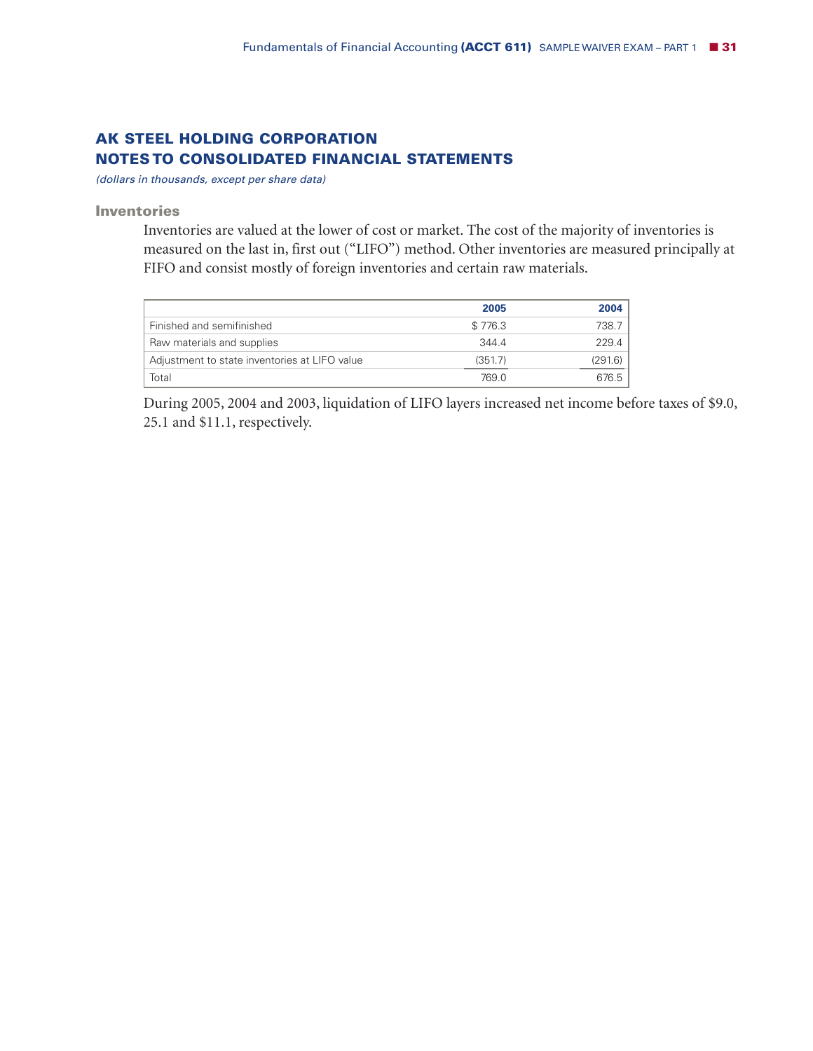## AK STEEL HOLDING CORPORATION
## NOTES TO CONSOLIDATED FINANCIAL STATEMENTS

*(dollars in thousands, except per share data)*

### Inventories

Inventories are valued at the lower of cost or market. The cost of the majority of inventories is measured on the last in, first out ("LIFO") method. Other inventories are measured principally at FIFO and consist mostly of foreign inventories and certain raw materials.

| | 2005 | 2004 |
|---|---|---|
| Finished and semifinished | $ 776.3 | 738.7 |
| Raw materials and supplies | 344.4 | 229.4 |
| Adjustment to state inventories at LIFO value | (351.7) | (291.6) |
| Total | 769.0 | 676.5 |

During 2005, 2004 and 2003, liquidation of LIFO layers increased net income before taxes of $9.0, 25.1 and $11.1, respectively.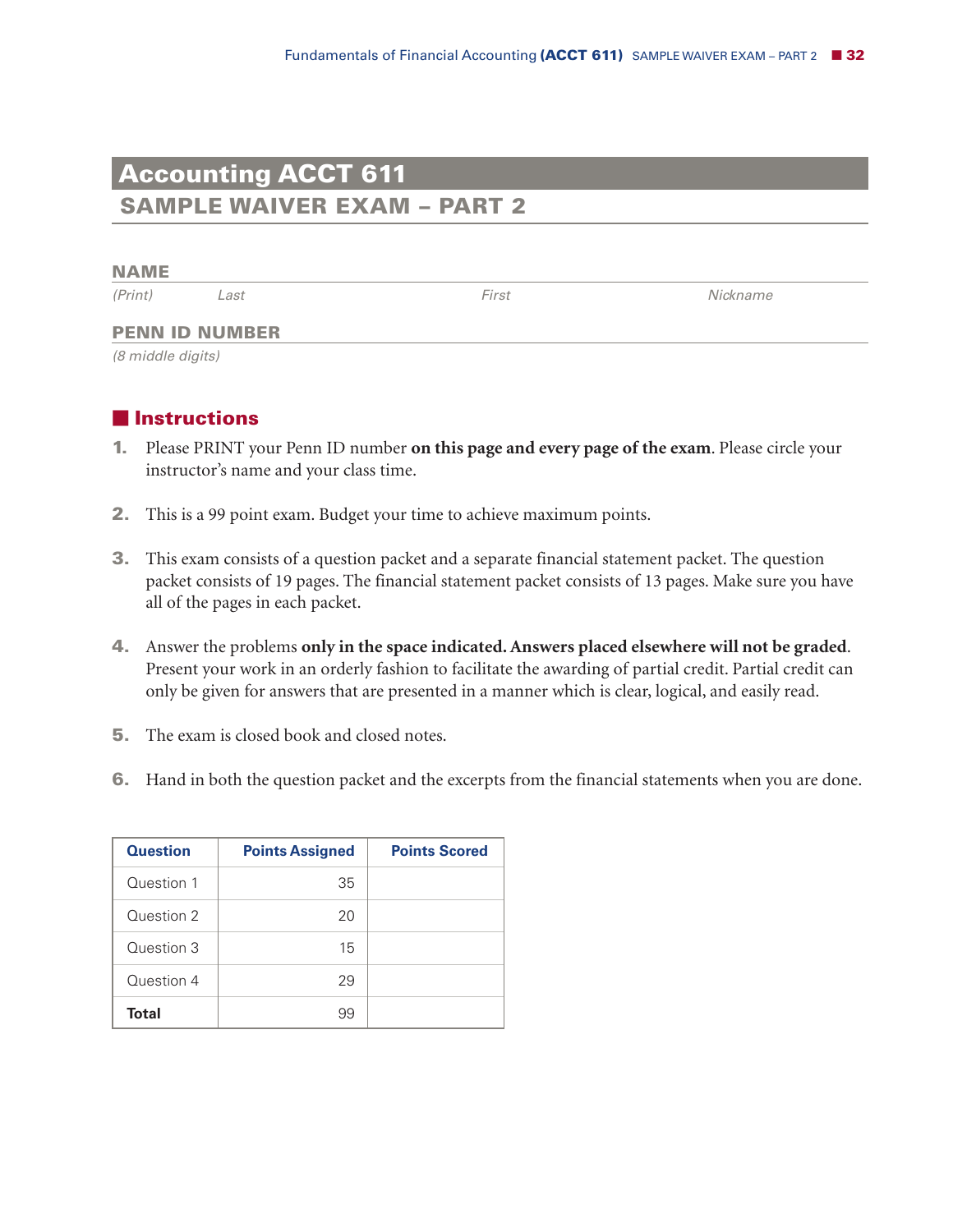# Accounting ACCT 611

## SAMPLE WAIVER EXAM – PART 2

**NAME**

*(Print)* *Last* *First* *Nickname*

**PENN ID NUMBER**

*(8 middle digits)*

## Instructions

1. Please PRINT your Penn ID number **on this page and every page of the exam**. Please circle your instructor's name and your class time.

2. This is a 99 point exam. Budget your time to achieve maximum points.

3. This exam consists of a question packet and a separate financial statement packet. The question packet consists of 19 pages. The financial statement packet consists of 13 pages. Make sure you have all of the pages in each packet.

4. Answer the problems **only in the space indicated. Answers placed elsewhere will not be graded**. Present your work in an orderly fashion to facilitate the awarding of partial credit. Partial credit can only be given for answers that are presented in a manner which is clear, logical, and easily read.

5. The exam is closed book and closed notes.

6. Hand in both the question packet and the excerpts from the financial statements when you are done.

| Question | Points Assigned | Points Scored |
|---|---|---|
| Question 1 | 35 | |
| Question 2 | 20 | |
| Question 3 | 15 | |
| Question 4 | 29 | |
| **Total** | 99 | |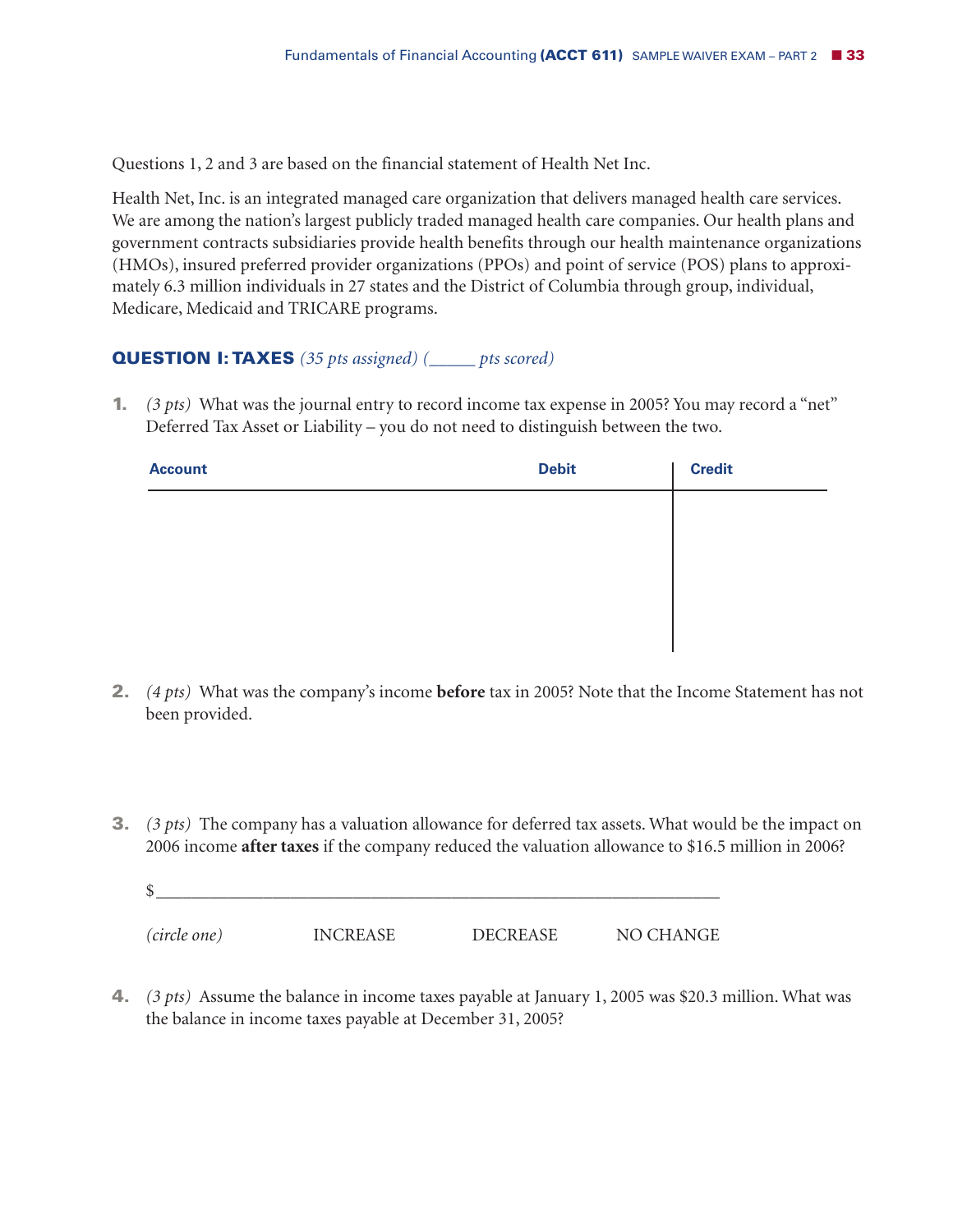Questions 1, 2 and 3 are based on the financial statement of Health Net Inc.

Health Net, Inc. is an integrated managed care organization that delivers managed health care services. We are among the nation's largest publicly traded managed health care companies. Our health plans and government contracts subsidiaries provide health benefits through our health maintenance organizations (HMOs), insured preferred provider organizations (PPOs) and point of service (POS) plans to approximately 6.3 million individuals in 27 states and the District of Columbia through group, individual, Medicare, Medicaid and TRICARE programs.

## QUESTION I: TAXES *(35 pts assigned) (_____ pts scored)*

1. *(3 pts)* What was the journal entry to record income tax expense in 2005? You may record a "net" Deferred Tax Asset or Liability – you do not need to distinguish between the two.

| Account | Debit | Credit |
|---|---|---|
| | | |
| | | |
| | | |

2. *(4 pts)* What was the company's income **before** tax in 2005? Note that the Income Statement has not been provided.

3. *(3 pts)* The company has a valuation allowance for deferred tax assets. What would be the impact on 2006 income **after taxes** if the company reduced the valuation allowance to $16.5 million in 2006?

   $___________________________________________________________

   *(circle one)* INCREASE DECREASE NO CHANGE

4. *(3 pts)* Assume the balance in income taxes payable at January 1, 2005 was $20.3 million. What was the balance in income taxes payable at December 31, 2005?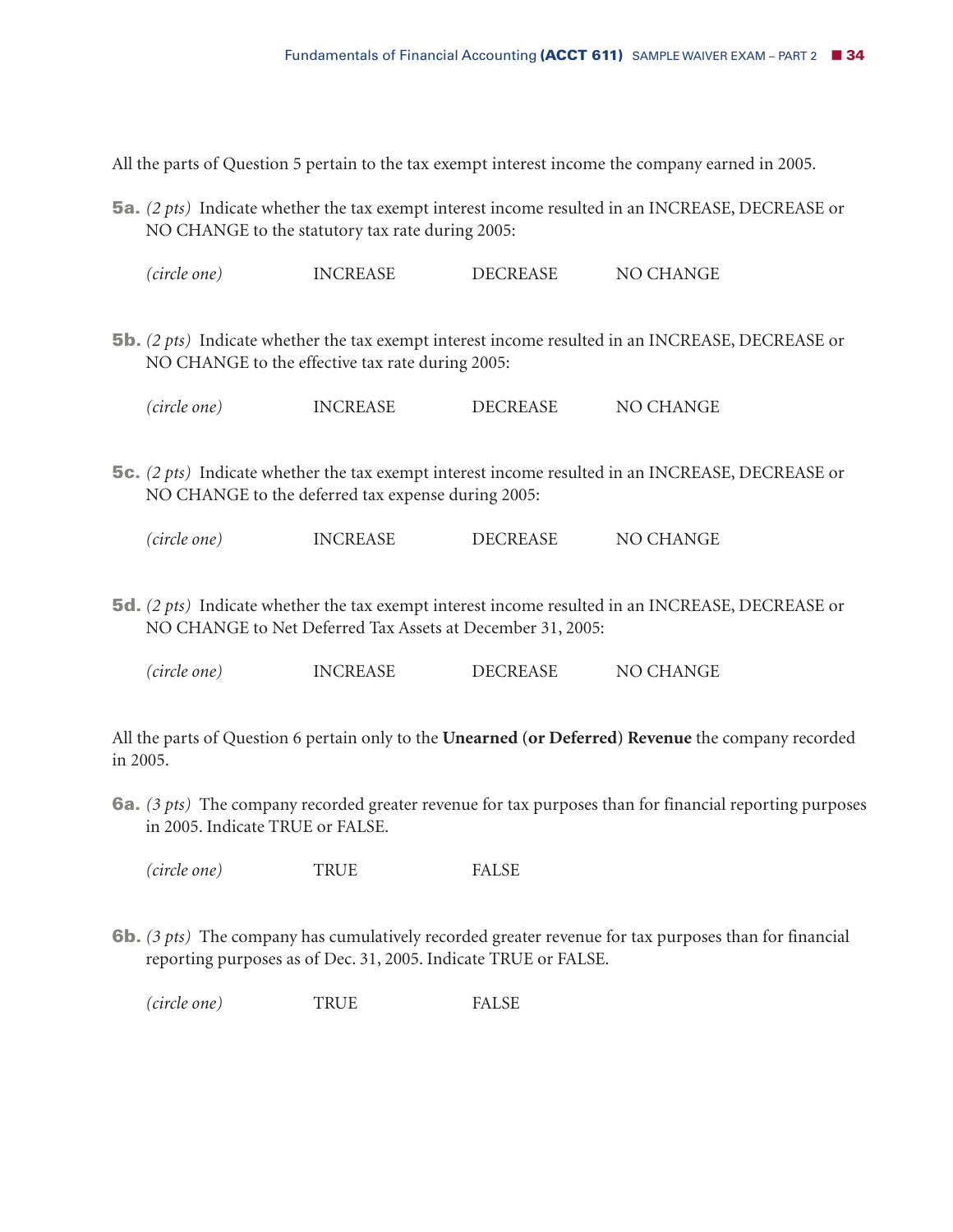All the parts of Question 5 pertain to the tax exempt interest income the company earned in 2005.

**5a.** *(2 pts)* Indicate whether the tax exempt interest income resulted in an INCREASE, DECREASE or NO CHANGE to the statutory tax rate during 2005:

*(circle one)* INCREASE DECREASE NO CHANGE

**5b.** *(2 pts)* Indicate whether the tax exempt interest income resulted in an INCREASE, DECREASE or NO CHANGE to the effective tax rate during 2005:

*(circle one)* INCREASE DECREASE NO CHANGE

**5c.** *(2 pts)* Indicate whether the tax exempt interest income resulted in an INCREASE, DECREASE or NO CHANGE to the deferred tax expense during 2005:

*(circle one)* INCREASE DECREASE NO CHANGE

**5d.** *(2 pts)* Indicate whether the tax exempt interest income resulted in an INCREASE, DECREASE or NO CHANGE to Net Deferred Tax Assets at December 31, 2005:

*(circle one)* INCREASE DECREASE NO CHANGE

All the parts of Question 6 pertain only to the **Unearned (or Deferred) Revenue** the company recorded in 2005.

**6a.** *(3 pts)* The company recorded greater revenue for tax purposes than for financial reporting purposes in 2005. Indicate TRUE or FALSE.

*(circle one)* TRUE FALSE

**6b.** *(3 pts)* The company has cumulatively recorded greater revenue for tax purposes than for financial reporting purposes as of Dec. 31, 2005. Indicate TRUE or FALSE.

*(circle one)* TRUE FALSE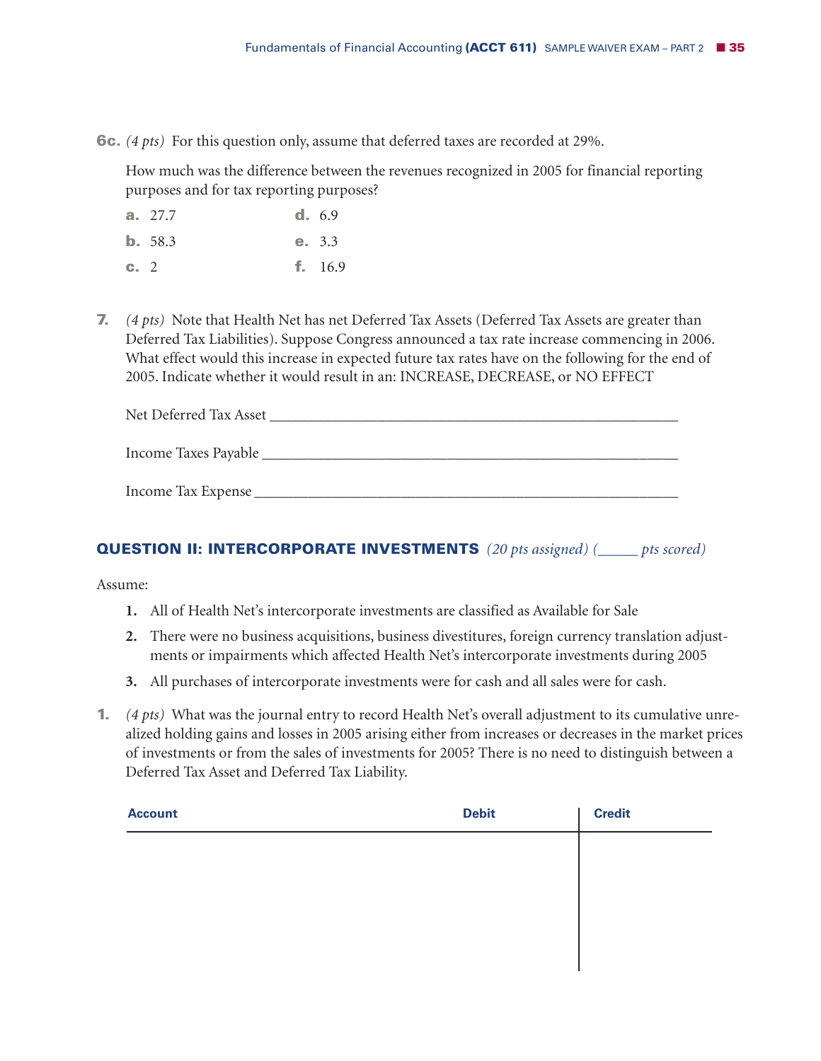**6c.** *(4 pts)* For this question only, assume that deferred taxes are recorded at 29%.

How much was the difference between the revenues recognized in 2005 for financial reporting purposes and for tax reporting purposes?

**a.** 27.7

**b.** 58.3

**c.** 2

**d.** 6.9

**e.** 3.3

**f.** 16.9

**7.** *(4 pts)* Note that Health Net has net Deferred Tax Assets (Deferred Tax Assets are greater than Deferred Tax Liabilities). Suppose Congress announced a tax rate increase commencing in 2006. What effect would this increase in expected future tax rates have on the following for the end of 2005. Indicate whether it would result in an: INCREASE, DECREASE, or NO EFFECT

Net Deferred Tax Asset ____________________________________________

Income Taxes Payable ____________________________________________

Income Tax Expense ____________________________________________

## QUESTION II: INTERCORPORATE INVESTMENTS *(20 pts assigned) (_____ pts scored)*

Assume:

1. All of Health Net's intercorporate investments are classified as Available for Sale
2. There were no business acquisitions, business divestitures, foreign currency translation adjustments or impairments which affected Health Net's intercorporate investments during 2005
3. All purchases of intercorporate investments were for cash and all sales were for cash.

**1.** *(4 pts)* What was the journal entry to record Health Net's overall adjustment to its cumulative unrealized holding gains and losses in 2005 arising either from increases or decreases in the market prices of investments or from the sales of investments for 2005? There is no need to distinguish between a Deferred Tax Asset and Deferred Tax Liability.

| Account | Debit | Credit |
|---|---|---|
| | | |
| | | |
| | | |
| | | |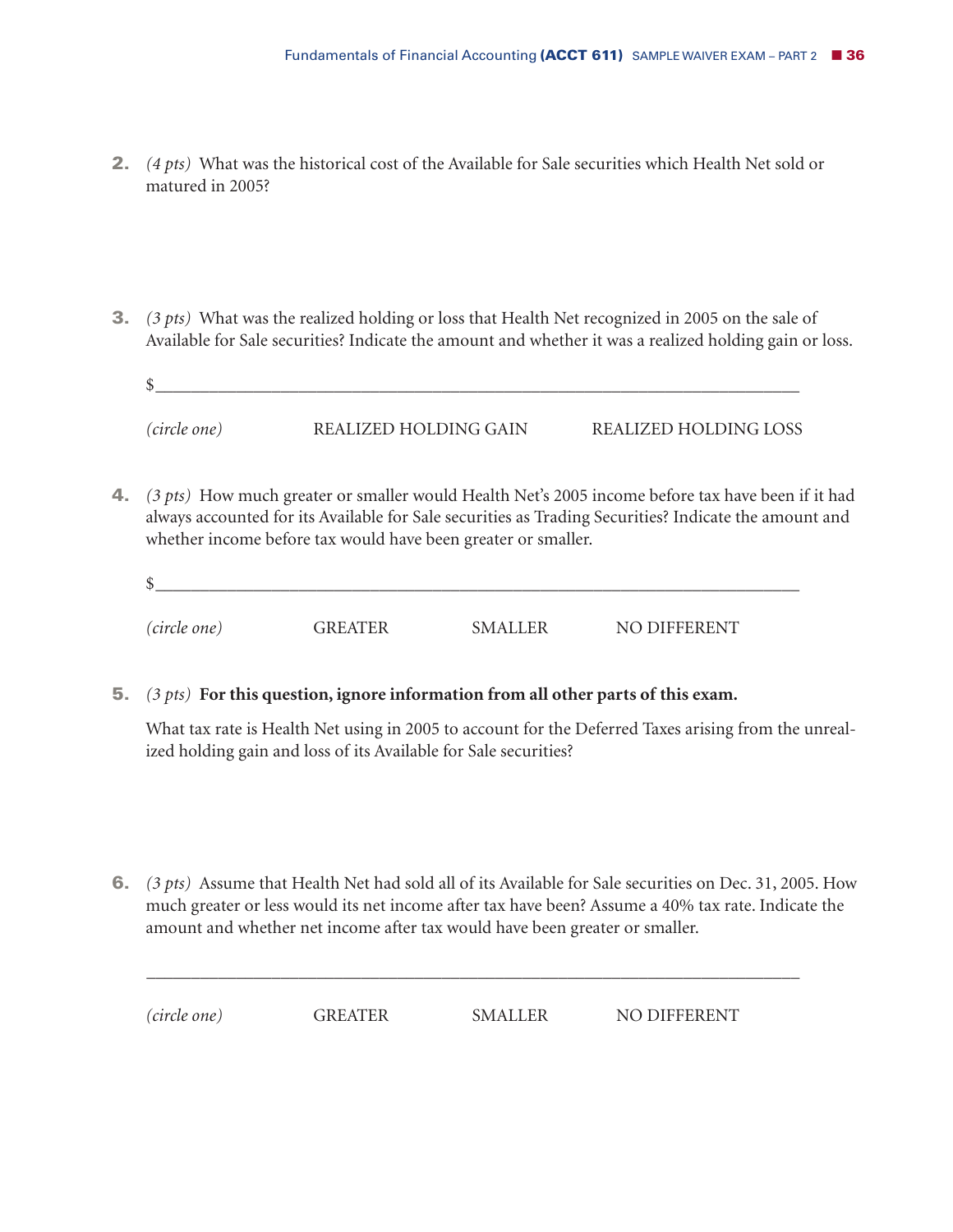2. *(4 pts)* What was the historical cost of the Available for Sale securities which Health Net sold or matured in 2005?

3. *(3 pts)* What was the realized holding or loss that Health Net recognized in 2005 on the sale of Available for Sale securities? Indicate the amount and whether it was a realized holding gain or loss.

   $\_\_\_\_\_\_\_\_\_\_\_\_\_\_\_\_\_\_\_\_\_\_\_\_\_\_\_\_\_\_\_\_\_\_\_\_\_\_\_\_\_\_\_\_\_\_\_\_\_\_\_\_\_\_\_\_\_\_\_\_\_\_\_\_

   *(circle one)* REALIZED HOLDING GAIN REALIZED HOLDING LOSS

4. *(3 pts)* How much greater or smaller would Health Net's 2005 income before tax have been if it had always accounted for its Available for Sale securities as Trading Securities? Indicate the amount and whether income before tax would have been greater or smaller.

   $\_\_\_\_\_\_\_\_\_\_\_\_\_\_\_\_\_\_\_\_\_\_\_\_\_\_\_\_\_\_\_\_\_\_\_\_\_\_\_\_\_\_\_\_\_\_\_\_\_\_\_\_\_\_\_\_\_\_\_\_\_\_\_\_

   *(circle one)* GREATER SMALLER NO DIFFERENT

5. *(3 pts)* **For this question, ignore information from all other parts of this exam.**

   What tax rate is Health Net using in 2005 to account for the Deferred Taxes arising from the unrealized holding gain and loss of its Available for Sale securities?

6. *(3 pts)* Assume that Health Net had sold all of its Available for Sale securities on Dec. 31, 2005. How much greater or less would its net income after tax have been? Assume a 40% tax rate. Indicate the amount and whether net income after tax would have been greater or smaller.

   \_\_\_\_\_\_\_\_\_\_\_\_\_\_\_\_\_\_\_\_\_\_\_\_\_\_\_\_\_\_\_\_\_\_\_\_\_\_\_\_\_\_\_\_\_\_\_\_\_\_\_\_\_\_\_\_\_\_\_\_\_\_\_\_\_\_

   *(circle one)* GREATER SMALLER NO DIFFERENT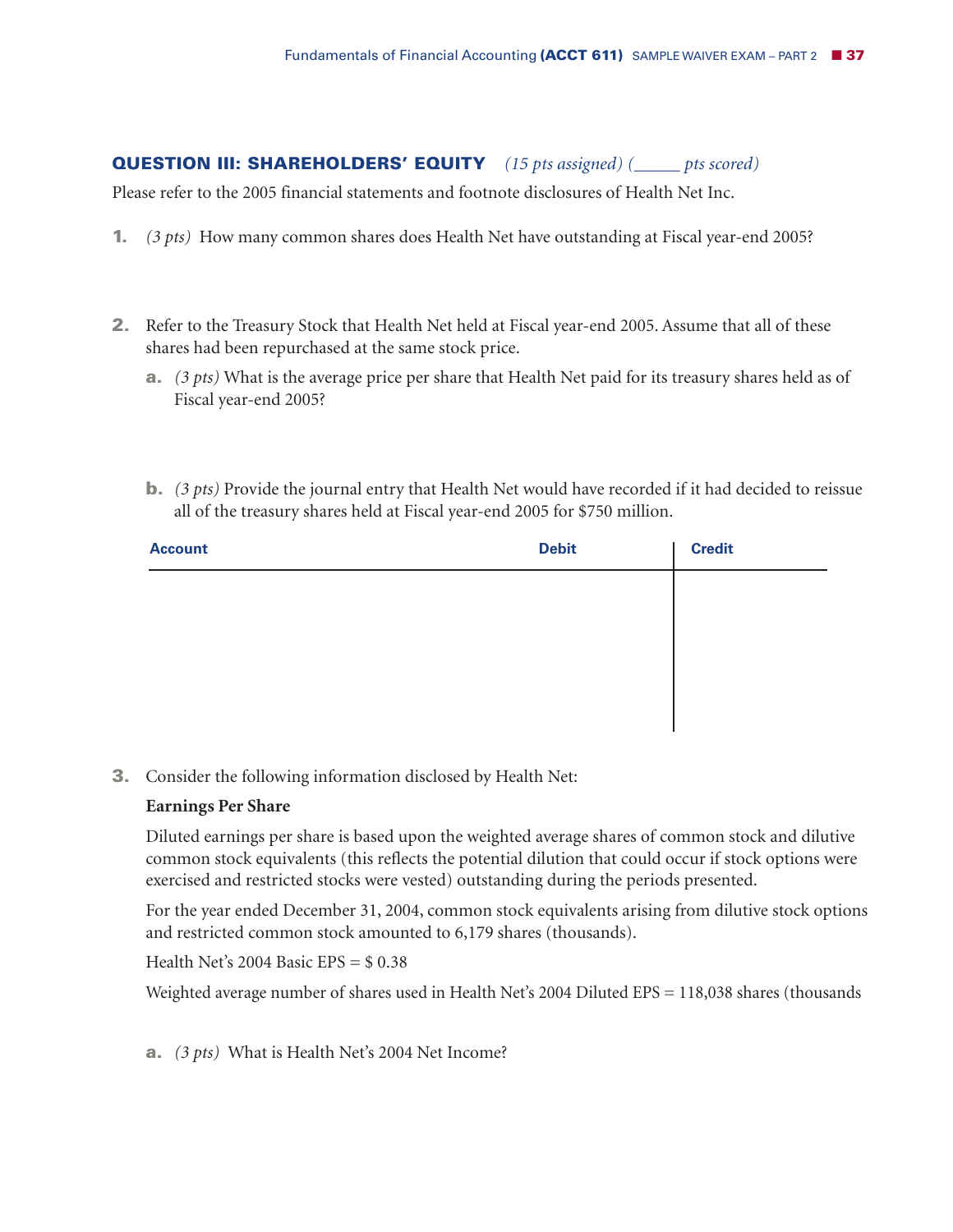## QUESTION III: SHAREHOLDERS' EQUITY *(15 pts assigned) (\_\_\_\_\_ pts scored)*

Please refer to the 2005 financial statements and footnote disclosures of Health Net Inc.

1. *(3 pts)* How many common shares does Health Net have outstanding at Fiscal year-end 2005?

2. Refer to the Treasury Stock that Health Net held at Fiscal year-end 2005. Assume that all of these shares had been repurchased at the same stock price.

   a. *(3 pts)* What is the average price per share that Health Net paid for its treasury shares held as of Fiscal year-end 2005?

   b. *(3 pts)* Provide the journal entry that Health Net would have recorded if it had decided to reissue all of the treasury shares held at Fiscal year-end 2005 for $750 million.

| Account | Debit | Credit |
|---|---|---|
| | | |
| | | |
| | | |
| | | |

3. Consider the following information disclosed by Health Net:

   **Earnings Per Share**

   Diluted earnings per share is based upon the weighted average shares of common stock and dilutive common stock equivalents (this reflects the potential dilution that could occur if stock options were exercised and restricted stocks were vested) outstanding during the periods presented.

   For the year ended December 31, 2004, common stock equivalents arising from dilutive stock options and restricted common stock amounted to 6,179 shares (thousands).

   Health Net's 2004 Basic EPS = $ 0.38

   Weighted average number of shares used in Health Net's 2004 Diluted EPS = 118,038 shares (thousands

   a. *(3 pts)* What is Health Net's 2004 Net Income?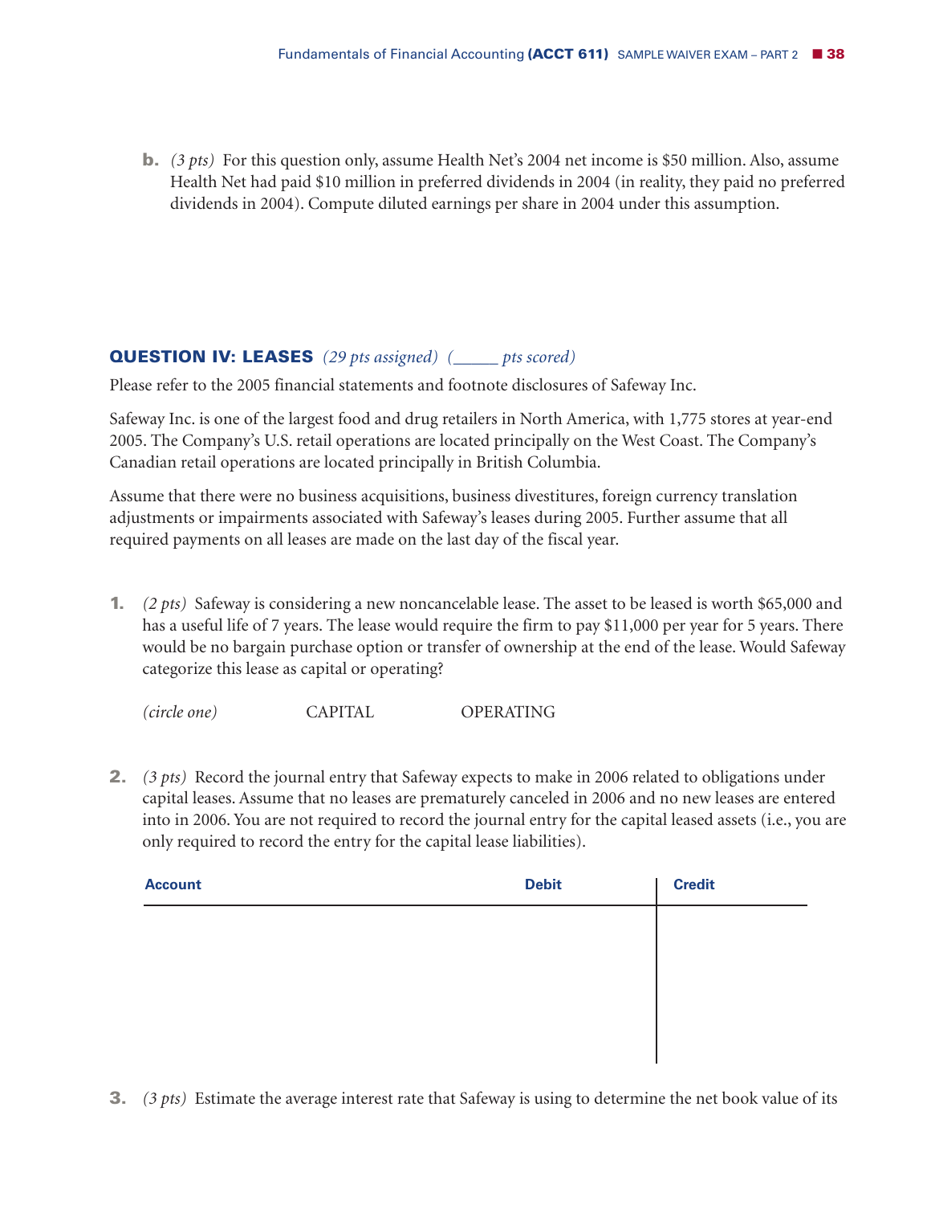**b.** *(3 pts)* For this question only, assume Health Net's 2004 net income is $50 million. Also, assume Health Net had paid $10 million in preferred dividends in 2004 (in reality, they paid no preferred dividends in 2004). Compute diluted earnings per share in 2004 under this assumption.

## QUESTION IV: LEASES *(29 pts assigned) (_____ pts scored)*

Please refer to the 2005 financial statements and footnote disclosures of Safeway Inc.

Safeway Inc. is one of the largest food and drug retailers in North America, with 1,775 stores at year-end 2005. The Company's U.S. retail operations are located principally on the West Coast. The Company's Canadian retail operations are located principally in British Columbia.

Assume that there were no business acquisitions, business divestitures, foreign currency translation adjustments or impairments associated with Safeway's leases during 2005. Further assume that all required payments on all leases are made on the last day of the fiscal year.

**1.** *(2 pts)* Safeway is considering a new noncancelable lease. The asset to be leased is worth $65,000 and has a useful life of 7 years. The lease would require the firm to pay $11,000 per year for 5 years. There would be no bargain purchase option or transfer of ownership at the end of the lease. Would Safeway categorize this lease as capital or operating?

*(circle one)* CAPITAL OPERATING

**2.** *(3 pts)* Record the journal entry that Safeway expects to make in 2006 related to obligations under capital leases. Assume that no leases are prematurely canceled in 2006 and no new leases are entered into in 2006. You are not required to record the journal entry for the capital leased assets (i.e., you are only required to record the entry for the capital lease liabilities).

| Account | Debit | Credit |
|---|---|---|
| | | |
| | | |
| | | |
| | | |

**3.** *(3 pts)* Estimate the average interest rate that Safeway is using to determine the net book value of its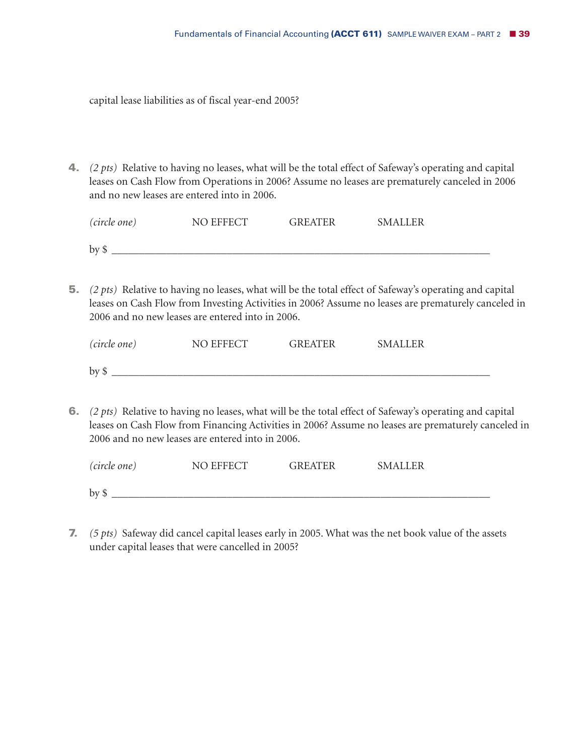capital lease liabilities as of fiscal year-end 2005?

4. *(2 pts)* Relative to having no leases, what will be the total effect of Safeway's operating and capital leases on Cash Flow from Operations in 2006? Assume no leases are prematurely canceled in 2006 and no new leases are entered into in 2006.

   *(circle one)* NO EFFECT GREATER SMALLER

   by $ ____________________________________________

5. *(2 pts)* Relative to having no leases, what will be the total effect of Safeway's operating and capital leases on Cash Flow from Investing Activities in 2006? Assume no leases are prematurely canceled in 2006 and no new leases are entered into in 2006.

   *(circle one)* NO EFFECT GREATER SMALLER

   by $ ____________________________________________

6. *(2 pts)* Relative to having no leases, what will be the total effect of Safeway's operating and capital leases on Cash Flow from Financing Activities in 2006? Assume no leases are prematurely canceled in 2006 and no new leases are entered into in 2006.

   *(circle one)* NO EFFECT GREATER SMALLER

   by $ ____________________________________________

7. *(5 pts)* Safeway did cancel capital leases early in 2005. What was the net book value of the assets under capital leases that were cancelled in 2005?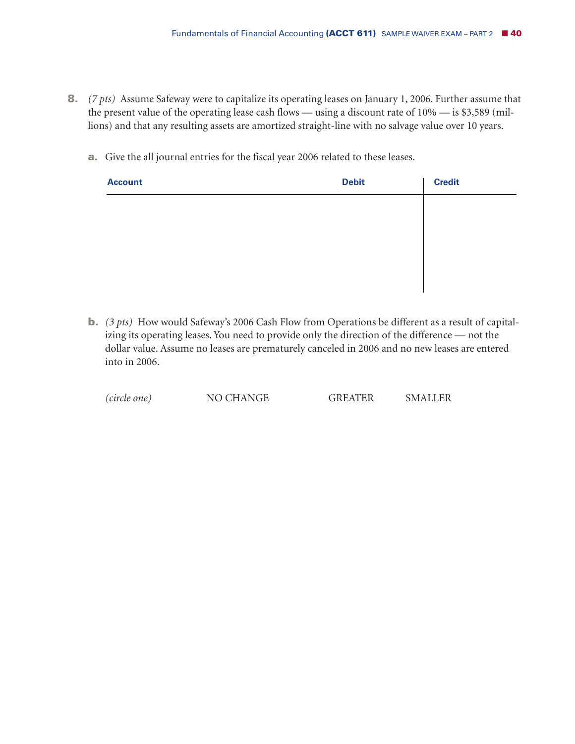**8.** *(7 pts)* Assume Safeway were to capitalize its operating leases on January 1, 2006. Further assume that the present value of the operating lease cash flows — using a discount rate of 10% — is $3,589 (millions) and that any resulting assets are amortized straight-line with no salvage value over 10 years.

**a.** Give the all journal entries for the fiscal year 2006 related to these leases.

| Account | Debit | Credit |
|---|---|---|
| | | |

**b.** *(3 pts)* How would Safeway's 2006 Cash Flow from Operations be different as a result of capitalizing its operating leases. You need to provide only the direction of the difference — not the dollar value. Assume no leases are prematurely canceled in 2006 and no new leases are entered into in 2006.

*(circle one)* NO CHANGE GREATER SMALLER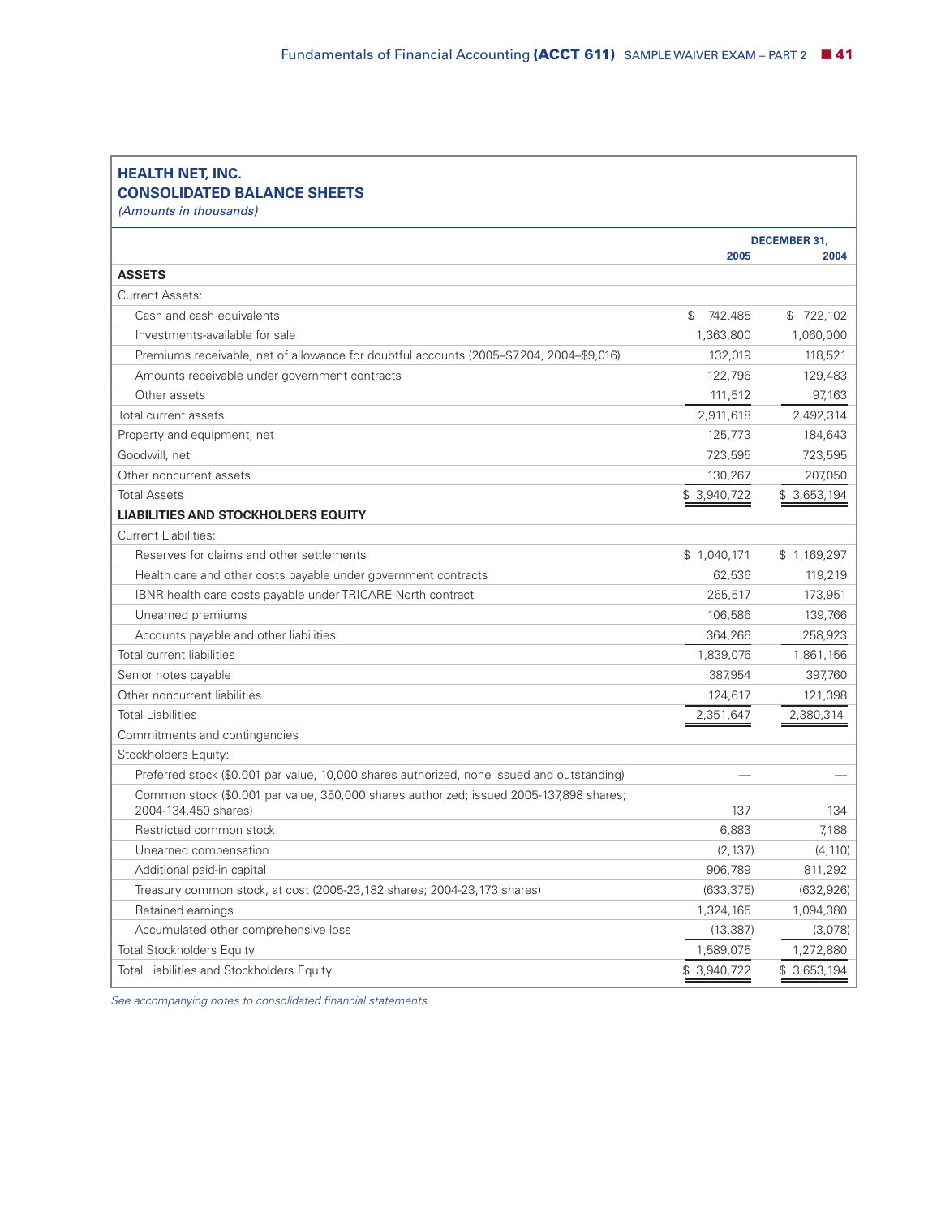## HEALTH NET, INC.
## CONSOLIDATED BALANCE SHEETS

*(Amounts in thousands)*

| | DECEMBER 31, 2005 | 2004 |
|---|---|---|
| **ASSETS** | | |
| Current Assets: | | |
| Cash and cash equivalents | $ 742,485 | $ 722,102 |
| Investments-available for sale | 1,363,800 | 1,060,000 |
| Premiums receivable, net of allowance for doubtful accounts (2005–$7,204, 2004–$9,016) | 132,019 | 118,521 |
| Amounts receivable under government contracts | 122,796 | 129,483 |
| Other assets | 111,512 | 97,163 |
| Total current assets | 2,911,618 | 2,492,314 |
| Property and equipment, net | 125,773 | 184,643 |
| Goodwill, net | 723,595 | 723,595 |
| Other noncurrent assets | 130,267 | 207,050 |
| Total Assets | $ 3,940,722 | $ 3,653,194 |
| **LIABILITIES AND STOCKHOLDERS EQUITY** | | |
| Current Liabilities: | | |
| Reserves for claims and other settlements | $ 1,040,171 | $ 1,169,297 |
| Health care and other costs payable under government contracts | 62,536 | 119,219 |
| IBNR health care costs payable under TRICARE North contract | 265,517 | 173,951 |
| Unearned premiums | 106,586 | 139,766 |
| Accounts payable and other liabilities | 364,266 | 258,923 |
| Total current liabilities | 1,839,076 | 1,861,156 |
| Senior notes payable | 387,954 | 397,760 |
| Other noncurrent liabilities | 124,617 | 121,398 |
| Total Liabilities | 2,351,647 | 2,380,314 |
| Commitments and contingencies | | |
| Stockholders Equity: | | |
| Preferred stock ($0.001 par value, 10,000 shares authorized, none issued and outstanding) | — | — |
| Common stock ($0.001 par value, 350,000 shares authorized; issued 2005-137,898 shares; 2004-134,450 shares) | 137 | 134 |
| Restricted common stock | 6,883 | 7,188 |
| Unearned compensation | (2,137) | (4,110) |
| Additional paid-in capital | 906,789 | 811,292 |
| Treasury common stock, at cost (2005-23,182 shares; 2004-23,173 shares) | (633,375) | (632,926) |
| Retained earnings | 1,324,165 | 1,094,380 |
| Accumulated other comprehensive loss | (13,387) | (3,078) |
| Total Stockholders Equity | 1,589,075 | 1,272,880 |
| Total Liabilities and Stockholders Equity | $ 3,940,722 | $ 3,653,194 |

*See accompanying notes to consolidated financial statements.*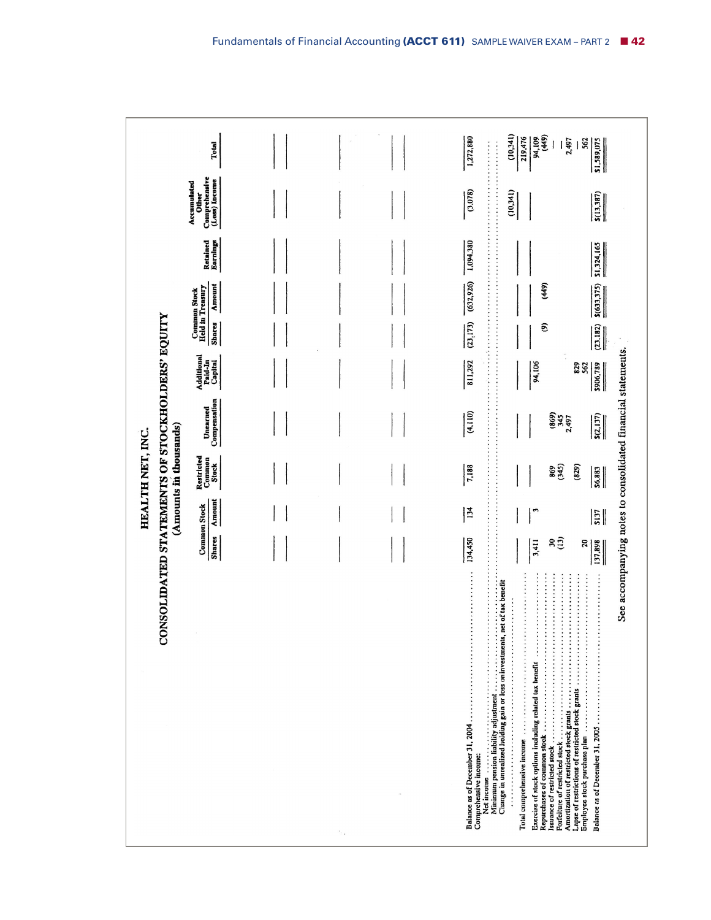# HEALTH NET, INC.

## CONSOLIDATED STATEMENTS OF STOCKHOLDERS' EQUITY

(Amounts in thousands)

| | Common Stock Shares | Common Stock Amount | Restricted Common Stock | Unearned Compensation | Additional Paid-In Capital | Common Stock Held in Treasury Shares | Common Stock Held in Treasury Amount | Retained Earnings | Accumulated Other Comprehensive (Loss) Income | Total |
|---|---|---|---|---|---|---|---|---|---|---|
| Balance as of December 31, 2004 | 134,450 | 134 | 7,188 | (4,110) | 811,292 | (23,173) | (632,926) | 1,094,380 | (3,078) | 1,272,880 |
| Comprehensive income: | | | | | | | | | | |
| Net income | | | | | | | | | | |
| Minimum pension liability adjustment | | | | | | | | | | |
| Change in unrealized holding gain or loss on investments, net of tax benefit | | | | | | | | | (10,341) | (10,341) |
| Total comprehensive income | | | | | | | | | | 219,476 |
| Exercise of stock options including related tax benefit | 3,411 | 3 | | | 94,106 | | | | | 94,109 |
| Repurchases of common stock | | | | | | (9) | (449) | | | (449) |
| Issuance of restricted stock | 30 | | 869 | (869) | | | | | | — |
| Forfeiture of restricted stock | (13) | | (345) | 345 | | | | | | — |
| Amortization of restricted stock grants | | | | 2,497 | | | | | | 2,497 |
| Lapse of restrictions of restricted stock grants | | | (829) | | 829 | | | | | — |
| Employee stock purchase plan | 20 | | | | 562 | | | | | 562 |
| Balance as of December 31, 2005 | 137,898 | $137 | $6,883 | $(2,137) | $906,789 | (23,182) | $(633,375) | $1,324,165 | $(13,387) | $1,589,075 |

See accompanying notes to consolidated financial statements.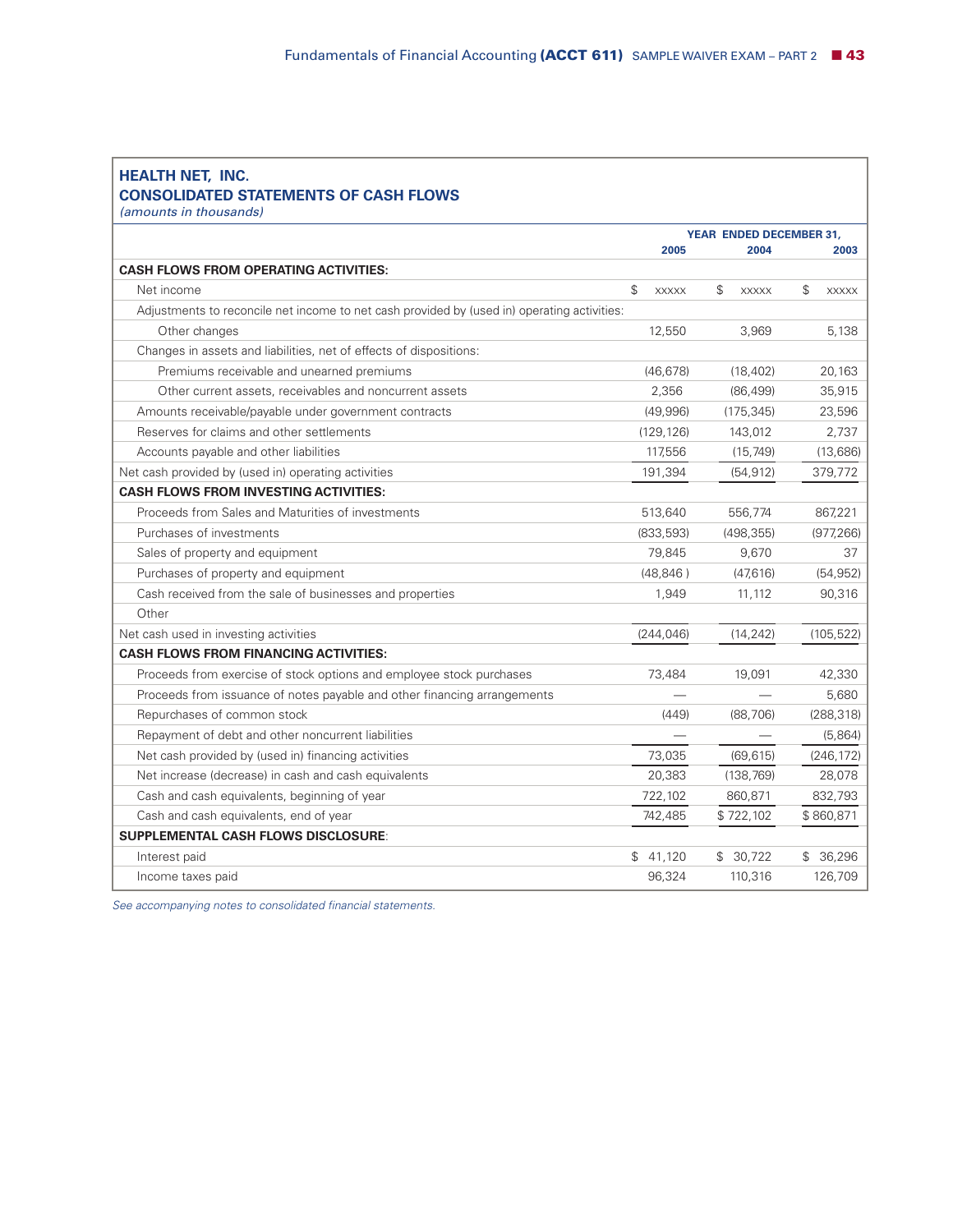## HEALTH NET, INC.
## CONSOLIDATED STATEMENTS OF CASH FLOWS

*(amounts in thousands)*

| | YEAR ENDED DECEMBER 31, | | |
|---|---|---|---|
| | **2005** | **2004** | **2003** |
| **CASH FLOWS FROM OPERATING ACTIVITIES:** | | | |
| Net income | $ xxxxx | $ xxxxx | $ xxxxx |
| Adjustments to reconcile net income to net cash provided by (used in) operating activities: | | | |
| Other changes | 12,550 | 3,969 | 5,138 |
| Changes in assets and liabilities, net of effects of dispositions: | | | |
| Premiums receivable and unearned premiums | (46,678) | (18,402) | 20,163 |
| Other current assets, receivables and noncurrent assets | 2,356 | (86,499) | 35,915 |
| Amounts receivable/payable under government contracts | (49,996) | (175,345) | 23,596 |
| Reserves for claims and other settlements | (129,126) | 143,012 | 2,737 |
| Accounts payable and other liabilities | 117,556 | (15,749) | (13,686) |
| Net cash provided by (used in) operating activities | 191,394 | (54,912) | 379,772 |
| **CASH FLOWS FROM INVESTING ACTIVITIES:** | | | |
| Proceeds from Sales and Maturities of investments | 513,640 | 556,774 | 867,221 |
| Purchases of investments | (833,593) | (498,355) | (977,266) |
| Sales of property and equipment | 79,845 | 9,670 | 37 |
| Purchases of property and equipment | (48,846 ) | (47,616) | (54,952) |
| Cash received from the sale of businesses and properties | 1,949 | 11,112 | 90,316 |
| Other | | | |
| Net cash used in investing activities | (244,046) | (14,242) | (105,522) |
| **CASH FLOWS FROM FINANCING ACTIVITIES:** | | | |
| Proceeds from exercise of stock options and employee stock purchases | 73,484 | 19,091 | 42,330 |
| Proceeds from issuance of notes payable and other financing arrangements | — | — | 5,680 |
| Repurchases of common stock | (449) | (88,706) | (288,318) |
| Repayment of debt and other noncurrent liabilities | — | — | (5,864) |
| Net cash provided by (used in) financing activities | 73,035 | (69,615) | (246,172) |
| Net increase (decrease) in cash and cash equivalents | 20,383 | (138,769) | 28,078 |
| Cash and cash equivalents, beginning of year | 722,102 | 860,871 | 832,793 |
| Cash and cash equivalents, end of year | 742,485 | $ 722,102 | $ 860,871 |
| **SUPPLEMENTAL CASH FLOWS DISCLOSURE**: | | | |
| Interest paid | $ 41,120 | $ 30,722 | $ 36,296 |
| Income taxes paid | 96,324 | 110,316 | 126,709 |

*See accompanying notes to consolidated financial statements.*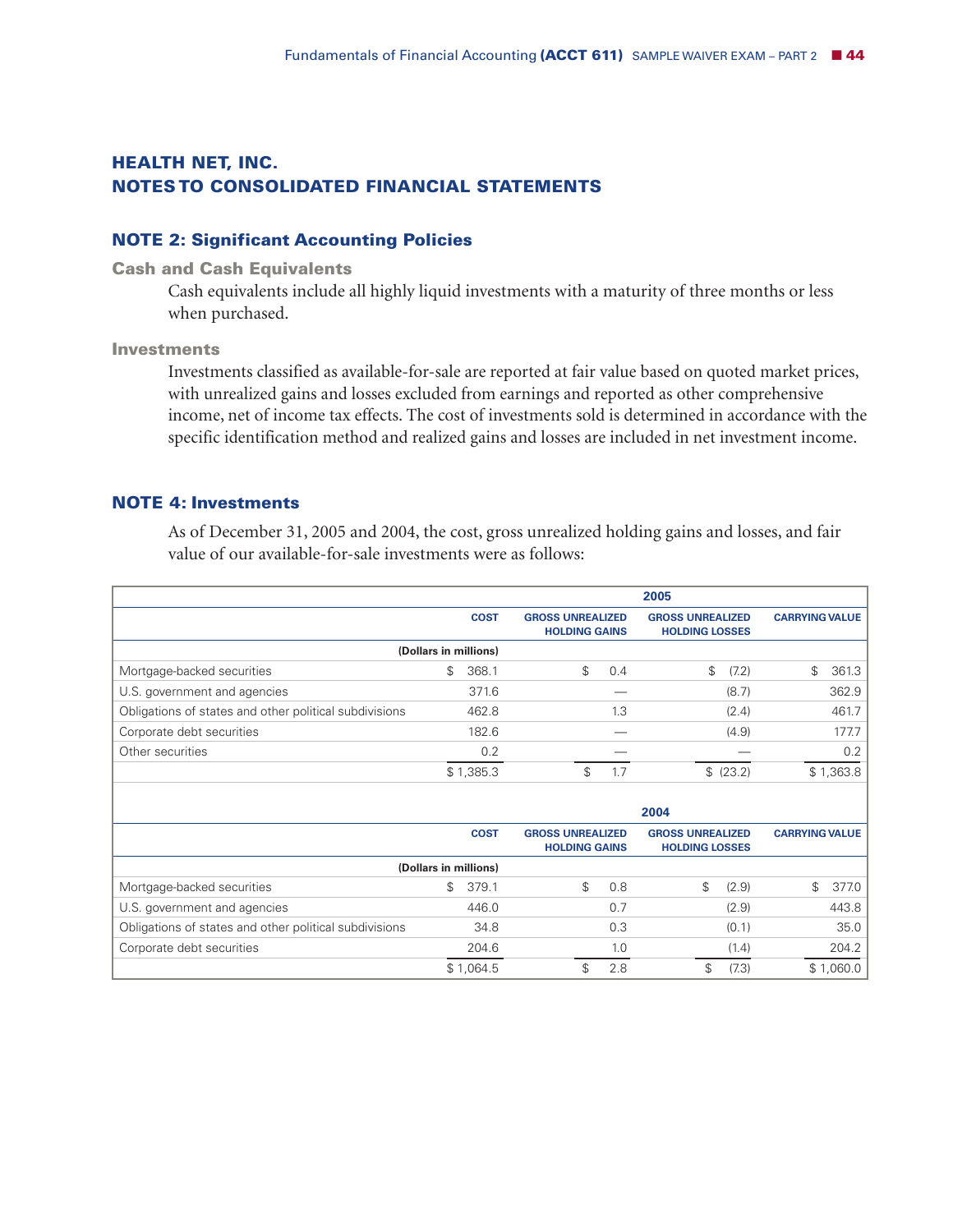## HEALTH NET, INC.
## NOTES TO CONSOLIDATED FINANCIAL STATEMENTS

### NOTE 2: Significant Accounting Policies

#### Cash and Cash Equivalents

Cash equivalents include all highly liquid investments with a maturity of three months or less when purchased.

#### Investments

Investments classified as available-for-sale are reported at fair value based on quoted market prices, with unrealized gains and losses excluded from earnings and reported as other comprehensive income, net of income tax effects. The cost of investments sold is determined in accordance with the specific identification method and realized gains and losses are included in net investment income.

### NOTE 4: Investments

As of December 31, 2005 and 2004, the cost, gross unrealized holding gains and losses, and fair value of our available-for-sale investments were as follows:

| | 2005 | | | |
|---|---|---|---|---|
| | COST | GROSS UNREALIZED HOLDING GAINS | GROSS UNREALIZED HOLDING LOSSES | CARRYING VALUE |
| (Dollars in millions) | | | | |
| Mortgage-backed securities | $ 368.1 | $ 0.4 | $ (7.2) | $ 361.3 |
| U.S. government and agencies | 371.6 | — | (8.7) | 362.9 |
| Obligations of states and other political subdivisions | 462.8 | 1.3 | (2.4) | 461.7 |
| Corporate debt securities | 182.6 | — | (4.9) | 177.7 |
| Other securities | 0.2 | — | — | 0.2 |
| | $ 1,385.3 | $ 1.7 | $ (23.2) | $ 1,363.8 |

| | 2004 | | | |
|---|---|---|---|---|
| | COST | GROSS UNREALIZED HOLDING GAINS | GROSS UNREALIZED HOLDING LOSSES | CARRYING VALUE |
| (Dollars in millions) | | | | |
| Mortgage-backed securities | $ 379.1 | $ 0.8 | $ (2.9) | $ 377.0 |
| U.S. government and agencies | 446.0 | 0.7 | (2.9) | 443.8 |
| Obligations of states and other political subdivisions | 34.8 | 0.3 | (0.1) | 35.0 |
| Corporate debt securities | 204.6 | 1.0 | (1.4) | 204.2 |
| | $ 1,064.5 | $ 2.8 | $ (7.3) | $ 1,060.0 |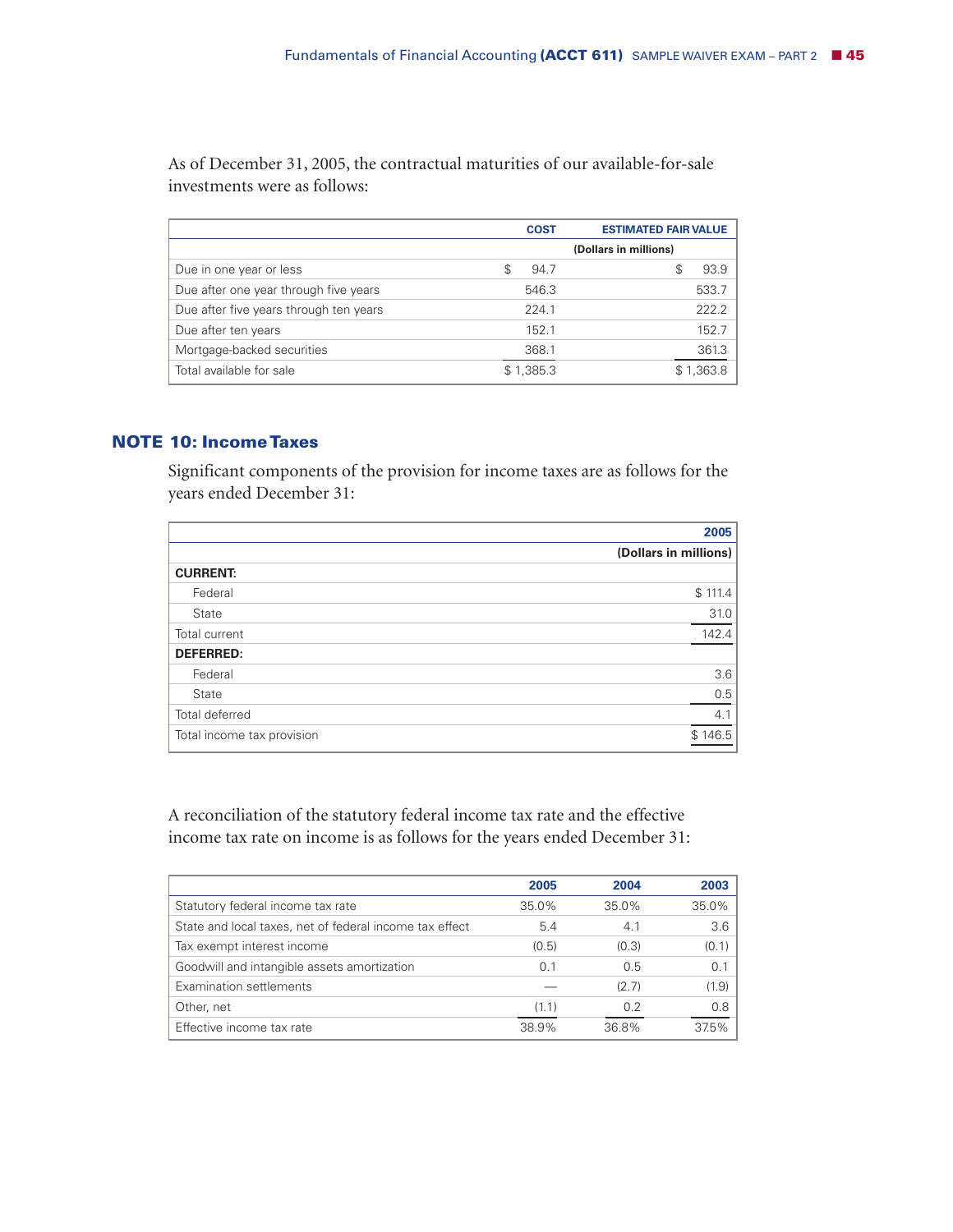As of December 31, 2005, the contractual maturities of our available-for-sale investments were as follows:

| | COST | ESTIMATED FAIR VALUE |
|---|---|---|
| | (Dollars in millions) | |
| Due in one year or less | $ 94.7 | $ 93.9 |
| Due after one year through five years | 546.3 | 533.7 |
| Due after five years through ten years | 224.1 | 222.2 |
| Due after ten years | 152.1 | 152.7 |
| Mortgage-backed securities | 368.1 | 361.3 |
| Total available for sale | $ 1,385.3 | $ 1,363.8 |

## NOTE 10: Income Taxes

Significant components of the provision for income taxes are as follows for the years ended December 31:

| | 2005 |
|---|---|
| | (Dollars in millions) |
| **CURRENT:** | |
| Federal | $ 111.4 |
| State | 31.0 |
| Total current | 142.4 |
| **DEFERRED:** | |
| Federal | 3.6 |
| State | 0.5 |
| Total deferred | 4.1 |
| Total income tax provision | $ 146.5 |

A reconciliation of the statutory federal income tax rate and the effective income tax rate on income is as follows for the years ended December 31:

| | 2005 | 2004 | 2003 |
|---|---|---|---|
| Statutory federal income tax rate | 35.0% | 35.0% | 35.0% |
| State and local taxes, net of federal income tax effect | 5.4 | 4.1 | 3.6 |
| Tax exempt interest income | (0.5) | (0.3) | (0.1) |
| Goodwill and intangible assets amortization | 0.1 | 0.5 | 0.1 |
| Examination settlements | — | (2.7) | (1.9) |
| Other, net | (1.1) | 0.2 | 0.8 |
| Effective income tax rate | 38.9% | 36.8% | 37.5% |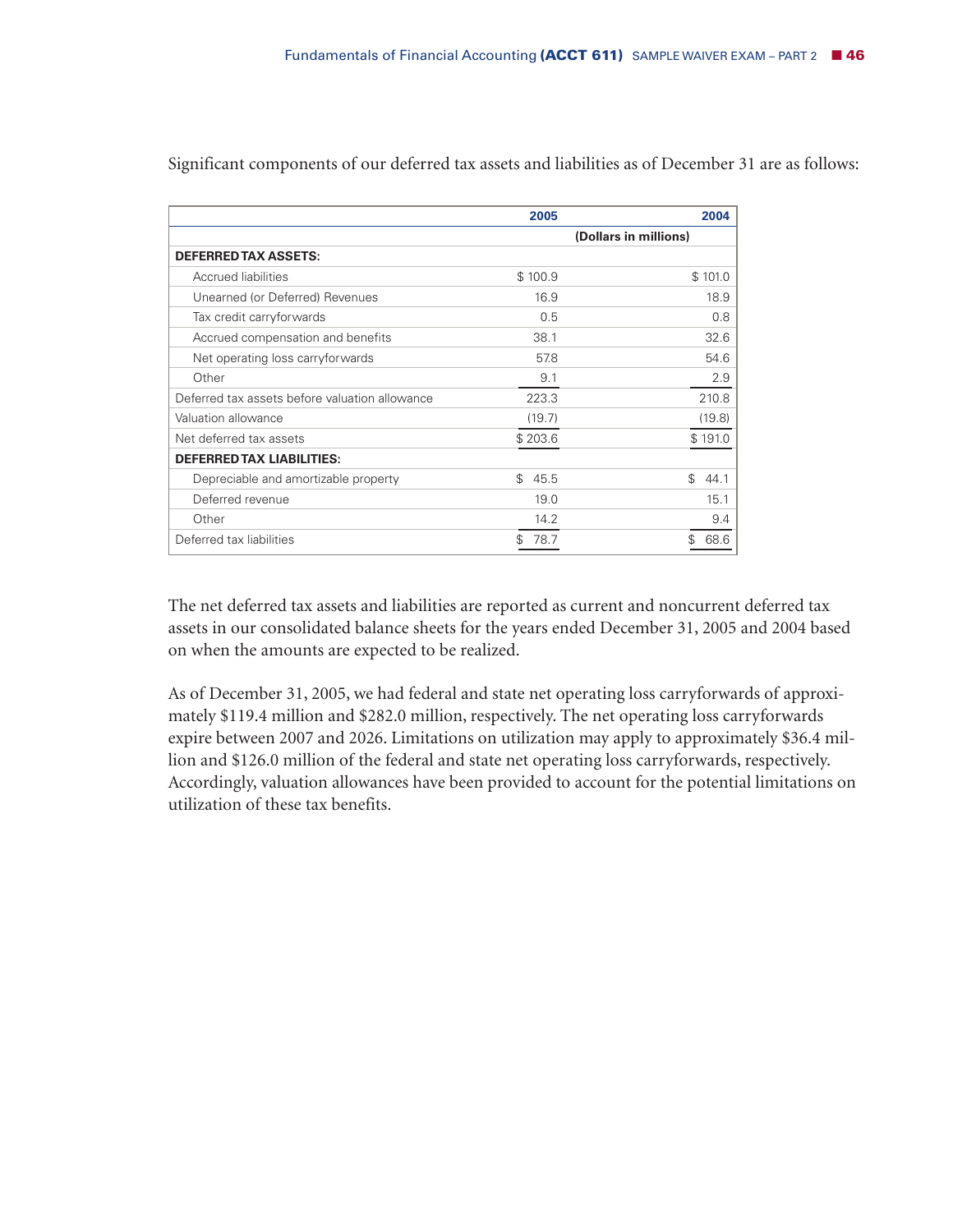Significant components of our deferred tax assets and liabilities as of December 31 are as follows:

| | 2005 | 2004 |
|---|---|---|
| | (Dollars in millions) | |
| **DEFERRED TAX ASSETS:** | | |
| Accrued liabilities | $ 100.9 | $ 101.0 |
| Unearned (or Deferred) Revenues | 16.9 | 18.9 |
| Tax credit carryforwards | 0.5 | 0.8 |
| Accrued compensation and benefits | 38.1 | 32.6 |
| Net operating loss carryforwards | 57.8 | 54.6 |
| Other | 9.1 | 2.9 |
| Deferred tax assets before valuation allowance | 223.3 | 210.8 |
| Valuation allowance | (19.7) | (19.8) |
| Net deferred tax assets | $ 203.6 | $ 191.0 |
| **DEFERRED TAX LIABILITIES:** | | |
| Depreciable and amortizable property | $ 45.5 | $ 44.1 |
| Deferred revenue | 19.0 | 15.1 |
| Other | 14.2 | 9.4 |
| Deferred tax liabilities | $ 78.7 | $ 68.6 |

The net deferred tax assets and liabilities are reported as current and noncurrent deferred tax assets in our consolidated balance sheets for the years ended December 31, 2005 and 2004 based on when the amounts are expected to be realized.

As of December 31, 2005, we had federal and state net operating loss carryforwards of approximately $119.4 million and $282.0 million, respectively. The net operating loss carryforwards expire between 2007 and 2026. Limitations on utilization may apply to approximately $36.4 million and $126.0 million of the federal and state net operating loss carryforwards, respectively. Accordingly, valuation allowances have been provided to account for the potential limitations on utilization of these tax benefits.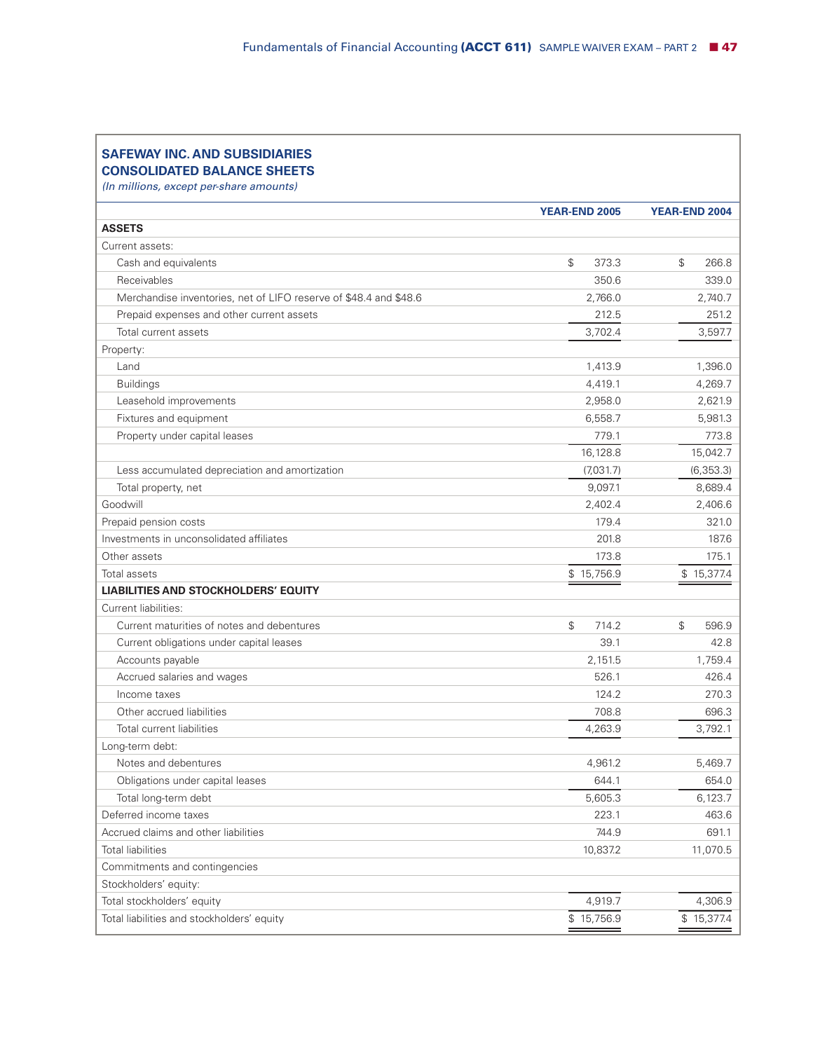## SAFEWAY INC. AND SUBSIDIARIES
## CONSOLIDATED BALANCE SHEETS

*(In millions, except per-share amounts)*

| | YEAR-END 2005 | YEAR-END 2004 |
|---|---|---|
| **ASSETS** | | |
| Current assets: | | |
| Cash and equivalents | $ 373.3 | $ 266.8 |
| Receivables | 350.6 | 339.0 |
| Merchandise inventories, net of LIFO reserve of $48.4 and $48.6 | 2,766.0 | 2,740.7 |
| Prepaid expenses and other current assets | 212.5 | 251.2 |
| Total current assets | 3,702.4 | 3,597.7 |
| Property: | | |
| Land | 1,413.9 | 1,396.0 |
| Buildings | 4,419.1 | 4,269.7 |
| Leasehold improvements | 2,958.0 | 2,621.9 |
| Fixtures and equipment | 6,558.7 | 5,981.3 |
| Property under capital leases | 779.1 | 773.8 |
| | 16,128.8 | 15,042.7 |
| Less accumulated depreciation and amortization | (7,031.7) | (6,353.3) |
| Total property, net | 9,097.1 | 8,689.4 |
| Goodwill | 2,402.4 | 2,406.6 |
| Prepaid pension costs | 179.4 | 321.0 |
| Investments in unconsolidated affiliates | 201.8 | 187.6 |
| Other assets | 173.8 | 175.1 |
| Total assets | $ 15,756.9 | $ 15,377.4 |
| **LIABILITIES AND STOCKHOLDERS' EQUITY** | | |
| Current liabilities: | | |
| Current maturities of notes and debentures | $ 714.2 | $ 596.9 |
| Current obligations under capital leases | 39.1 | 42.8 |
| Accounts payable | 2,151.5 | 1,759.4 |
| Accrued salaries and wages | 526.1 | 426.4 |
| Income taxes | 124.2 | 270.3 |
| Other accrued liabilities | 708.8 | 696.3 |
| Total current liabilities | 4,263.9 | 3,792.1 |
| Long-term debt: | | |
| Notes and debentures | 4,961.2 | 5,469.7 |
| Obligations under capital leases | 644.1 | 654.0 |
| Total long-term debt | 5,605.3 | 6,123.7 |
| Deferred income taxes | 223.1 | 463.6 |
| Accrued claims and other liabilities | 744.9 | 691.1 |
| Total liabilities | 10,837.2 | 11,070.5 |
| Commitments and contingencies | | |
| Stockholders' equity: | | |
| Total stockholders' equity | 4,919.7 | 4,306.9 |
| Total liabilities and stockholders' equity | $ 15,756.9 | $ 15,377.4 |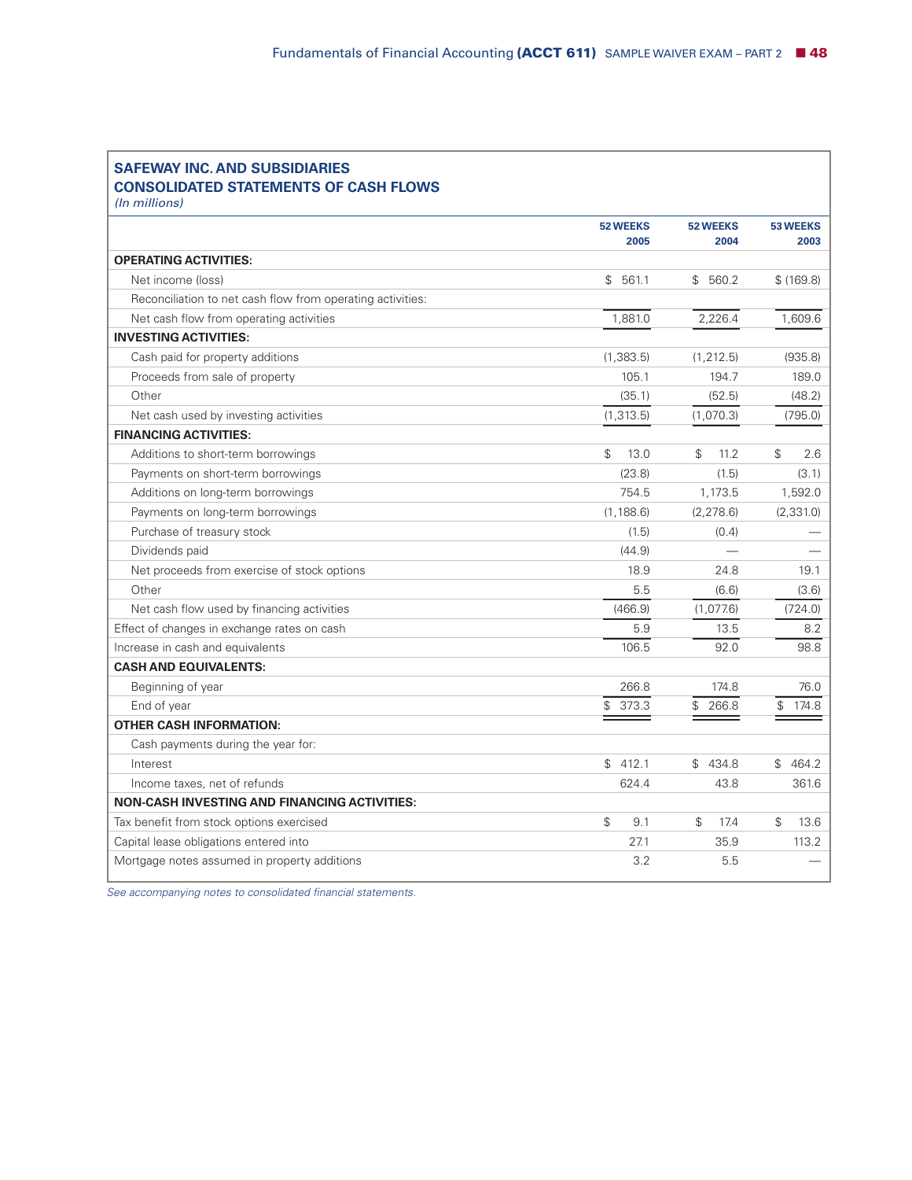## SAFEWAY INC. AND SUBSIDIARIES
## CONSOLIDATED STATEMENTS OF CASH FLOWS

*(In millions)*

| | 52 WEEKS 2005 | 52 WEEKS 2004 | 53 WEEKS 2003 |
|---|---|---|---|
| **OPERATING ACTIVITIES:** | | | |
| Net income (loss) | $ 561.1 | $ 560.2 | $ (169.8) |
| Reconciliation to net cash flow from operating activities: | | | |
| Net cash flow from operating activities | 1,881.0 | 2,226.4 | 1,609.6 |
| **INVESTING ACTIVITIES:** | | | |
| Cash paid for property additions | (1,383.5) | (1,212.5) | (935.8) |
| Proceeds from sale of property | 105.1 | 194.7 | 189.0 |
| Other | (35.1) | (52.5) | (48.2) |
| Net cash used by investing activities | (1,313.5) | (1,070.3) | (795.0) |
| **FINANCING ACTIVITIES:** | | | |
| Additions to short-term borrowings | $ 13.0 | $ 11.2 | $ 2.6 |
| Payments on short-term borrowings | (23.8) | (1.5) | (3.1) |
| Additions on long-term borrowings | 754.5 | 1,173.5 | 1,592.0 |
| Payments on long-term borrowings | (1,188.6) | (2,278.6) | (2,331.0) |
| Purchase of treasury stock | (1.5) | (0.4) | — |
| Dividends paid | (44.9) | — | — |
| Net proceeds from exercise of stock options | 18.9 | 24.8 | 19.1 |
| Other | 5.5 | (6.6) | (3.6) |
| Net cash flow used by financing activities | (466.9) | (1,077.6) | (724.0) |
| Effect of changes in exchange rates on cash | 5.9 | 13.5 | 8.2 |
| Increase in cash and equivalents | 106.5 | 92.0 | 98.8 |
| **CASH AND EQUIVALENTS:** | | | |
| Beginning of year | 266.8 | 174.8 | 76.0 |
| End of year | $ 373.3 | $ 266.8 | $ 174.8 |
| **OTHER CASH INFORMATION:** | | | |
| Cash payments during the year for: | | | |
| Interest | $ 412.1 | $ 434.8 | $ 464.2 |
| Income taxes, net of refunds | 624.4 | 43.8 | 361.6 |
| **NON-CASH INVESTING AND FINANCING ACTIVITIES:** | | | |
| Tax benefit from stock options exercised | $ 9.1 | $ 17.4 | $ 13.6 |
| Capital lease obligations entered into | 27.1 | 35.9 | 113.2 |
| Mortgage notes assumed in property additions | 3.2 | 5.5 | — |

*See accompanying notes to consolidated financial statements.*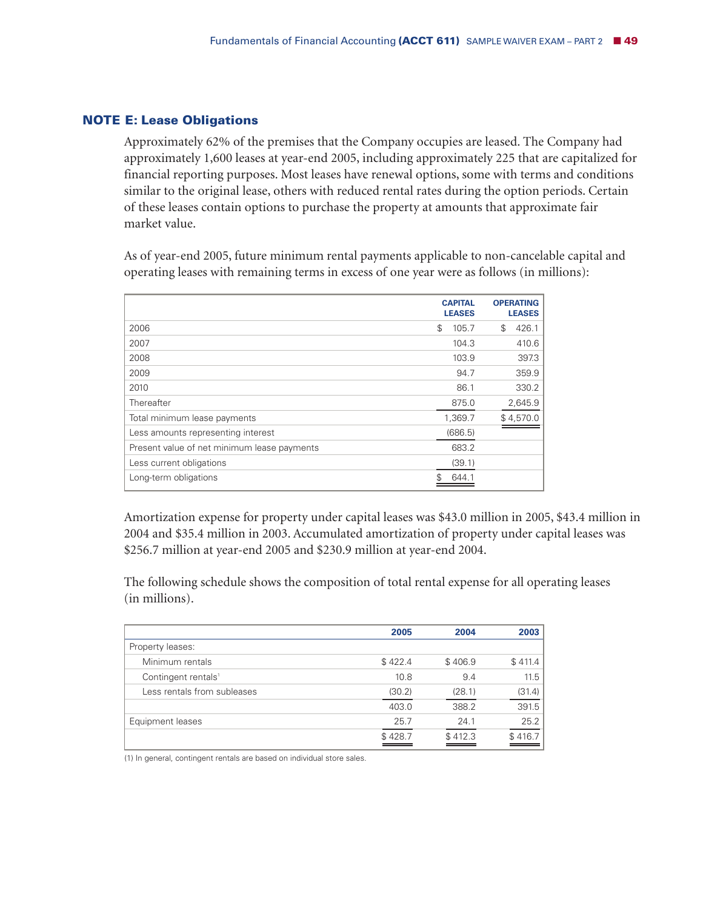## NOTE E: Lease Obligations

Approximately 62% of the premises that the Company occupies are leased. The Company had approximately 1,600 leases at year-end 2005, including approximately 225 that are capitalized for financial reporting purposes. Most leases have renewal options, some with terms and conditions similar to the original lease, others with reduced rental rates during the option periods. Certain of these leases contain options to purchase the property at amounts that approximate fair market value.

As of year-end 2005, future minimum rental payments applicable to non-cancelable capital and operating leases with remaining terms in excess of one year were as follows (in millions):

| | CAPITAL LEASES | OPERATING LEASES |
|---|---|---|
| 2006 | $ 105.7 | $ 426.1 |
| 2007 | 104.3 | 410.6 |
| 2008 | 103.9 | 397.3 |
| 2009 | 94.7 | 359.9 |
| 2010 | 86.1 | 330.2 |
| Thereafter | 875.0 | 2,645.9 |
| Total minimum lease payments | 1,369.7 | $ 4,570.0 |
| Less amounts representing interest | (686.5) | |
| Present value of net minimum lease payments | 683.2 | |
| Less current obligations | (39.1) | |
| Long-term obligations | $ 644.1 | |

Amortization expense for property under capital leases was $43.0 million in 2005, $43.4 million in 2004 and $35.4 million in 2003. Accumulated amortization of property under capital leases was $256.7 million at year-end 2005 and $230.9 million at year-end 2004.

The following schedule shows the composition of total rental expense for all operating leases (in millions).

| | 2005 | 2004 | 2003 |
|---|---|---|---|
| Property leases: | | | |
| Minimum rentals | $ 422.4 | $ 406.9 | $ 411.4 |
| Contingent rentals[1] | 10.8 | 9.4 | 11.5 |
| Less rentals from subleases | (30.2) | (28.1) | (31.4) |
| | 403.0 | 388.2 | 391.5 |
| Equipment leases | 25.7 | 24.1 | 25.2 |
| | $ 428.7 | $ 412.3 | $ 416.7 |

(1) In general, contingent rentals are based on individual store sales.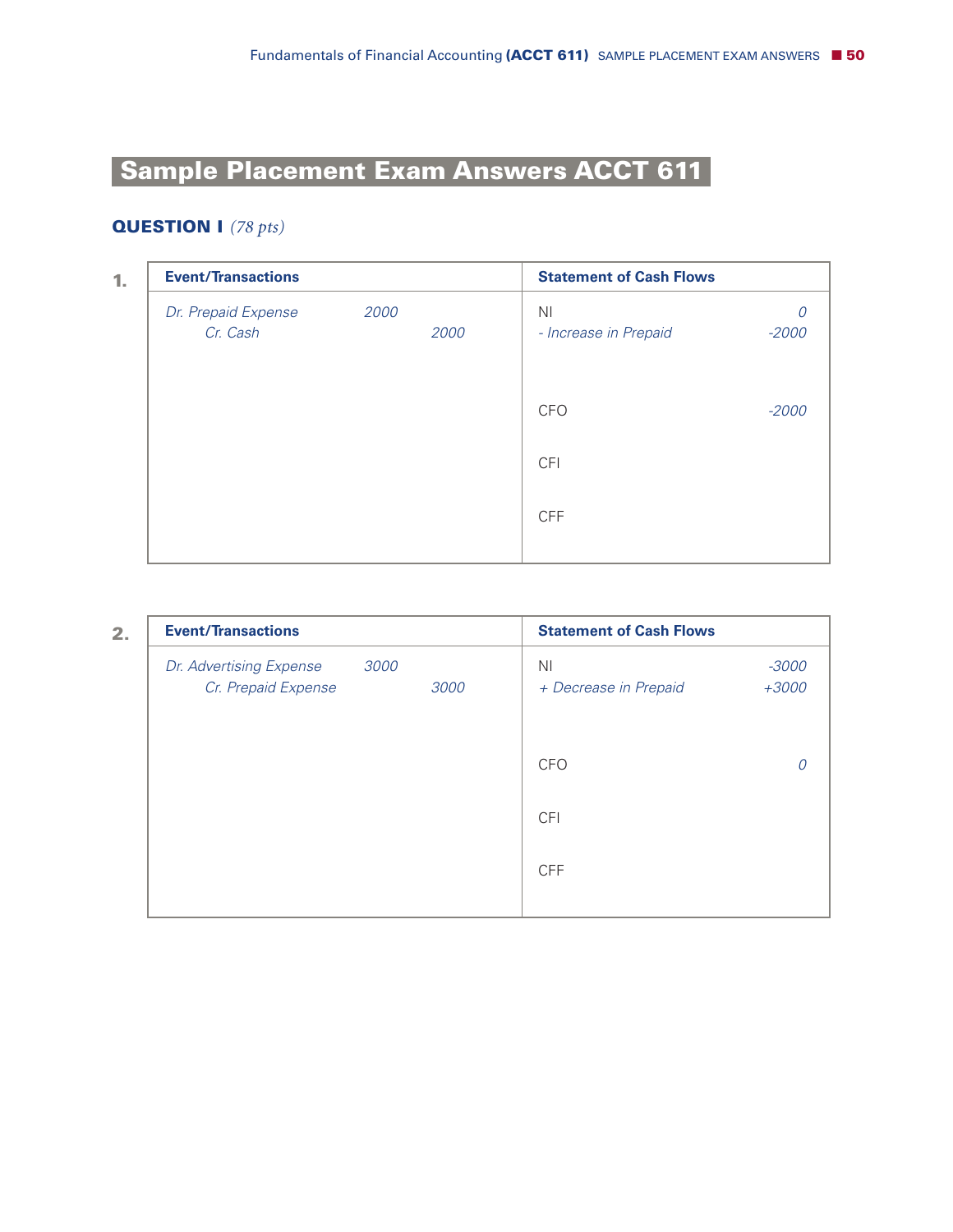# Sample Placement Exam Answers ACCT 611

## QUESTION I *(78 pts)*

**1.**

| Event/Transactions | | | Statement of Cash Flows | |
|---|---|---|---|---|
| *Dr. Prepaid Expense* | *2000* | | NI | *0* |
| *Cr. Cash* | | *2000* | *- Increase in Prepaid* | *-2000* |
| | | | CFO | *-2000* |
| | | | CFI | |
| | | | CFF | |

**2.**

| Event/Transactions | | | Statement of Cash Flows | |
|---|---|---|---|---|
| *Dr. Advertising Expense* | *3000* | | NI | *-3000* |
| *Cr. Prepaid Expense* | | *3000* | *+ Decrease in Prepaid* | *+3000* |
| | | | CFO | *0* |
| | | | CFI | |
| | | | CFF | |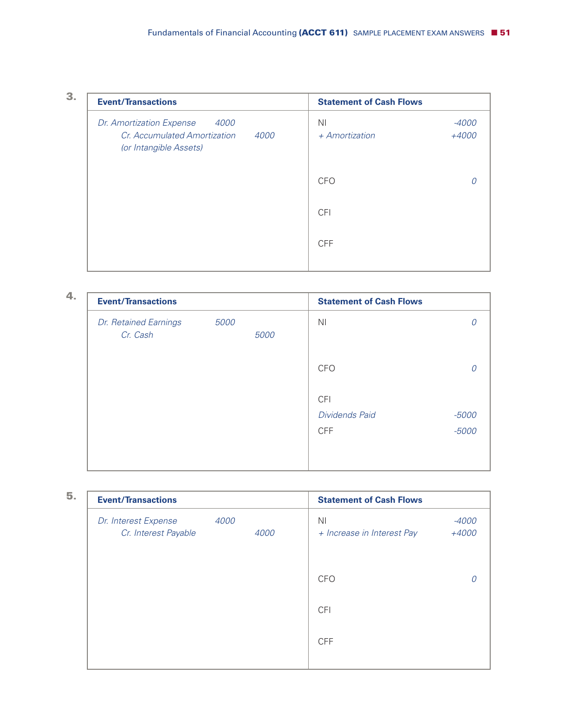3.

| Event/Transactions | | | Statement of Cash Flows | |
|---|---|---|---|---|
| *Dr. Amortization Expense* | *4000* | | NI | *-4000* |
| *Cr. Accumulated Amortization* | | *4000* | *+ Amortization* | *+4000* |
| *(or Intangible Assets)* | | | | |
| | | | CFO | *0* |
| | | | CFI | |
| | | | CFF | |

4.

| Event/Transactions | | | Statement of Cash Flows | |
|---|---|---|---|---|
| *Dr. Retained Earnings* | *5000* | | NI | *0* |
| *Cr. Cash* | | *5000* | | |
| | | | CFO | *0* |
| | | | CFI | |
| | | | *Dividends Paid* | *-5000* |
| | | | CFF | *-5000* |

5.

| Event/Transactions | | | Statement of Cash Flows | |
|---|---|---|---|---|
| *Dr. Interest Expense* | *4000* | | NI | *-4000* |
| *Cr. Interest Payable* | | *4000* | *+ Increase in Interest Pay* | *+4000* |
| | | | CFO | *0* |
| | | | CFI | |
| | | | CFF | |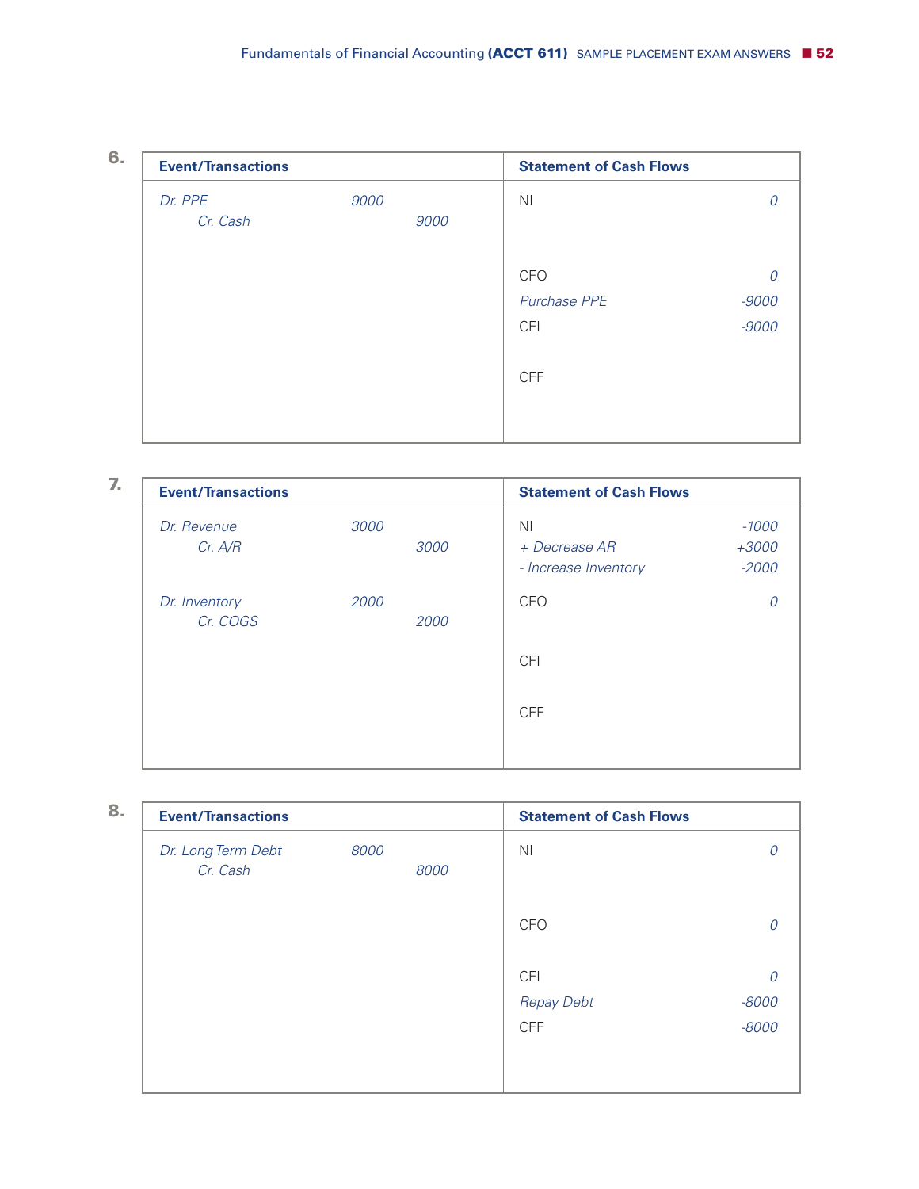**6.**

| Event/Transactions | | | Statement of Cash Flows | |
|---|---|---|---|---|
| *Dr. PPE* | *9000* | | NI | *0* |
| *Cr. Cash* | | *9000* | | |
| | | | CFO | *0* |
| | | | *Purchase PPE* | *-9000* |
| | | | CFI | *-9000* |
| | | | CFF | |

**7.**

| Event/Transactions | | | Statement of Cash Flows | |
|---|---|---|---|---|
| *Dr. Revenue* | *3000* | | NI | *-1000* |
| *Cr. A/R* | | *3000* | *+ Decrease AR* | *+3000* |
| | | | *- Increase Inventory* | *-2000* |
| *Dr. Inventory* | *2000* | | CFO | *0* |
| *Cr. COGS* | | *2000* | | |
| | | | CFI | |
| | | | CFF | |

**8.**

| Event/Transactions | | | Statement of Cash Flows | |
|---|---|---|---|---|
| *Dr. Long Term Debt* | *8000* | | NI | *0* |
| *Cr. Cash* | | *8000* | | |
| | | | CFO | *0* |
| | | | CFI | *0* |
| | | | *Repay Debt* | *-8000* |
| | | | CFF | *-8000* |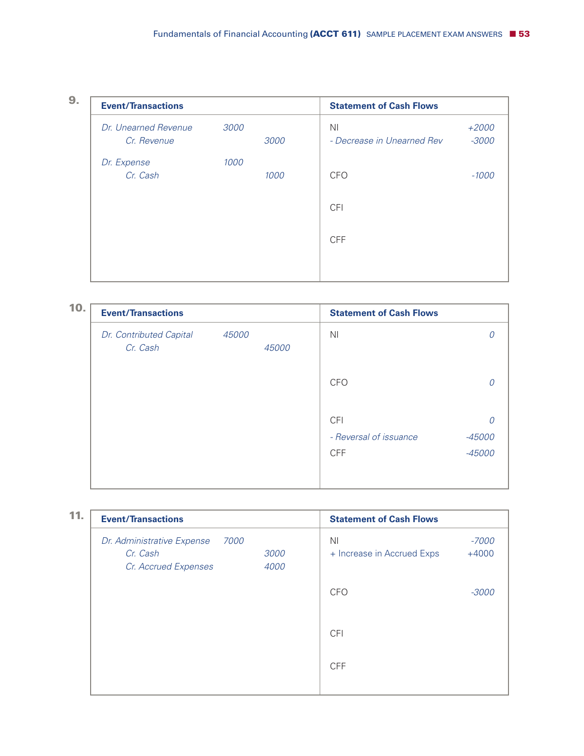**9.**

| Event/Transactions | | | Statement of Cash Flows | |
|---|---|---|---|---|
| *Dr. Unearned Revenue* | *3000* | | NI | *+2000* |
| *Cr. Revenue* | | *3000* | *- Decrease in Unearned Rev* | *-3000* |
| *Dr. Expense* | *1000* | | | |
| *Cr. Cash* | | *1000* | CFO | *-1000* |
| | | | CFI | |
| | | | CFF | |

**10.**

| Event/Transactions | | | Statement of Cash Flows | |
|---|---|---|---|---|
| *Dr. Contributed Capital* | *45000* | | NI | *0* |
| *Cr. Cash* | | *45000* | | |
| | | | CFO | *0* |
| | | | CFI | *0* |
| | | | *- Reversal of issuance* | *-45000* |
| | | | CFF | *-45000* |

**11.**

| Event/Transactions | | | Statement of Cash Flows | |
|---|---|---|---|---|
| *Dr. Administrative Expense* | *7000* | | NI | *-7000* |
| *Cr. Cash* | | *3000* | + Increase in Accrued Exps | +4000 |
| *Cr. Accrued Expenses* | | *4000* | | |
| | | | CFO | *-3000* |
| | | | CFI | |
| | | | CFF | |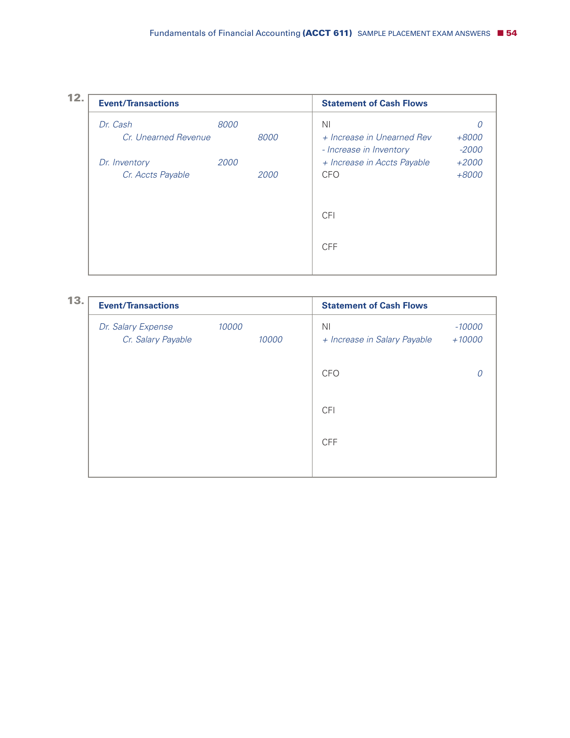**12.**

| Event/Transactions | | | Statement of Cash Flows | |
|---|---|---|---|---|
| *Dr. Cash* | *8000* | | NI | *0* |
| *Cr. Unearned Revenue* | | *8000* | *+ Increase in Unearned Rev* | *+8000* |
| | | | *- Increase in Inventory* | *-2000* |
| *Dr. Inventory* | *2000* | | *+ Increase in Accts Payable* | *+2000* |
| *Cr. Accts Payable* | | *2000* | CFO | *+8000* |
| | | | CFI | |
| | | | CFF | |

**13.**

| Event/Transactions | | | Statement of Cash Flows | |
|---|---|---|---|---|
| *Dr. Salary Expense* | *10000* | | NI | *-10000* |
| *Cr. Salary Payable* | | *10000* | *+ Increase in Salary Payable* | *+10000* |
| | | | CFO | *0* |
| | | | CFI | |
| | | | CFF | |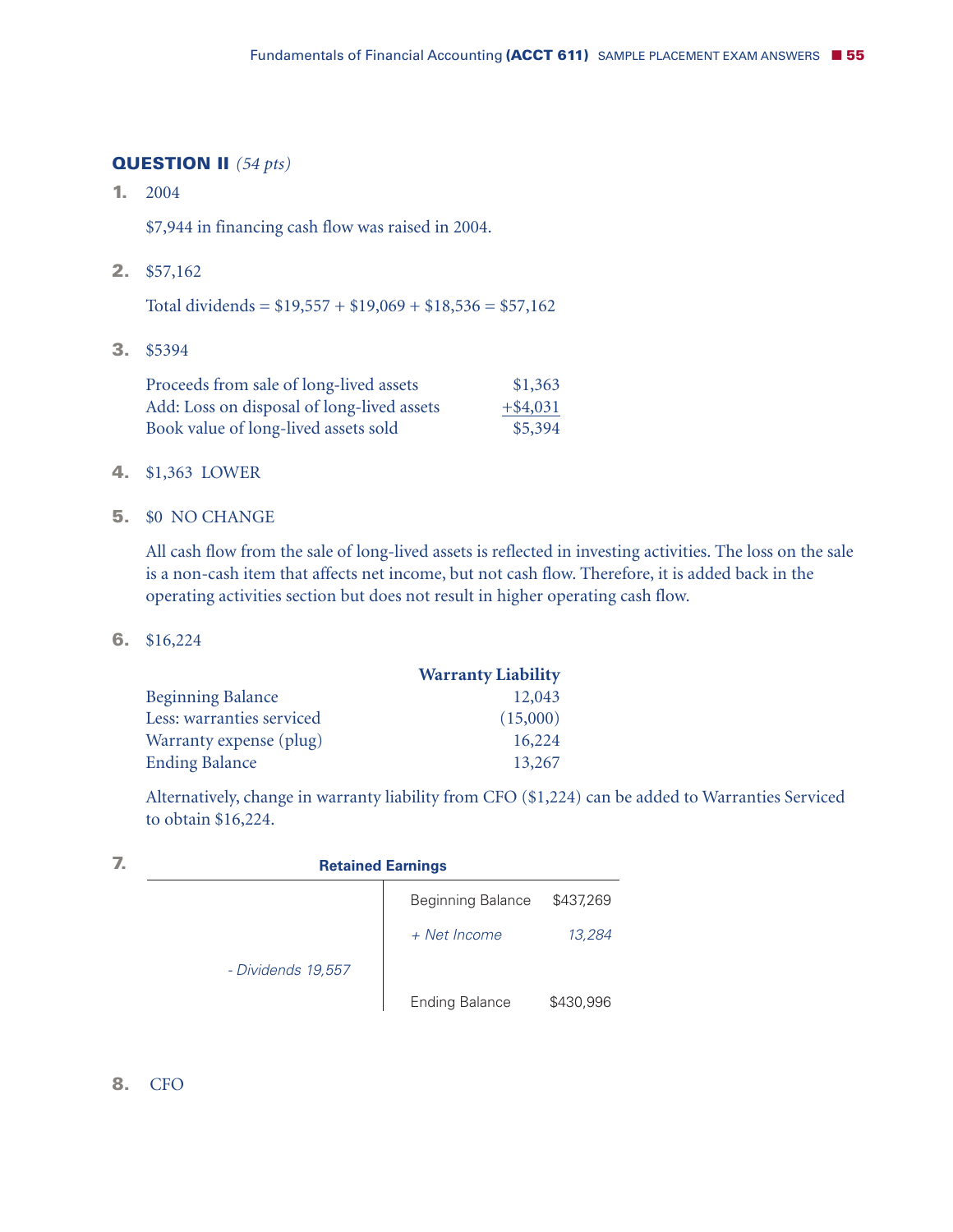## QUESTION II *(54 pts)*

1. 2004

   $7,944 in financing cash flow was raised in 2004.

2. $57,162

   Total dividends = $19,557 + $19,069 + $18,536 = $57,162

3. $5394

| | |
|---|---|
| Proceeds from sale of long-lived assets | $1,363 |
| Add: Loss on disposal of long-lived assets | +$4,031 |
| Book value of long-lived assets sold | $5,394 |

4. $1,363 LOWER

5. $0 NO CHANGE

   All cash flow from the sale of long-lived assets is reflected in investing activities. The loss on the sale is a non-cash item that affects net income, but not cash flow. Therefore, it is added back in the operating activities section but does not result in higher operating cash flow.

6. $16,224

| | **Warranty Liability** |
|---|---|
| Beginning Balance | 12,043 |
| Less: warranties serviced | (15,000) |
| Warranty expense (plug) | 16,224 |
| Ending Balance | 13,267 |

   Alternatively, change in warranty liability from CFO ($1,224) can be added to Warranties Serviced to obtain $16,224.

7.

**Retained Earnings**

| Debit | Credit | |
|---|---|---|
| | Beginning Balance | $437,269 |
| | *+ Net Income* | *13,284* |
| *- Dividends 19,557* | | |
| | Ending Balance | $430,996 |

8. CFO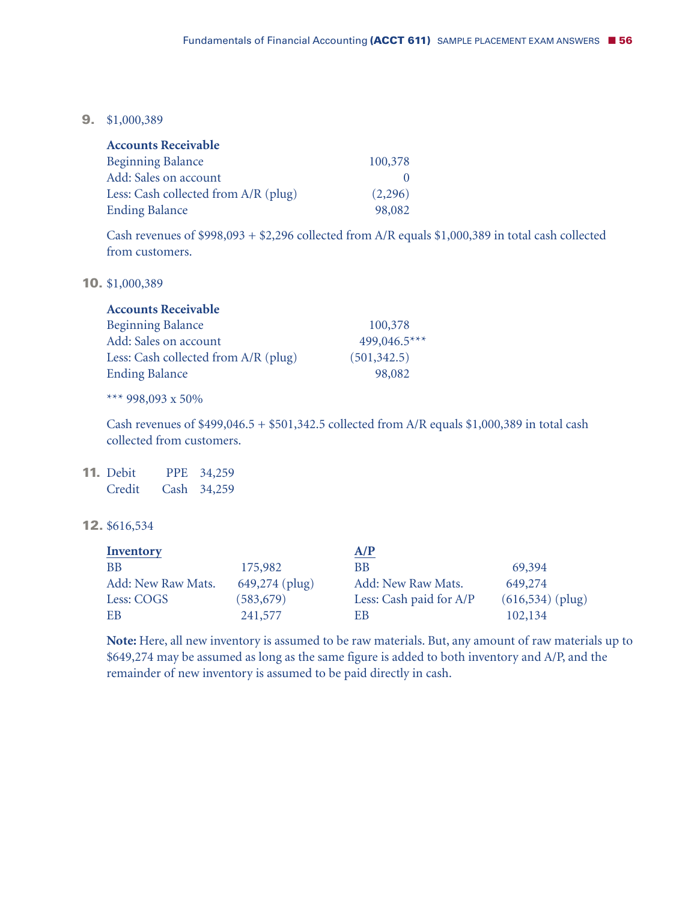9. $1,000,389

**Accounts Receivable**

| | |
|---|---|
| Beginning Balance | 100,378 |
| Add: Sales on account | 0 |
| Less: Cash collected from A/R (plug) | (2,296) |
| Ending Balance | 98,082 |

Cash revenues of $998,093 + $2,296 collected from A/R equals $1,000,389 in total cash collected from customers.

10. $1,000,389

**Accounts Receivable**

| | |
|---|---|
| Beginning Balance | 100,378 |
| Add: Sales on account | 499,046.5*** |
| Less: Cash collected from A/R (plug) | (501,342.5) |
| Ending Balance | 98,082 |

*** 998,093 x 50%

Cash revenues of $499,046.5 + $501,342.5 collected from A/R equals $1,000,389 in total cash collected from customers.

11. Debit PPE 34,259
Credit Cash 34,259

12. $616,534

| **Inventory** | | **A/P** | |
|---|---|---|---|
| BB | 175,982 | BB | 69,394 |
| Add: New Raw Mats. | 649,274 (plug) | Add: New Raw Mats. | 649,274 |
| Less: COGS | (583,679) | Less: Cash paid for A/P | (616,534) (plug) |
| EB | 241,577 | EB | 102,134 |

**Note:** Here, all new inventory is assumed to be raw materials. But, any amount of raw materials up to $649,274 may be assumed as long as the same figure is added to both inventory and A/P, and the remainder of new inventory is assumed to be paid directly in cash.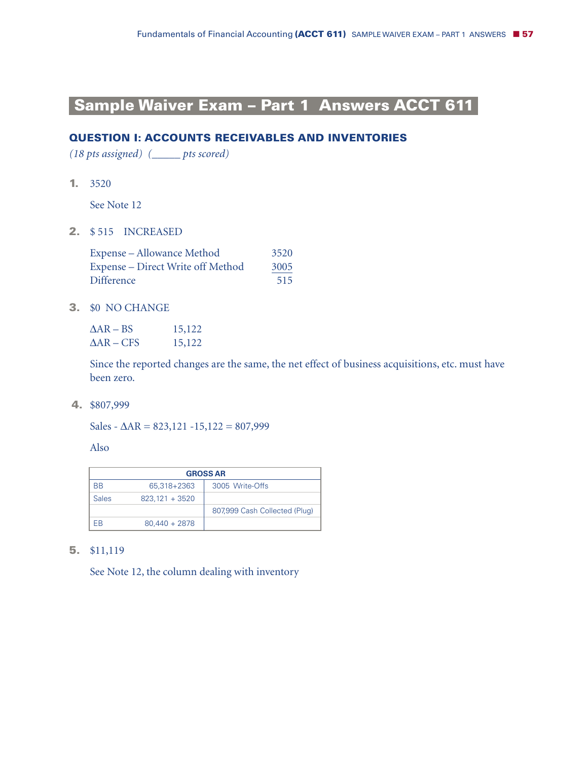# Sample Waiver Exam – Part 1 Answers ACCT 611

## QUESTION I: ACCOUNTS RECEIVABLES AND INVENTORIES

*(18 pts assigned) (_____ pts scored)*

1. 3520

   See Note 12

2. $ 515 INCREASED

   | | |
   |---|---|
   | Expense – Allowance Method | 3520 |
   | Expense – Direct Write off Method | 3005 |
   | Difference | 515 |

3. $0 NO CHANGE

   | | |
   |---|---|
   | $\Delta$AR – BS | 15,122 |
   | $\Delta$AR – CFS | 15,122 |

   Since the reported changes are the same, the net effect of business acquisitions, etc. must have been zero.

4. $807,999

   Sales - $\Delta$AR = 823,121 -15,122 = 807,999

   Also

   | GROSS AR | | |
   |---|---|---|
   | BB | 65,318+2363 | 3005 Write-Offs |
   | Sales | 823,121 + 3520 | |
   | | | 807,999 Cash Collected (Plug) |
   | EB | 80,440 + 2878 | |

5. $11,119

   See Note 12, the column dealing with inventory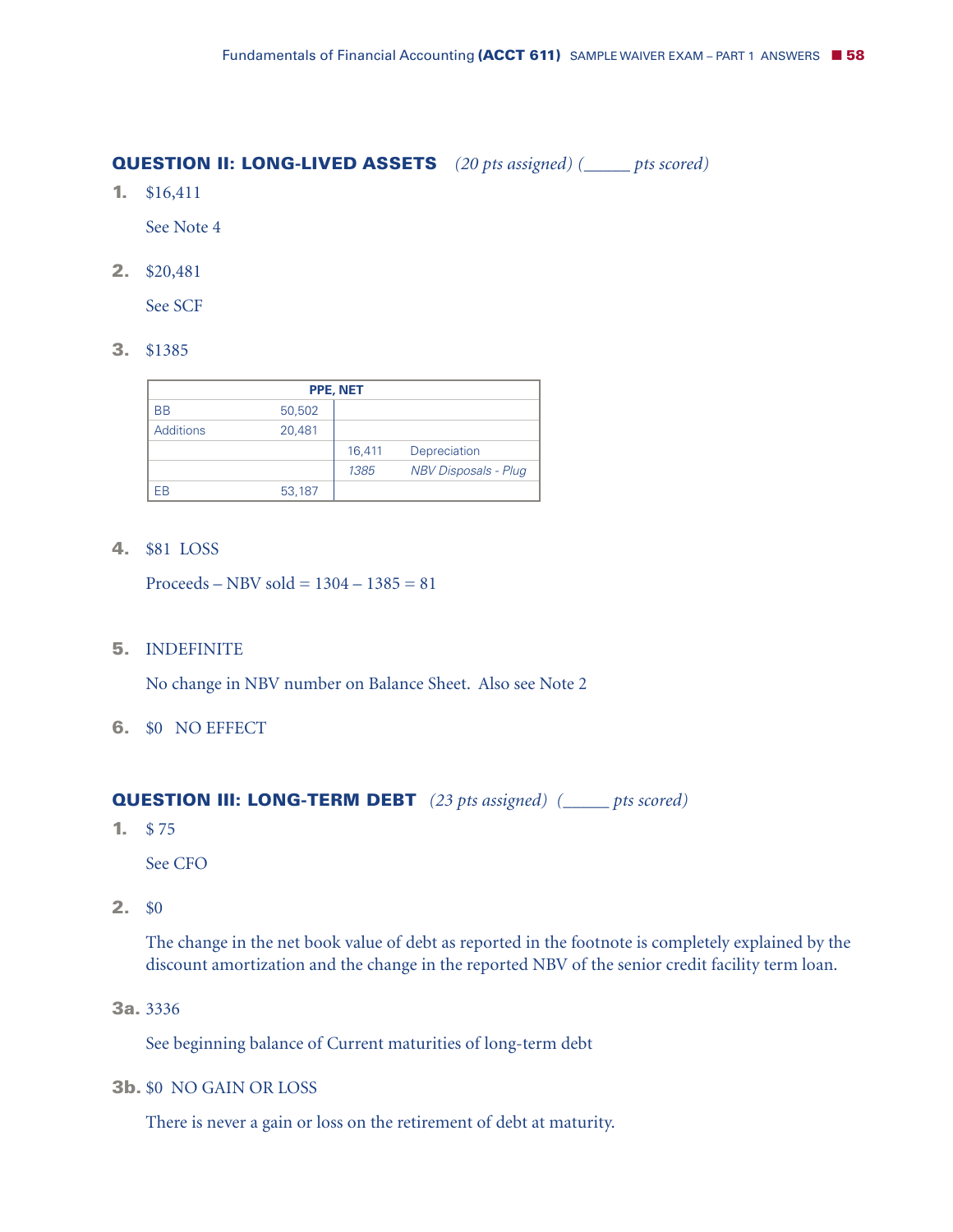## QUESTION II: LONG-LIVED ASSETS *(20 pts assigned) (_____ pts scored)*

**1.** $16,411

See Note 4

**2.** $20,481

See SCF

**3.** $1385

| PPE, NET | | | |
|---|---|---|---|
| BB | 50,502 | | |
| Additions | 20,481 | | |
| | | 16,411 | Depreciation |
| | | *1385* | *NBV Disposals - Plug* |
| EB | 53,187 | | |

**4.** $81 LOSS

Proceeds – NBV sold = 1304 – 1385 = 81

**5.** INDEFINITE

No change in NBV number on Balance Sheet. Also see Note 2

**6.** $0 NO EFFECT

## QUESTION III: LONG-TERM DEBT *(23 pts assigned) (_____ pts scored)*

**1.** $ 75

See CFO

**2.** $0

The change in the net book value of debt as reported in the footnote is completely explained by the discount amortization and the change in the reported NBV of the senior credit facility term loan.

**3a.** 3336

See beginning balance of Current maturities of long-term debt

**3b.** $0 NO GAIN OR LOSS

There is never a gain or loss on the retirement of debt at maturity.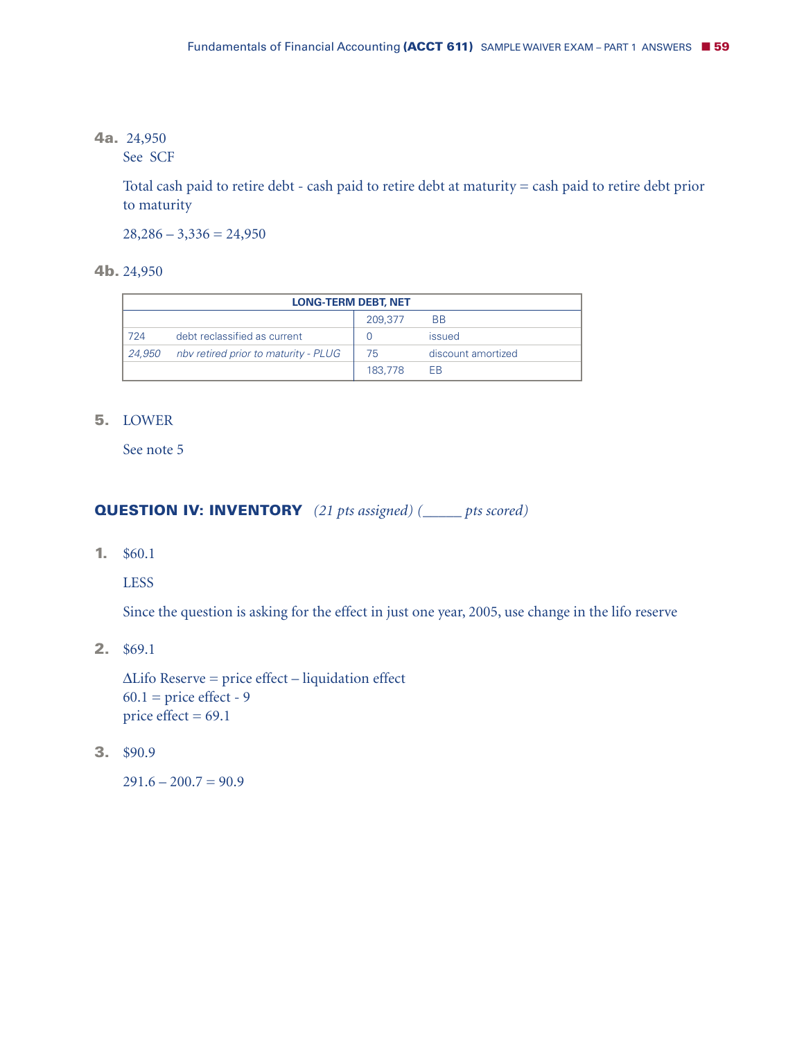**4a.** 24,950

See SCF

Total cash paid to retire debt - cash paid to retire debt at maturity = cash paid to retire debt prior to maturity

28,286 – 3,336 = 24,950

**4b.** 24,950

| LONG-TERM DEBT, NET | | | |
|---|---|---|---|
| | | 209,377 | BB |
| 724 | debt reclassified as current | 0 | issued |
| *24,950* | *nbv retired prior to maturity - PLUG* | 75 | discount amortized |
| | | 183,778 | EB |

**5.** LOWER

See note 5

## QUESTION IV: INVENTORY *(21 pts assigned) (\_\_\_\_\_ pts scored)*

**1.** \$60.1

LESS

Since the question is asking for the effect in just one year, 2005, use change in the lifo reserve

**2.** \$69.1

ΔLifo Reserve = price effect – liquidation effect
60.1 = price effect - 9
price effect = 69.1

**3.** \$90.9

291.6 – 200.7 = 90.9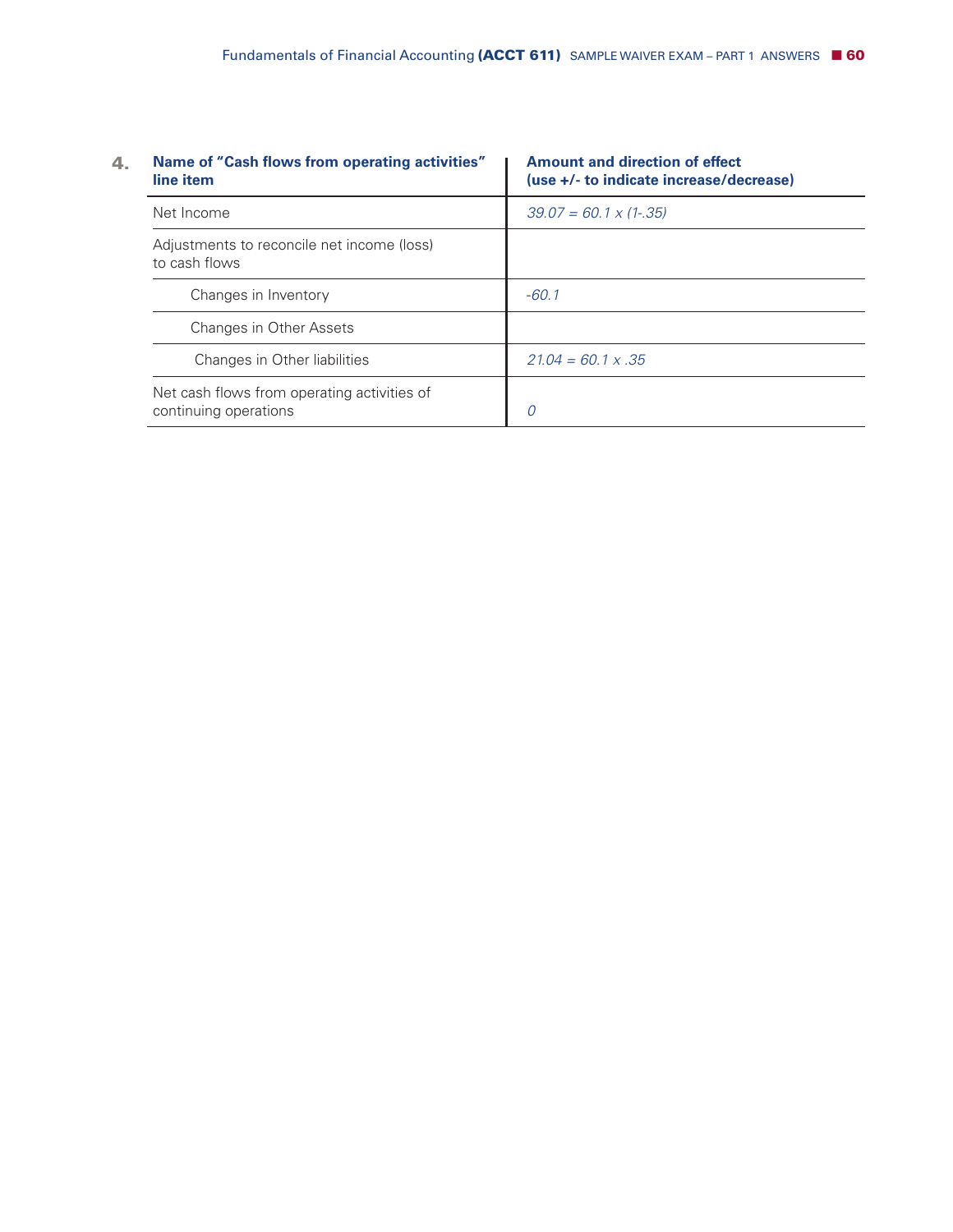4.

| Name of "Cash flows from operating activities" line item | Amount and direction of effect (use +/- to indicate increase/decrease) |
|---|---|
| Net Income | *39.07 = 60.1 x (1-.35)* |
| Adjustments to reconcile net income (loss) to cash flows | |
| Changes in Inventory | *-60.1* |
| Changes in Other Assets | |
| Changes in Other liabilities | *21.04 = 60.1 x .35* |
| Net cash flows from operating activities of continuing operations | *0* |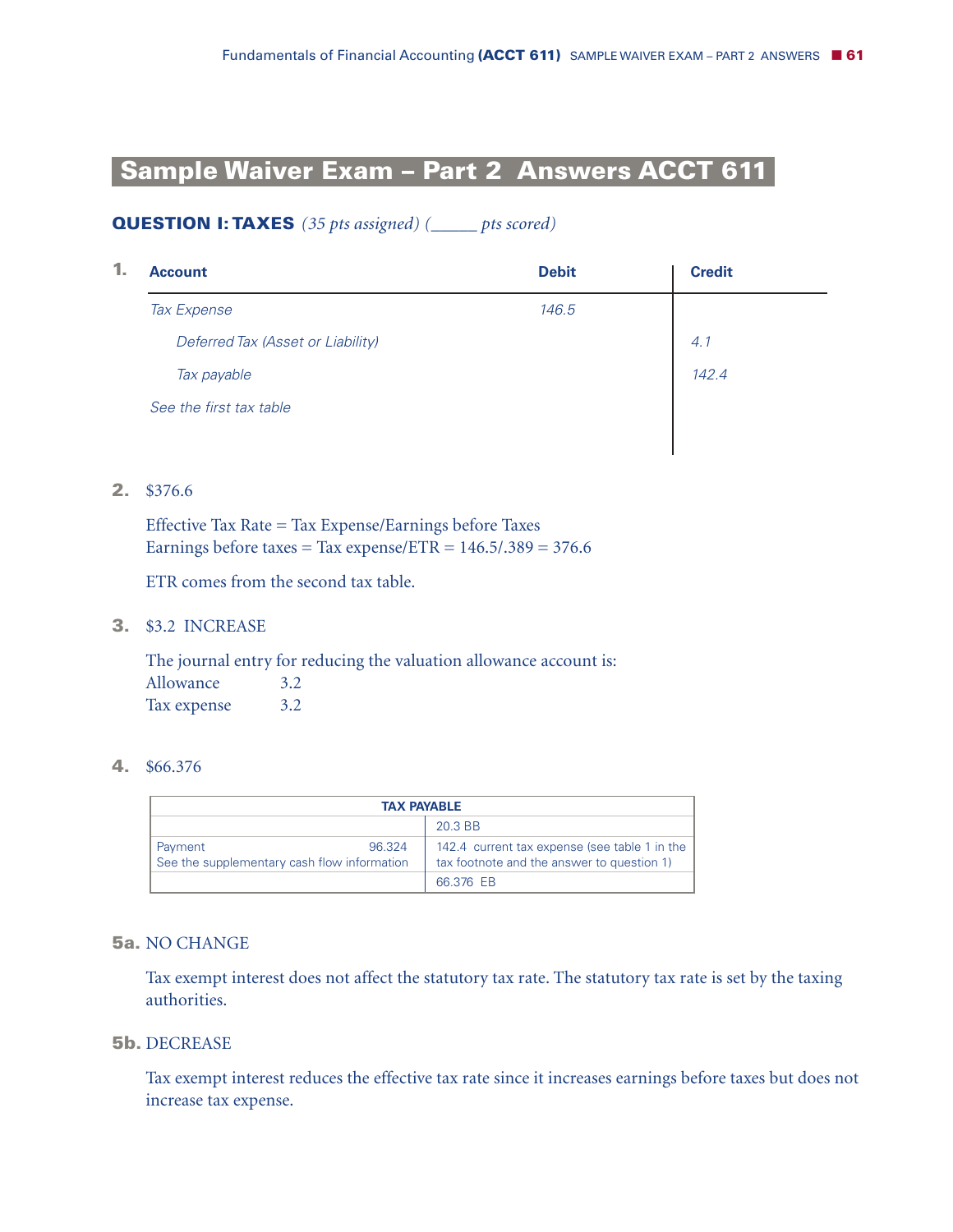# Sample Waiver Exam – Part 2 Answers ACCT 611

## QUESTION I: TAXES *(35 pts assigned) (_____ pts scored)*

**1.**

| Account | Debit | Credit |
|---|---|---|
| *Tax Expense* | *146.5* | |
| *Deferred Tax (Asset or Liability)* | | *4.1* |
| *Tax payable* | | *142.4* |
| *See the first tax table* | | |

**2.** $376.6

Effective Tax Rate = Tax Expense/Earnings before Taxes
Earnings before taxes = Tax expense/ETR = 146.5/.389 = 376.6

ETR comes from the second tax table.

**3.** $3.2 INCREASE

The journal entry for reducing the valuation allowance account is:
Allowance 3.2
Tax expense 3.2

**4.** $66.376

| TAX PAYABLE | |
|---|---|
| | 20.3 BB |
| Payment 96.324<br>See the supplementary cash flow information | 142.4 current tax expense (see table 1 in the tax footnote and the answer to question 1) |
| | 66.376 EB |

**5a.** NO CHANGE

Tax exempt interest does not affect the statutory tax rate. The statutory tax rate is set by the taxing authorities.

**5b.** DECREASE

Tax exempt interest reduces the effective tax rate since it increases earnings before taxes but does not increase tax expense.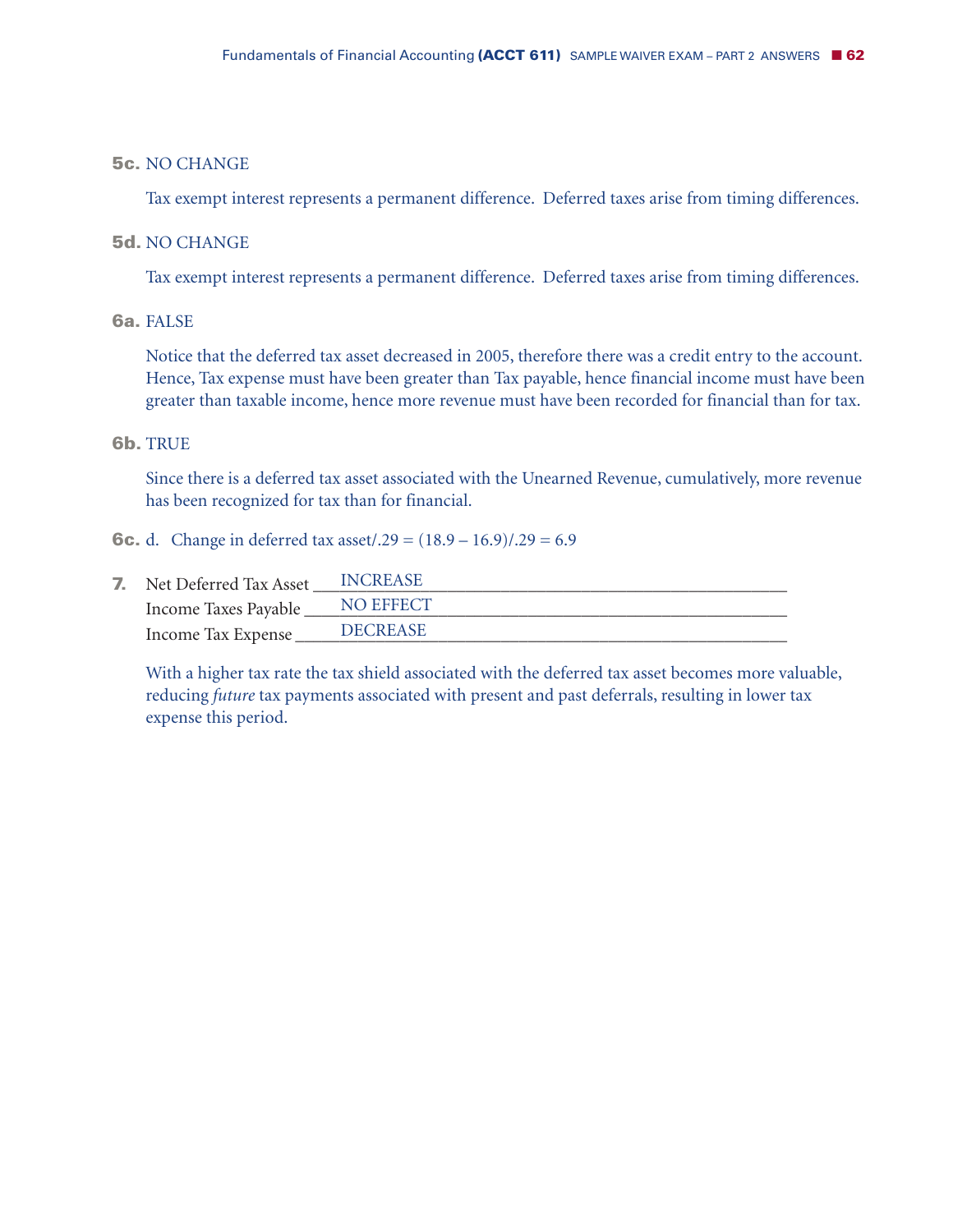**5c.** NO CHANGE

Tax exempt interest represents a permanent difference. Deferred taxes arise from timing differences.

**5d.** NO CHANGE

Tax exempt interest represents a permanent difference. Deferred taxes arise from timing differences.

**6a.** FALSE

Notice that the deferred tax asset decreased in 2005, therefore there was a credit entry to the account. Hence, Tax expense must have been greater than Tax payable, hence financial income must have been greater than taxable income, hence more revenue must have been recorded for financial than for tax.

**6b.** TRUE

Since there is a deferred tax asset associated with the Unearned Revenue, cumulatively, more revenue has been recognized for tax than for financial.

**6c.** d. Change in deferred tax asset/.29 = (18.9 – 16.9)/.29 = 6.9

**7.** Net Deferred Tax Asset \_\_\_INCREASE\_\_\_

Income Taxes Payable \_\_\_NO EFFECT\_\_\_

Income Tax Expense \_\_\_DECREASE\_\_\_

With a higher tax rate the tax shield associated with the deferred tax asset becomes more valuable, reducing *future* tax payments associated with present and past deferrals, resulting in lower tax expense this period.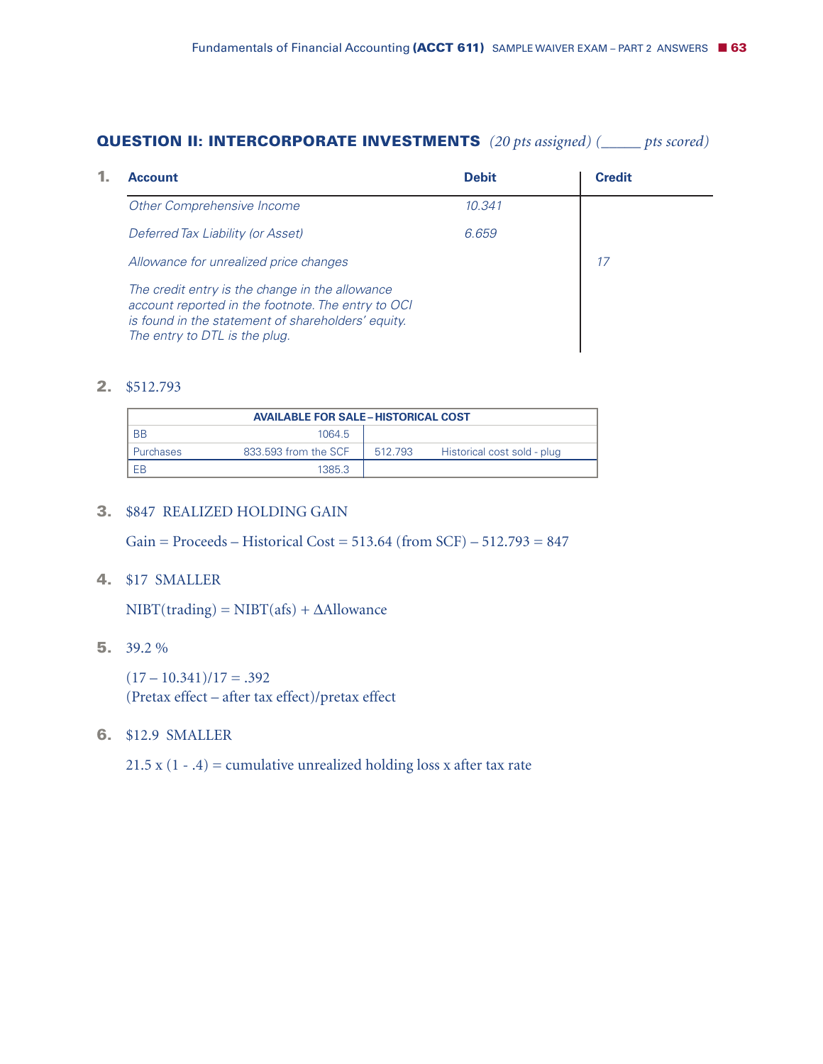## QUESTION II: INTERCORPORATE INVESTMENTS *(20 pts assigned) (_____ pts scored)*

1.

| Account | Debit | Credit |
|---|---|---|
| *Other Comprehensive Income* | *10.341* | |
| *Deferred Tax Liability (or Asset)* | *6.659* | |
| *Allowance for unrealized price changes* | | *17* |
| *The credit entry is the change in the allowance account reported in the footnote. The entry to OCI is found in the statement of shareholders' equity. The entry to DTL is the plug.* | | |

2. $512.793

| AVAILABLE FOR SALE – HISTORICAL COST | | | |
|---|---|---|---|
| BB | 1064.5 | | |
| Purchases | 833.593 from the SCF | 512.793 | Historical cost sold - plug |
| EB | 1385.3 | | |

3. $847 REALIZED HOLDING GAIN

   Gain = Proceeds – Historical Cost = 513.64 (from SCF) – 512.793 = 847

4. $17 SMALLER

   NIBT(trading) = NIBT(afs) + ΔAllowance

5. 39.2 %

   (17 – 10.341)/17 = .392
   (Pretax effect – after tax effect)/pretax effect

6. $12.9 SMALLER

   21.5 x (1 - .4) = cumulative unrealized holding loss x after tax rate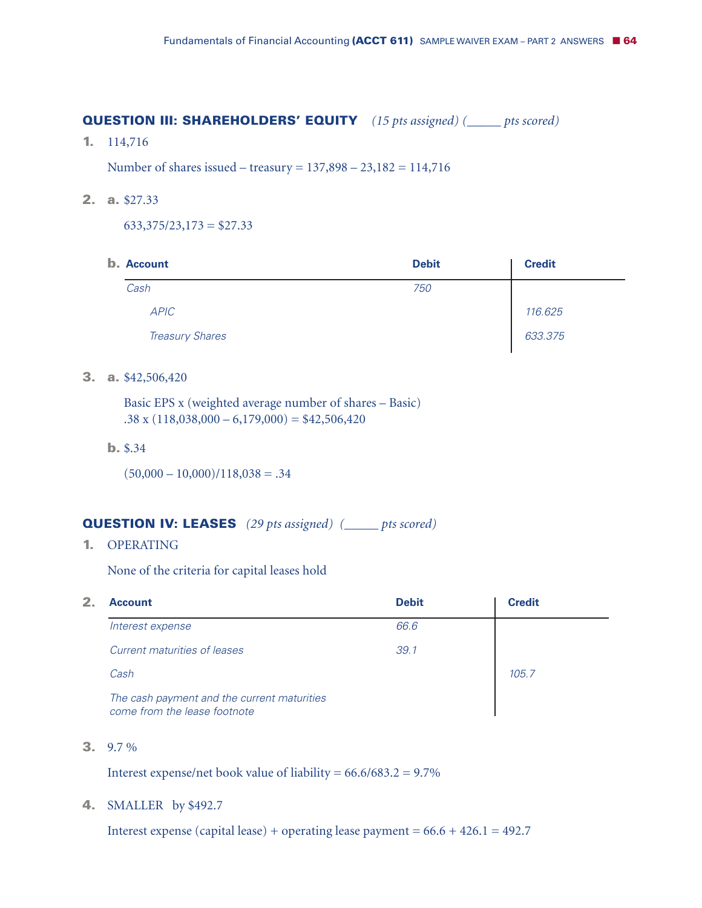### QUESTION III: SHAREHOLDERS' EQUITY *(15 pts assigned) (_____ pts scored)*

**1.** 114,716

Number of shares issued – treasury = 137,898 – 23,182 = 114,716

**2.** **a.** $27.33

633,375/23,173 = $27.33

**b.**

| Account | Debit | Credit |
|---|---|---|
| *Cash* | *750* | |
| *APIC* | | *116.625* |
| *Treasury Shares* | | *633.375* |

**3.** **a.** $42,506,420

Basic EPS x (weighted average number of shares – Basic)
.38 x (118,038,000 – 6,179,000) = $42,506,420

**b.** $.34

(50,000 – 10,000)/118,038 = .34

### QUESTION IV: LEASES *(29 pts assigned) (_____ pts scored)*

**1.** OPERATING

None of the criteria for capital leases hold

**2.**

| Account | Debit | Credit |
|---|---|---|
| *Interest expense* | *66.6* | |
| *Current maturities of leases* | *39.1* | |
| *Cash* | | *105.7* |
| *The cash payment and the current maturities come from the lease footnote* | | |

**3.** 9.7 %

Interest expense/net book value of liability = 66.6/683.2 = 9.7%

**4.** SMALLER by $492.7

Interest expense (capital lease) + operating lease payment = 66.6 + 426.1 = 492.7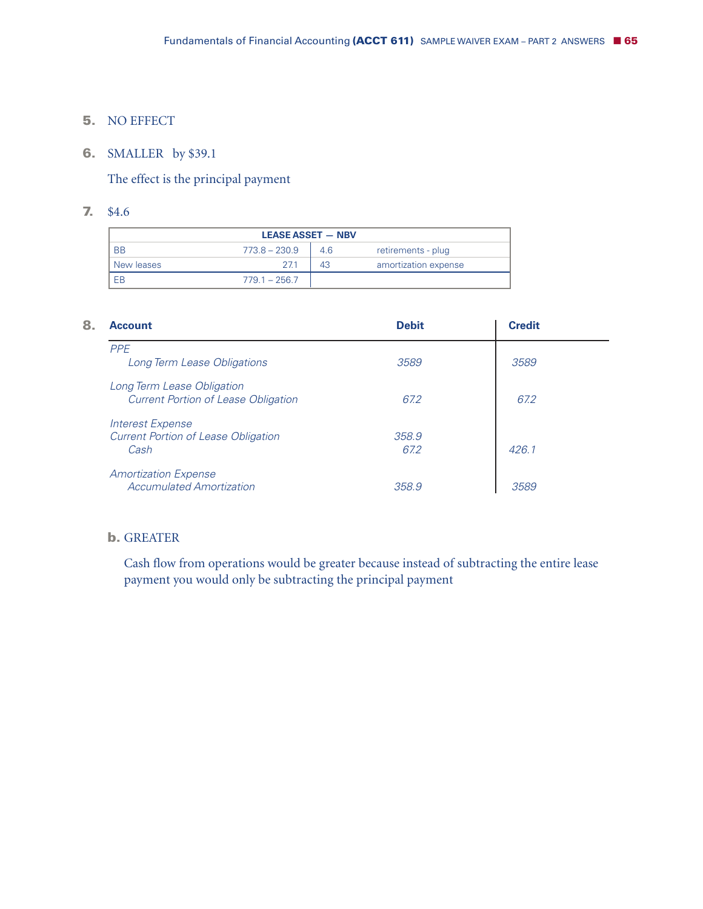5. NO EFFECT

6. SMALLER by $39.1

   The effect is the principal payment

7. $4.6

| LEASE ASSET — NBV | | | |
|---|---|---|---|
| BB | 773.8 – 230.9 | 4.6 | retirements - plug |
| New leases | 27.1 | 43 | amortization expense |
| EB | 779.1 – 256.7 | | |

8.

| Account | Debit | Credit |
|---|---|---|
| *PPE* | | |
| *Long Term Lease Obligations* | *3589* | *3589* |
| *Long Term Lease Obligation* | | |
| *Current Portion of Lease Obligation* | *67.2* | *67.2* |
| *Interest Expense* | | |
| *Current Portion of Lease Obligation* | *358.9* | |
| *Cash* | *67.2* | *426.1* |
| *Amortization Expense* | | |
| *Accumulated Amortization* | *358.9* | *3589* |

**b.** GREATER

Cash flow from operations would be greater because instead of subtracting the entire lease payment you would only be subtracting the principal payment